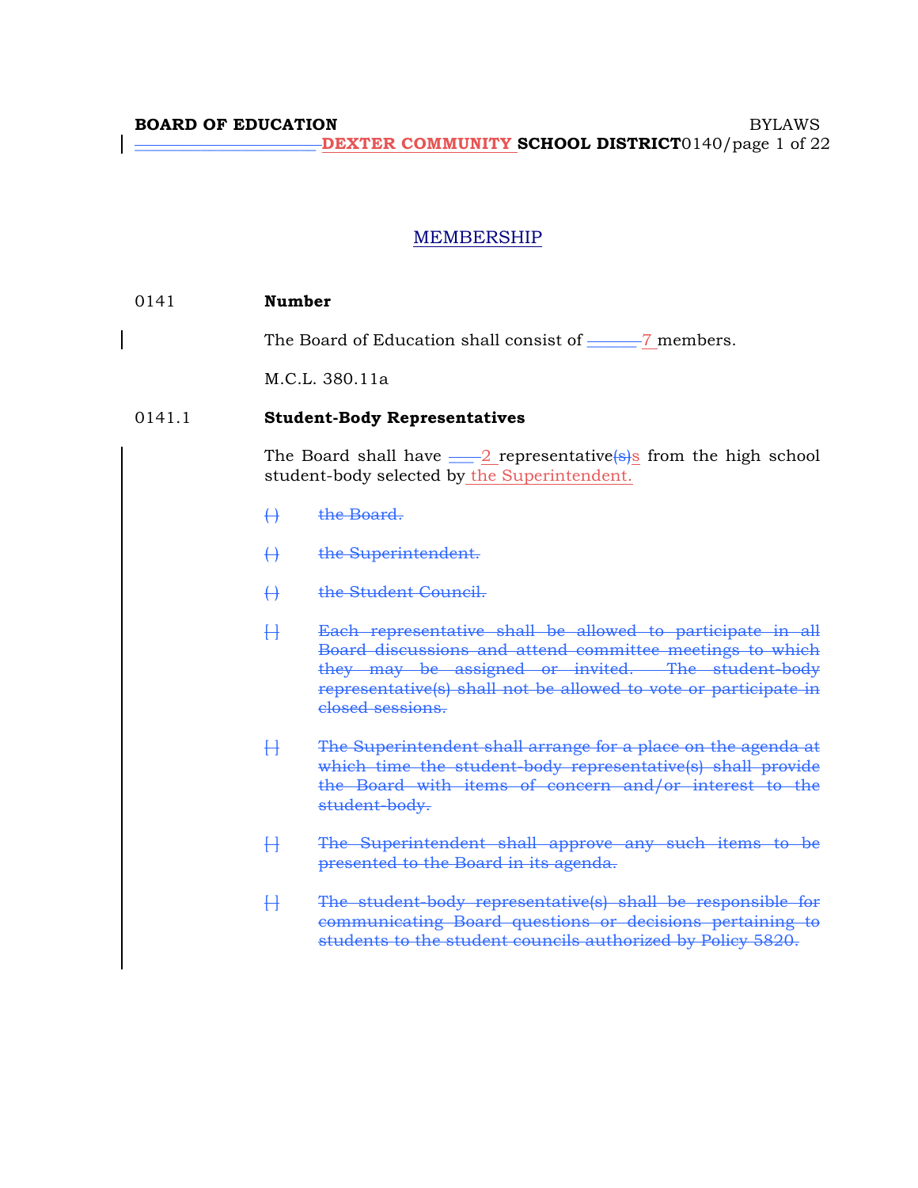# MEMBERSHIP

0141 **Number**

The Board of Education shall consist of 7 members.

M.C.L. 380.11a

0141.1 **Student-Body Representatives**

The Board shall have 2 representative~~(s)~~s from the high school student-body selected by the Superintendent.

~~( ) the Board.~~

~~( ) the Superintendent.~~

~~( ) the Student Council.~~

~~[ ] Each representative shall be allowed to participate in all Board discussions and attend committee meetings to which they may be assigned or invited. The student-body representative(s) shall not be allowed to vote or participate in closed sessions.~~

~~[ ] The Superintendent shall arrange for a place on the agenda at which time the student-body representative(s) shall provide the Board with items of concern and/or interest to the student-body.~~

~~[ ] The Superintendent shall approve any such items to be presented to the Board in its agenda.~~

~~[ ] The student-body representative(s) shall be responsible for communicating Board questions or decisions pertaining to students to the student councils authorized by Policy 5820.~~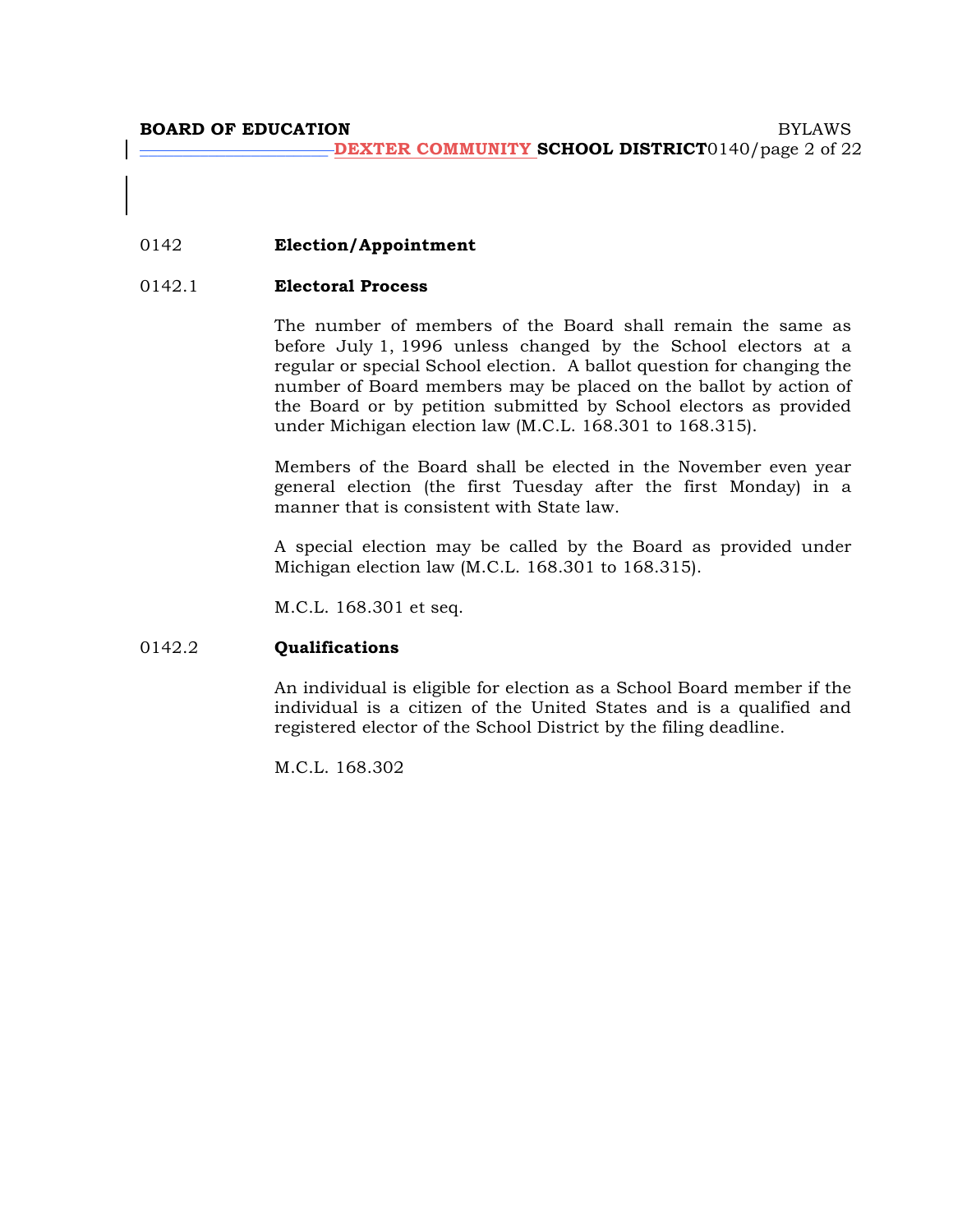## 0142 Election/Appointment

### 0142.1 Electoral Process

The number of members of the Board shall remain the same as before July 1, 1996 unless changed by the School electors at a regular or special School election. A ballot question for changing the number of Board members may be placed on the ballot by action of the Board or by petition submitted by School electors as provided under Michigan election law (M.C.L. 168.301 to 168.315).

Members of the Board shall be elected in the November even year general election (the first Tuesday after the first Monday) in a manner that is consistent with State law.

A special election may be called by the Board as provided under Michigan election law (M.C.L. 168.301 to 168.315).

M.C.L. 168.301 et seq.

### 0142.2 Qualifications

An individual is eligible for election as a School Board member if the individual is a citizen of the United States and is a qualified and registered elector of the School District by the filing deadline.

M.C.L. 168.302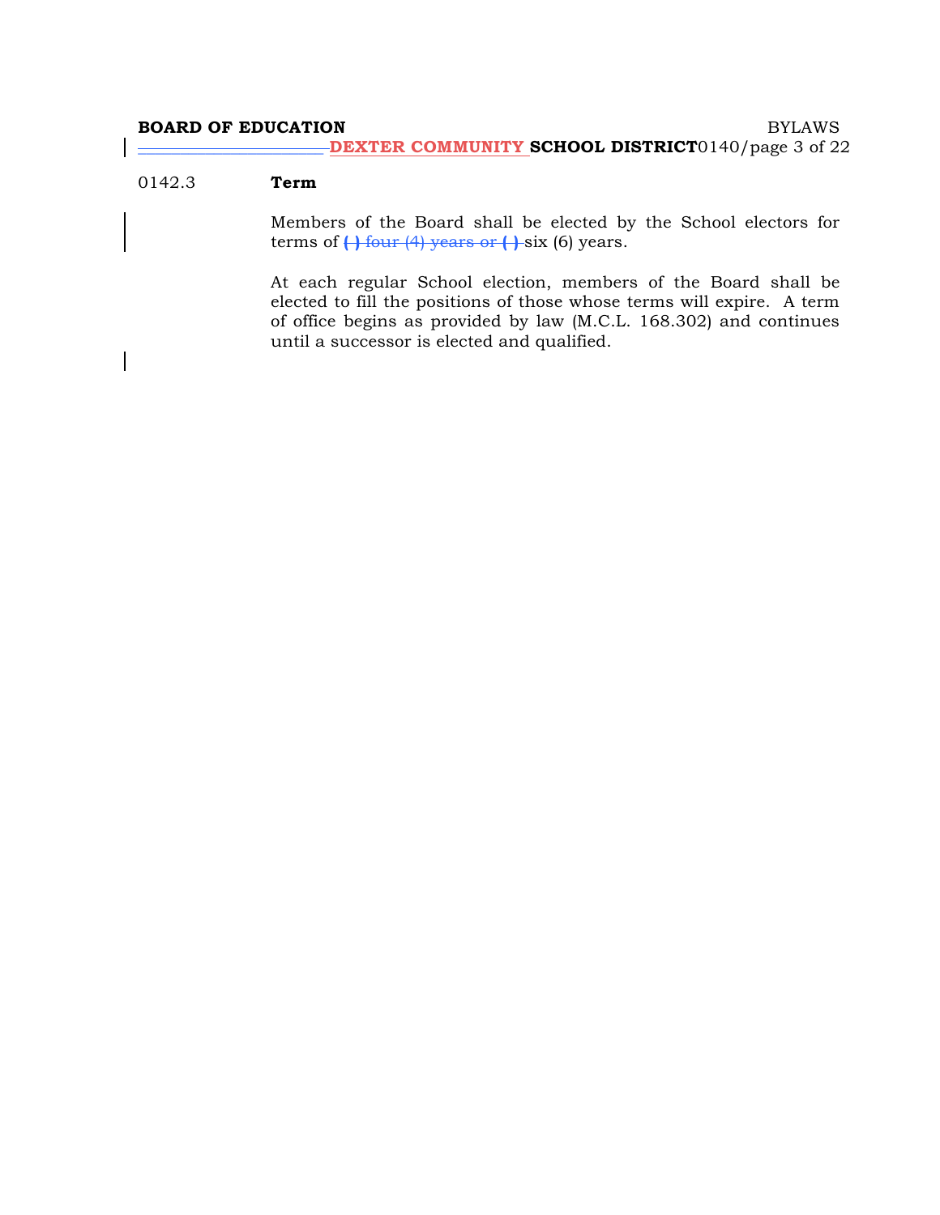## 0142.3 Term

Members of the Board shall be elected by the School electors for terms of ~~( ) four (4) years or ( )~~ six (6) years.

At each regular School election, members of the Board shall be elected to fill the positions of those whose terms will expire. A term of office begins as provided by law (M.C.L. 168.302) and continues until a successor is elected and qualified.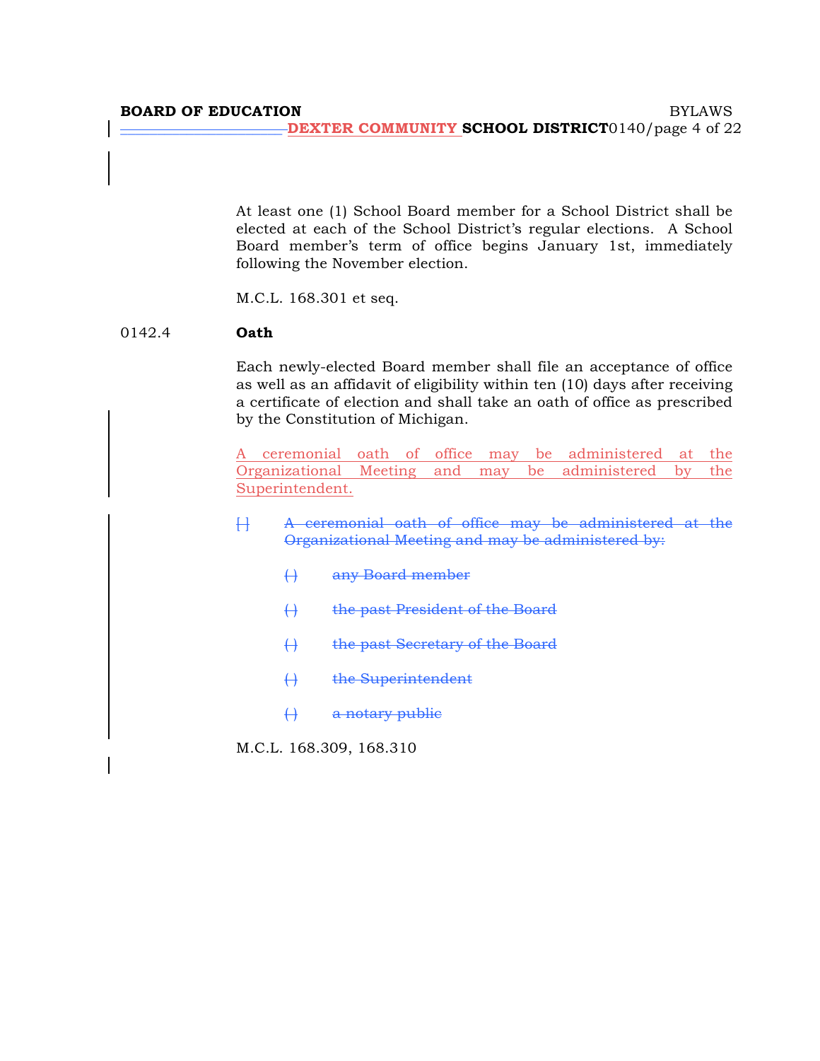At least one (1) School Board member for a School District shall be elected at each of the School District's regular elections. A School Board member's term of office begins January 1st, immediately following the November election.

M.C.L. 168.301 et seq.

### 0142.4 Oath

Each newly-elected Board member shall file an acceptance of office as well as an affidavit of eligibility within ten (10) days after receiving a certificate of election and shall take an oath of office as prescribed by the Constitution of Michigan.

A ceremonial oath of office may be administered at the Organizational Meeting and may be administered by the Superintendent.

~~[ ] A ceremonial oath of office may be administered at the Organizational Meeting and may be administered by:~~

~~( ) any Board member~~

~~( ) the past President of the Board~~

~~( ) the past Secretary of the Board~~

~~( ) the Superintendent~~

~~( ) a notary public~~

M.C.L. 168.309, 168.310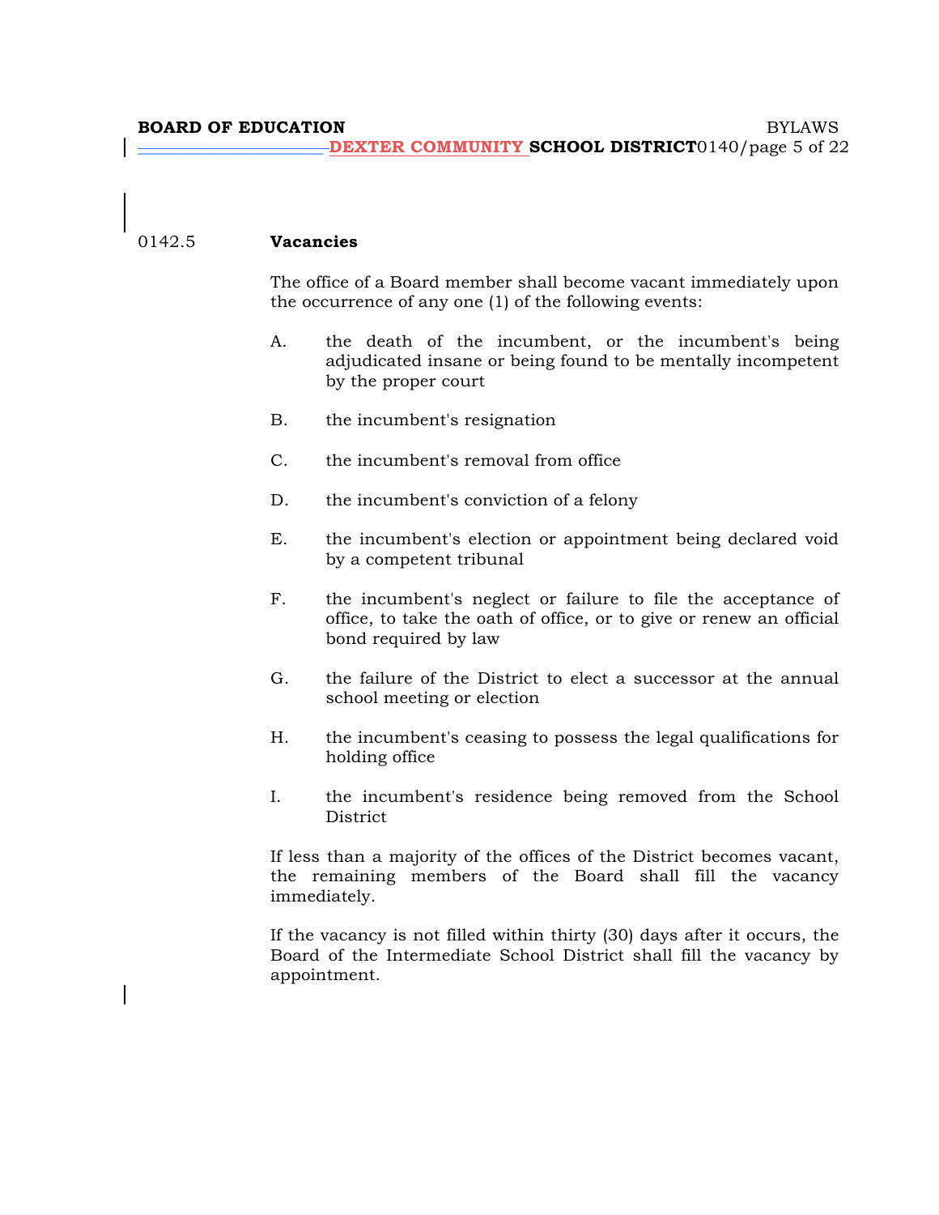0142.5 **Vacancies**

The office of a Board member shall become vacant immediately upon the occurrence of any one (1) of the following events:

A. the death of the incumbent, or the incumbent's being adjudicated insane or being found to be mentally incompetent by the proper court

B. the incumbent's resignation

C. the incumbent's removal from office

D. the incumbent's conviction of a felony

E. the incumbent's election or appointment being declared void by a competent tribunal

F. the incumbent's neglect or failure to file the acceptance of office, to take the oath of office, or to give or renew an official bond required by law

G. the failure of the District to elect a successor at the annual school meeting or election

H. the incumbent's ceasing to possess the legal qualifications for holding office

I. the incumbent's residence being removed from the School District

If less than a majority of the offices of the District becomes vacant, the remaining members of the Board shall fill the vacancy immediately.

If the vacancy is not filled within thirty (30) days after it occurs, the Board of the Intermediate School District shall fill the vacancy by appointment.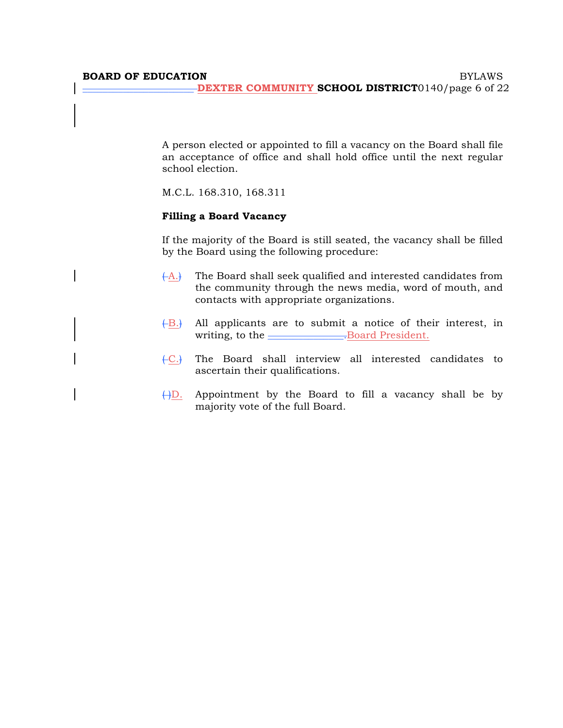A person elected or appointed to fill a vacancy on the Board shall file an acceptance of office and shall hold office until the next regular school election.

M.C.L. 168.310, 168.311

**Filling a Board Vacancy**

If the majority of the Board is still seated, the vacancy shall be filled by the Board using the following procedure:

A. The Board shall seek qualified and interested candidates from the community through the news media, word of mouth, and contacts with appropriate organizations.

B. All applicants are to submit a notice of their interest, in writing, to the Board President.

C. The Board shall interview all interested candidates to ascertain their qualifications.

D. Appointment by the Board to fill a vacancy shall be by majority vote of the full Board.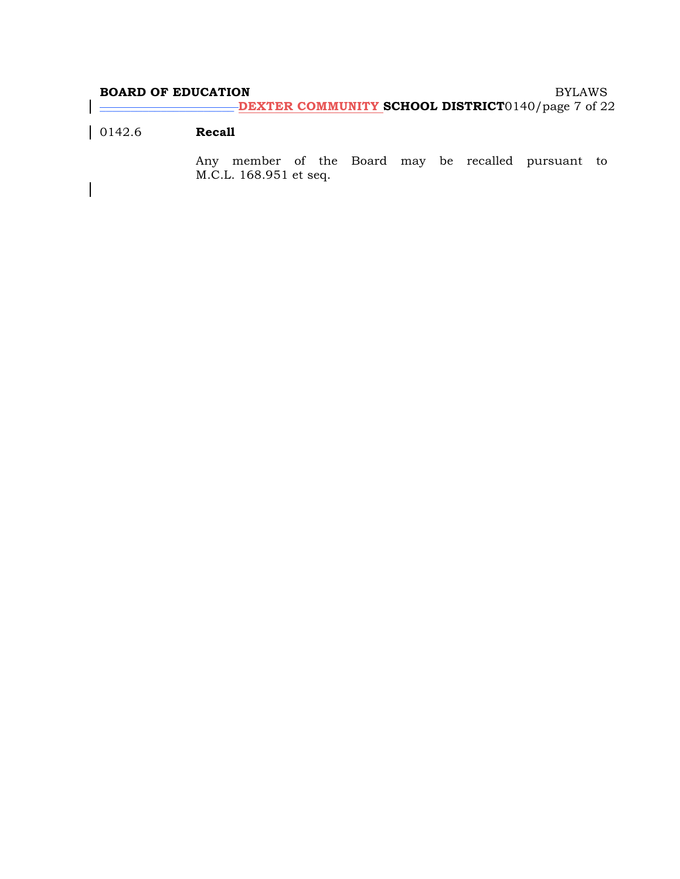0142.6 **Recall**

Any member of the Board may be recalled pursuant to M.C.L. 168.951 et seq.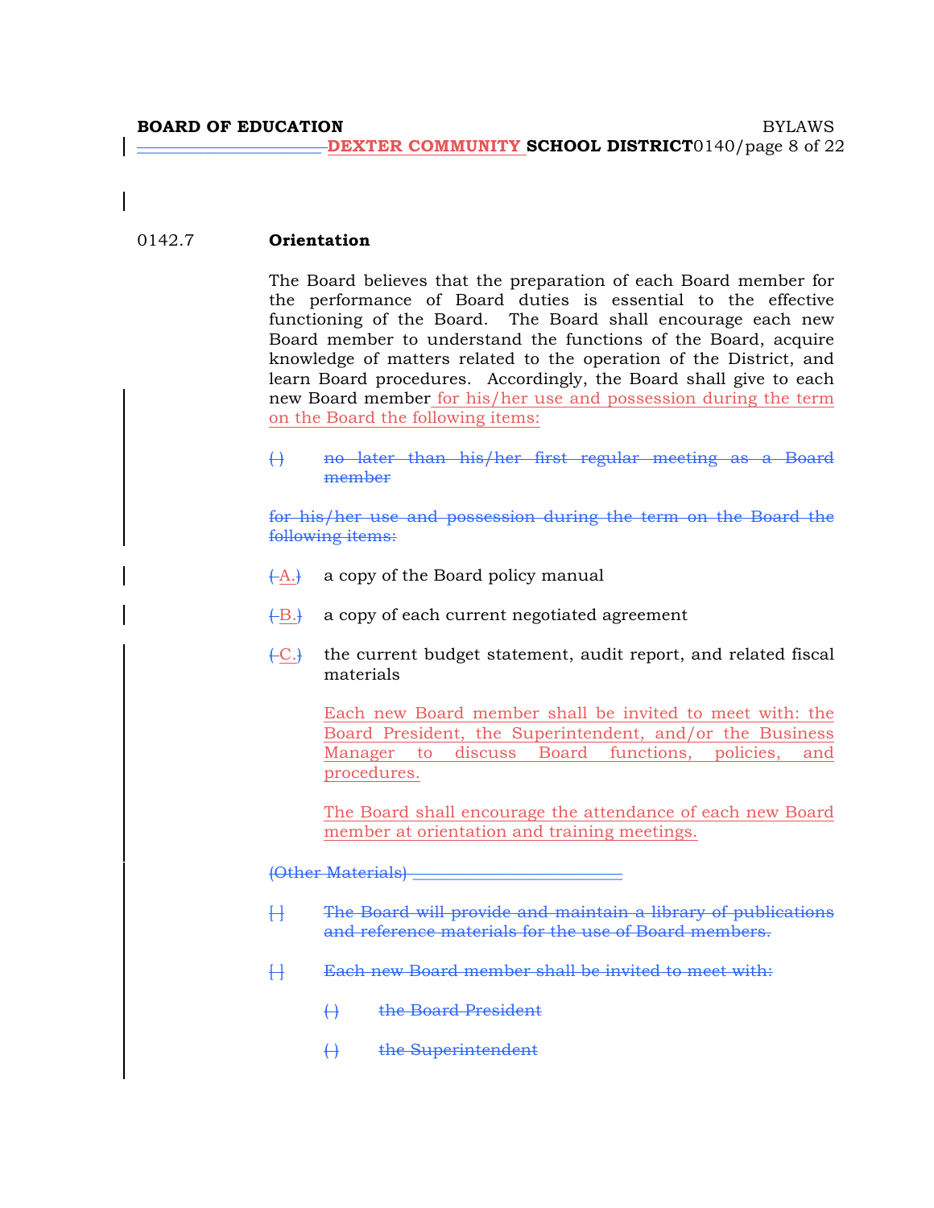## 0142.7 Orientation

The Board believes that the preparation of each Board member for the performance of Board duties is essential to the effective functioning of the Board. The Board shall encourage each new Board member to understand the functions of the Board, acquire knowledge of matters related to the operation of the District, and learn Board procedures. Accordingly, the Board shall give to each new Board member for his/her use and possession during the term on the Board the following items:

~~( ) no later than his/her first regular meeting as a Board member~~

~~for his/her use and possession during the term on the Board the following items:~~

A. a copy of the Board policy manual

B. a copy of each current negotiated agreement

C. the current budget statement, audit report, and related fiscal materials

Each new Board member shall be invited to meet with: the Board President, the Superintendent, and/or the Business Manager to discuss Board functions, policies, and procedures.

The Board shall encourage the attendance of each new Board member at orientation and training meetings.

~~(Other Materials)~~

~~[ ] The Board will provide and maintain a library of publications and reference materials for the use of Board members.~~

~~[ ] Each new Board member shall be invited to meet with:~~

~~( ) the Board President~~

~~( ) the Superintendent~~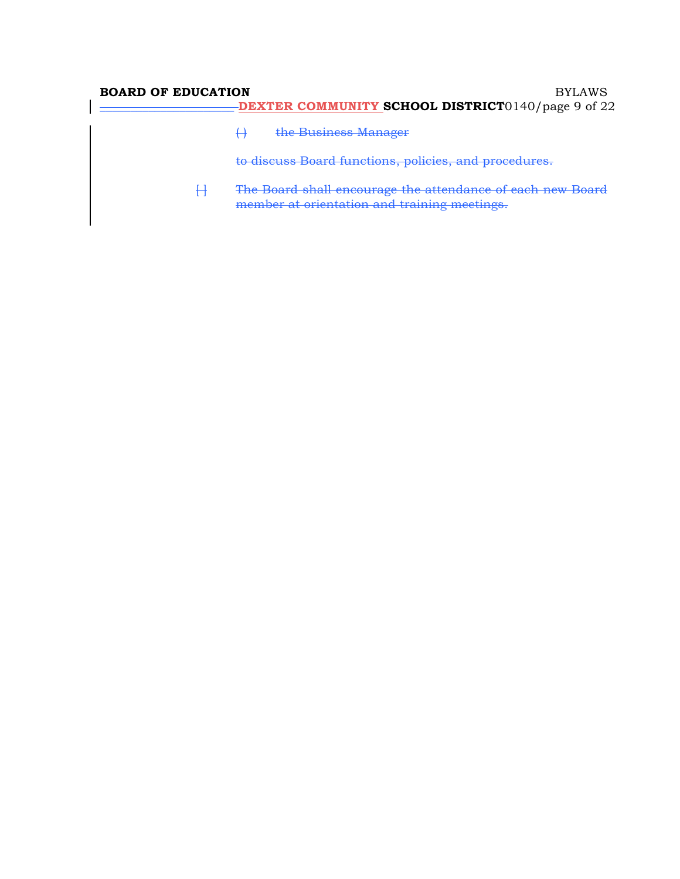( ) the Business Manager

to discuss Board functions, policies, and procedures.

[ ] The Board shall encourage the attendance of each new Board member at orientation and training meetings.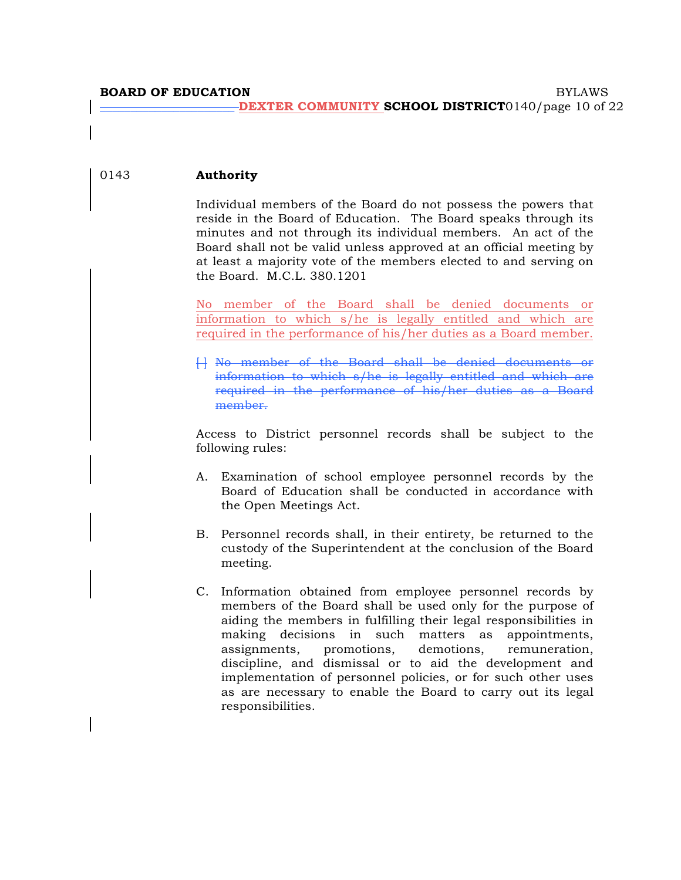0143 **Authority**

Individual members of the Board do not possess the powers that reside in the Board of Education. The Board speaks through its minutes and not through its individual members. An act of the Board shall not be valid unless approved at an official meeting by at least a majority vote of the members elected to and serving on the Board. M.C.L. 380.1201

No member of the Board shall be denied documents or information to which s/he is legally entitled and which are required in the performance of his/her duties as a Board member.

~~[ ] No member of the Board shall be denied documents or information to which s/he is legally entitled and which are required in the performance of his/her duties as a Board member.~~

Access to District personnel records shall be subject to the following rules:

A. Examination of school employee personnel records by the Board of Education shall be conducted in accordance with the Open Meetings Act.

B. Personnel records shall, in their entirety, be returned to the custody of the Superintendent at the conclusion of the Board meeting.

C. Information obtained from employee personnel records by members of the Board shall be used only for the purpose of aiding the members in fulfilling their legal responsibilities in making decisions in such matters as appointments, assignments, promotions, demotions, remuneration, discipline, and dismissal or to aid the development and implementation of personnel policies, or for such other uses as are necessary to enable the Board to carry out its legal responsibilities.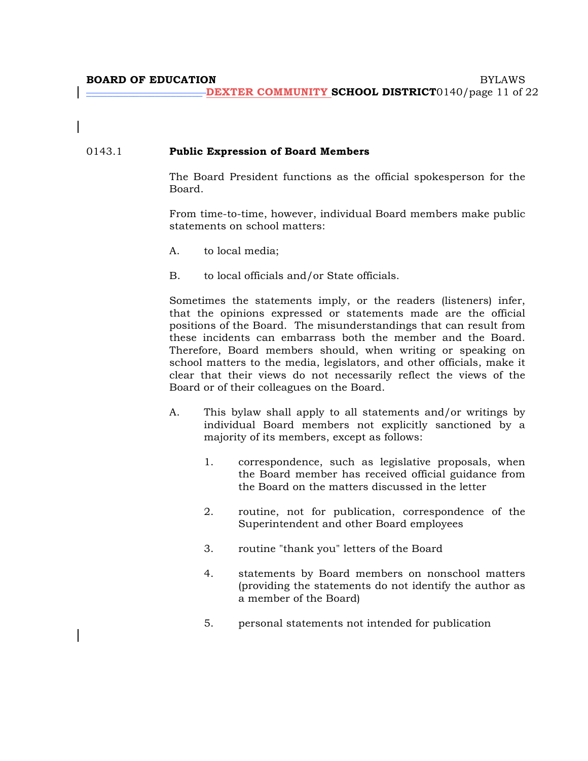## 0143.1 Public Expression of Board Members

The Board President functions as the official spokesperson for the Board.

From time-to-time, however, individual Board members make public statements on school matters:

A. to local media;

B. to local officials and/or State officials.

Sometimes the statements imply, or the readers (listeners) infer, that the opinions expressed or statements made are the official positions of the Board. The misunderstandings that can result from these incidents can embarrass both the member and the Board. Therefore, Board members should, when writing or speaking on school matters to the media, legislators, and other officials, make it clear that their views do not necessarily reflect the views of the Board or of their colleagues on the Board.

A. This bylaw shall apply to all statements and/or writings by individual Board members not explicitly sanctioned by a majority of its members, except as follows:

   1. correspondence, such as legislative proposals, when the Board member has received official guidance from the Board on the matters discussed in the letter

   2. routine, not for publication, correspondence of the Superintendent and other Board employees

   3. routine "thank you" letters of the Board

   4. statements by Board members on nonschool matters (providing the statements do not identify the author as a member of the Board)

   5. personal statements not intended for publication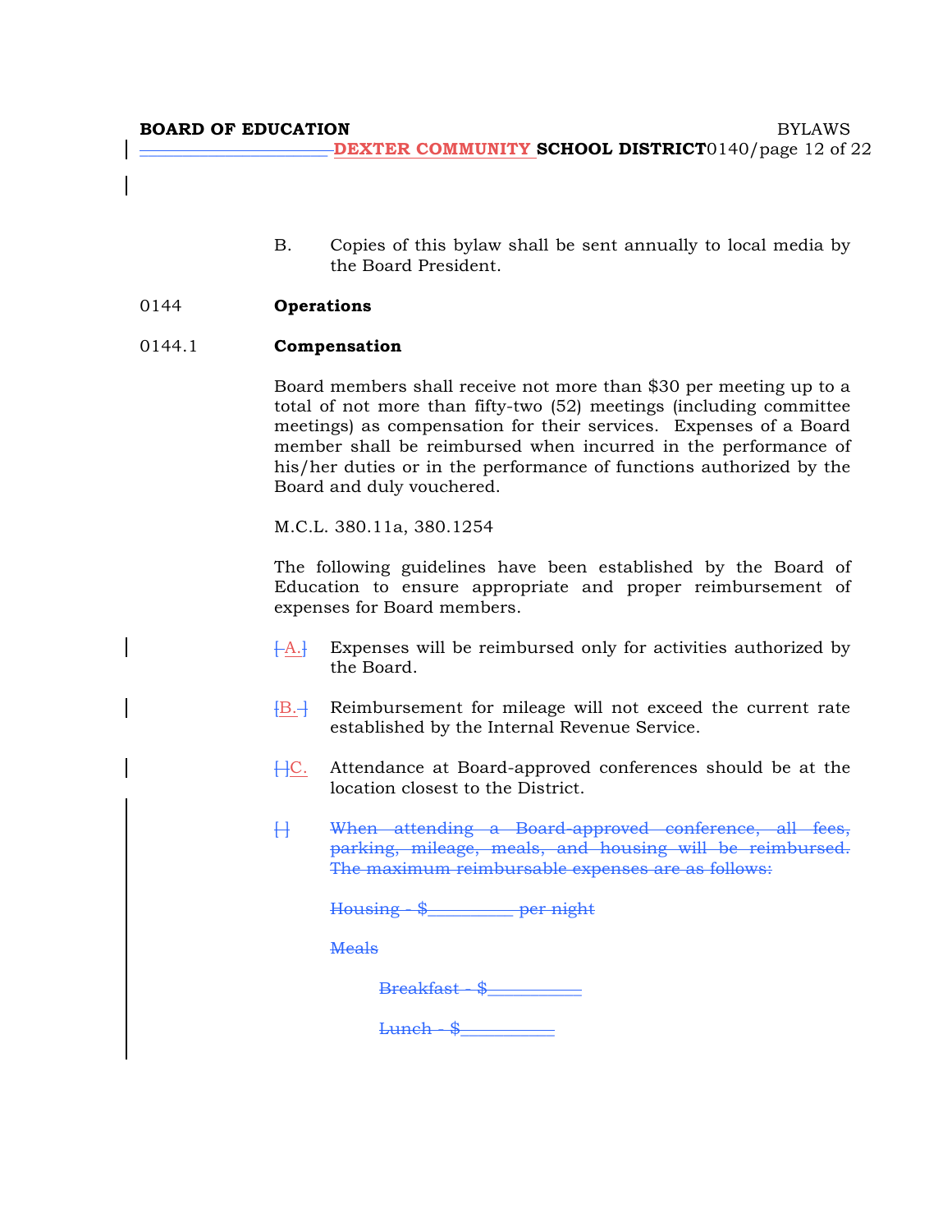B. Copies of this bylaw shall be sent annually to local media by the Board President.

## 0144 Operations

### 0144.1 Compensation

Board members shall receive not more than $30 per meeting up to a total of not more than fifty-two (52) meetings (including committee meetings) as compensation for their services. Expenses of a Board member shall be reimbursed when incurred in the performance of his/her duties or in the performance of functions authorized by the Board and duly vouchered.

M.C.L. 380.11a, 380.1254

The following guidelines have been established by the Board of Education to ensure appropriate and proper reimbursement of expenses for Board members.

[ A.] Expenses will be reimbursed only for activities authorized by the Board.

[B. ] Reimbursement for mileage will not exceed the current rate established by the Internal Revenue Service.

[ ]C. Attendance at Board-approved conferences should be at the location closest to the District.

[ ] ~~When attending a Board-approved conference, all fees, parking, mileage, meals, and housing will be reimbursed. The maximum reimbursable expenses are as follows:~~

~~Housing - $\_\_\_\_\_\_\_\_\_ per night~~

~~Meals~~

~~Breakfast - $\_\_\_\_\_\_\_\_\_\_~~

~~Lunch - $\_\_\_\_\_\_\_\_\_\_~~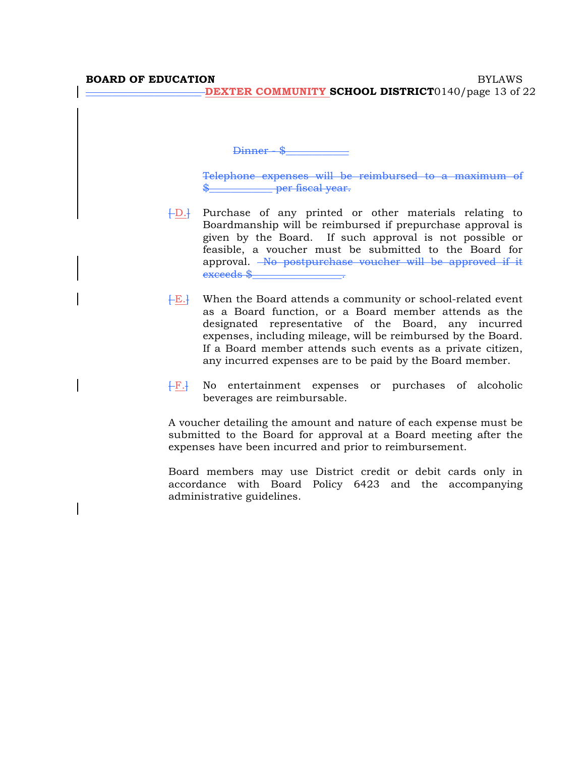~~Dinner - $___________~~

~~Telephone expenses will be reimbursed to a maximum of $___________ per fiscal year.~~

D. Purchase of any printed or other materials relating to Boardmanship will be reimbursed if prepurchase approval is given by the Board. If such approval is not possible or feasible, a voucher must be submitted to the Board for approval. ~~No postpurchase voucher will be approved if it exceeds $_______________.~~

E. When the Board attends a community or school-related event as a Board function, or a Board member attends as the designated representative of the Board, any incurred expenses, including mileage, will be reimbursed by the Board. If a Board member attends such events as a private citizen, any incurred expenses are to be paid by the Board member.

F. No entertainment expenses or purchases of alcoholic beverages are reimbursable.

A voucher detailing the amount and nature of each expense must be submitted to the Board for approval at a Board meeting after the expenses have been incurred and prior to reimbursement.

Board members may use District credit or debit cards only in accordance with Board Policy 6423 and the accompanying administrative guidelines.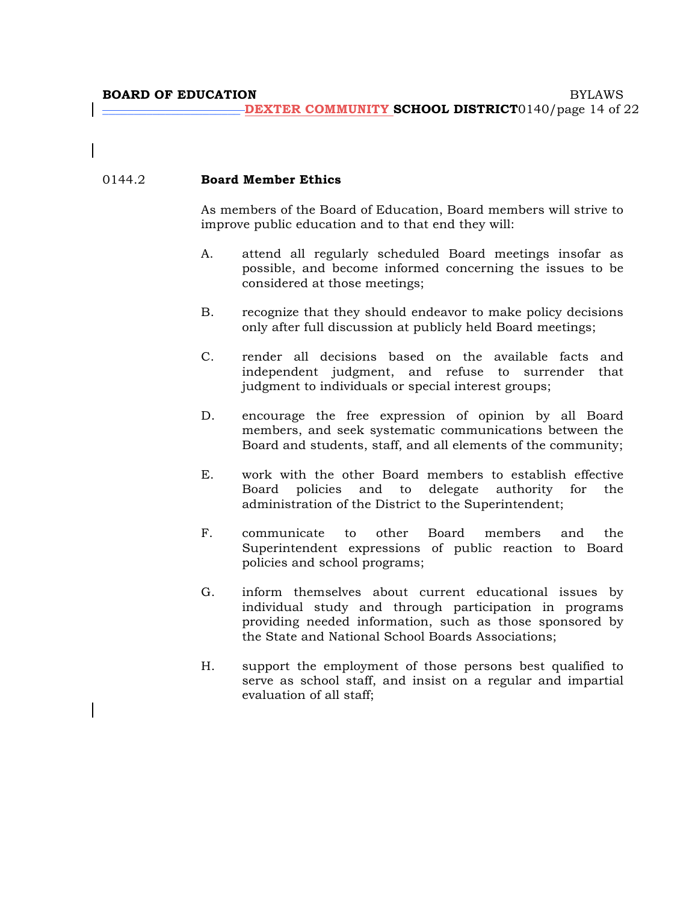## 0144.2 Board Member Ethics

As members of the Board of Education, Board members will strive to improve public education and to that end they will:

A. attend all regularly scheduled Board meetings insofar as possible, and become informed concerning the issues to be considered at those meetings;

B. recognize that they should endeavor to make policy decisions only after full discussion at publicly held Board meetings;

C. render all decisions based on the available facts and independent judgment, and refuse to surrender that judgment to individuals or special interest groups;

D. encourage the free expression of opinion by all Board members, and seek systematic communications between the Board and students, staff, and all elements of the community;

E. work with the other Board members to establish effective Board policies and to delegate authority for the administration of the District to the Superintendent;

F. communicate to other Board members and the Superintendent expressions of public reaction to Board policies and school programs;

G. inform themselves about current educational issues by individual study and through participation in programs providing needed information, such as those sponsored by the State and National School Boards Associations;

H. support the employment of those persons best qualified to serve as school staff, and insist on a regular and impartial evaluation of all staff;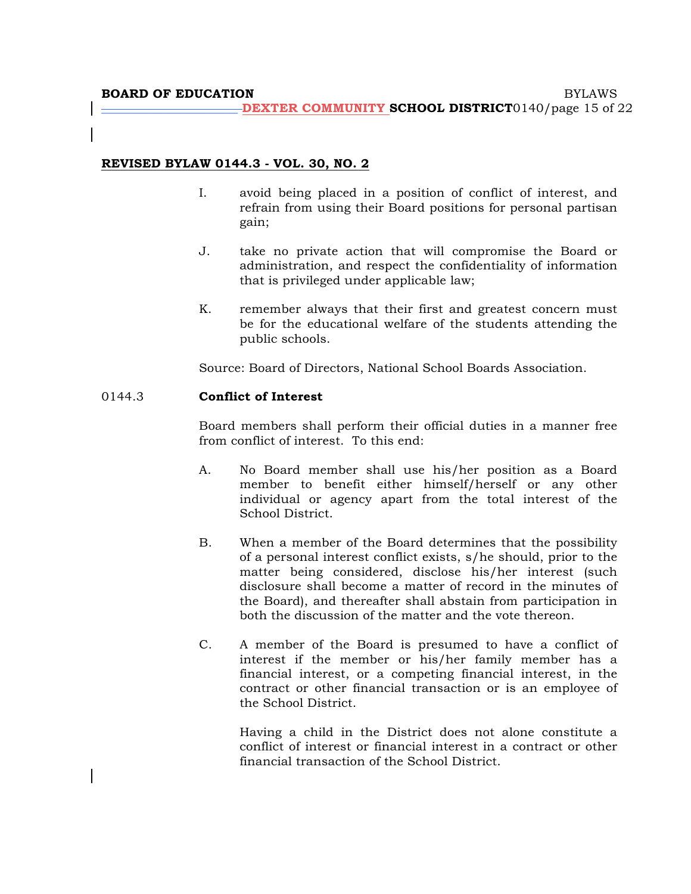**REVISED BYLAW 0144.3 - VOL. 30, NO. 2**

I. avoid being placed in a position of conflict of interest, and refrain from using their Board positions for personal partisan gain;

J. take no private action that will compromise the Board or administration, and respect the confidentiality of information that is privileged under applicable law;

K. remember always that their first and greatest concern must be for the educational welfare of the students attending the public schools.

Source: Board of Directors, National School Boards Association.

## 0144.3 Conflict of Interest

Board members shall perform their official duties in a manner free from conflict of interest. To this end:

A. No Board member shall use his/her position as a Board member to benefit either himself/herself or any other individual or agency apart from the total interest of the School District.

B. When a member of the Board determines that the possibility of a personal interest conflict exists, s/he should, prior to the matter being considered, disclose his/her interest (such disclosure shall become a matter of record in the minutes of the Board), and thereafter shall abstain from participation in both the discussion of the matter and the vote thereon.

C. A member of the Board is presumed to have a conflict of interest if the member or his/her family member has a financial interest, or a competing financial interest, in the contract or other financial transaction or is an employee of the School District.

   Having a child in the District does not alone constitute a conflict of interest or financial interest in a contract or other financial transaction of the School District.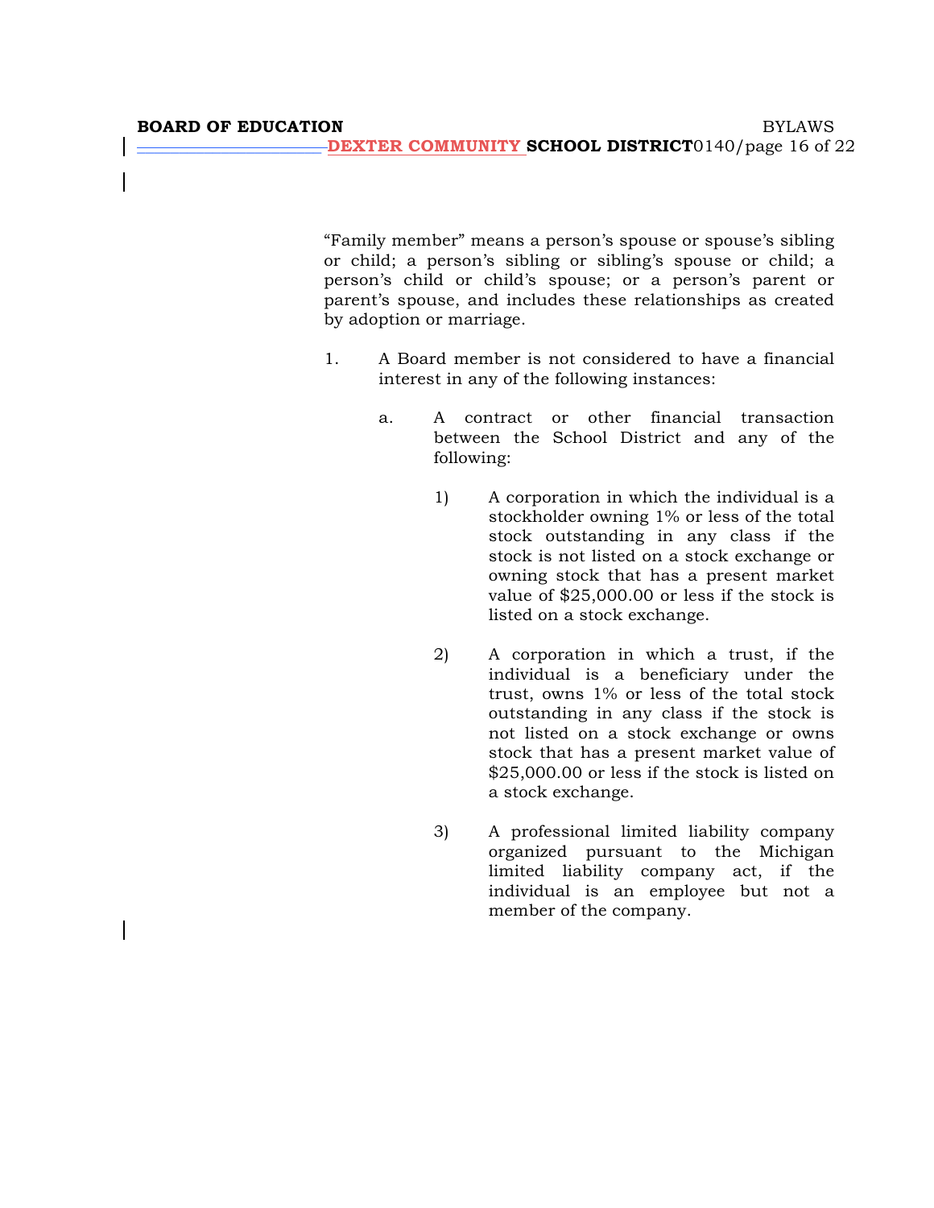"Family member" means a person's spouse or spouse's sibling or child; a person's sibling or sibling's spouse or child; a person's child or child's spouse; or a person's parent or parent's spouse, and includes these relationships as created by adoption or marriage.

1. A Board member is not considered to have a financial interest in any of the following instances:

   a. A contract or other financial transaction between the School District and any of the following:

      1) A corporation in which the individual is a stockholder owning 1% or less of the total stock outstanding in any class if the stock is not listed on a stock exchange or owning stock that has a present market value of $25,000.00 or less if the stock is listed on a stock exchange.

      2) A corporation in which a trust, if the individual is a beneficiary under the trust, owns 1% or less of the total stock outstanding in any class if the stock is not listed on a stock exchange or owns stock that has a present market value of $25,000.00 or less if the stock is listed on a stock exchange.

      3) A professional limited liability company organized pursuant to the Michigan limited liability company act, if the individual is an employee but not a member of the company.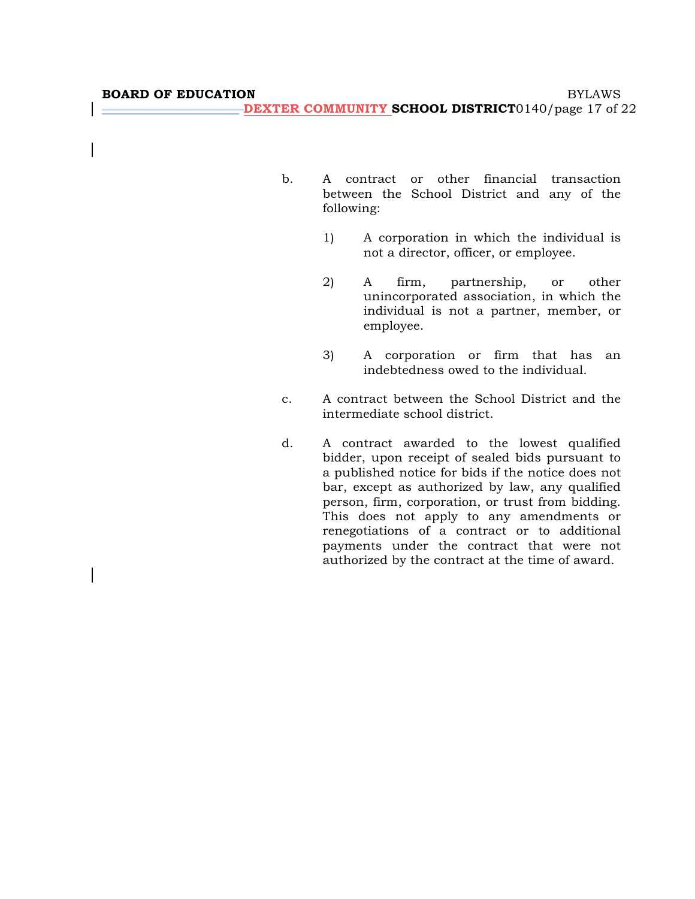b. A contract or other financial transaction between the School District and any of the following:

   1) A corporation in which the individual is not a director, officer, or employee.

   2) A firm, partnership, or other unincorporated association, in which the individual is not a partner, member, or employee.

   3) A corporation or firm that has an indebtedness owed to the individual.

c. A contract between the School District and the intermediate school district.

d. A contract awarded to the lowest qualified bidder, upon receipt of sealed bids pursuant to a published notice for bids if the notice does not bar, except as authorized by law, any qualified person, firm, corporation, or trust from bidding. This does not apply to any amendments or renegotiations of a contract or to additional payments under the contract that were not authorized by the contract at the time of award.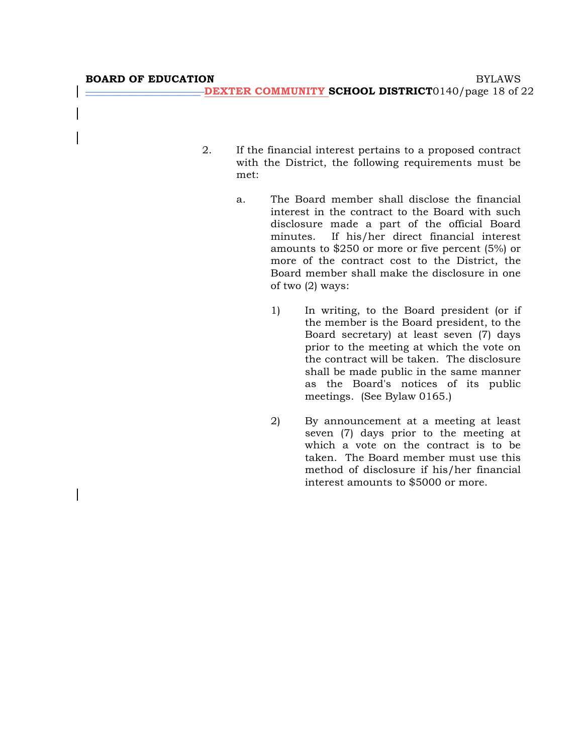2. If the financial interest pertains to a proposed contract with the District, the following requirements must be met:

   a. The Board member shall disclose the financial interest in the contract to the Board with such disclosure made a part of the official Board minutes. If his/her direct financial interest amounts to $250 or more or five percent (5%) or more of the contract cost to the District, the Board member shall make the disclosure in one of two (2) ways:

      1) In writing, to the Board president (or if the member is the Board president, to the Board secretary) at least seven (7) days prior to the meeting at which the vote on the contract will be taken. The disclosure shall be made public in the same manner as the Board's notices of its public meetings. (See Bylaw 0165.)

      2) By announcement at a meeting at least seven (7) days prior to the meeting at which a vote on the contract is to be taken. The Board member must use this method of disclosure if his/her financial interest amounts to $5000 or more.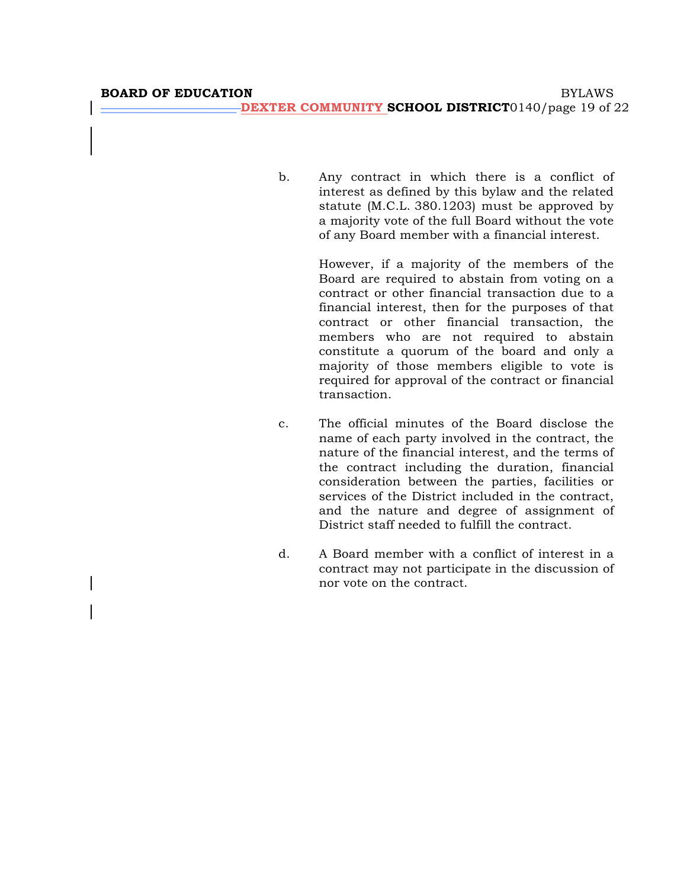b. Any contract in which there is a conflict of interest as defined by this bylaw and the related statute (M.C.L. 380.1203) must be approved by a majority vote of the full Board without the vote of any Board member with a financial interest.

   However, if a majority of the members of the Board are required to abstain from voting on a contract or other financial transaction due to a financial interest, then for the purposes of that contract or other financial transaction, the members who are not required to abstain constitute a quorum of the board and only a majority of those members eligible to vote is required for approval of the contract or financial transaction.

c. The official minutes of the Board disclose the name of each party involved in the contract, the nature of the financial interest, and the terms of the contract including the duration, financial consideration between the parties, facilities or services of the District included in the contract, and the nature and degree of assignment of District staff needed to fulfill the contract.

d. A Board member with a conflict of interest in a contract may not participate in the discussion of nor vote on the contract.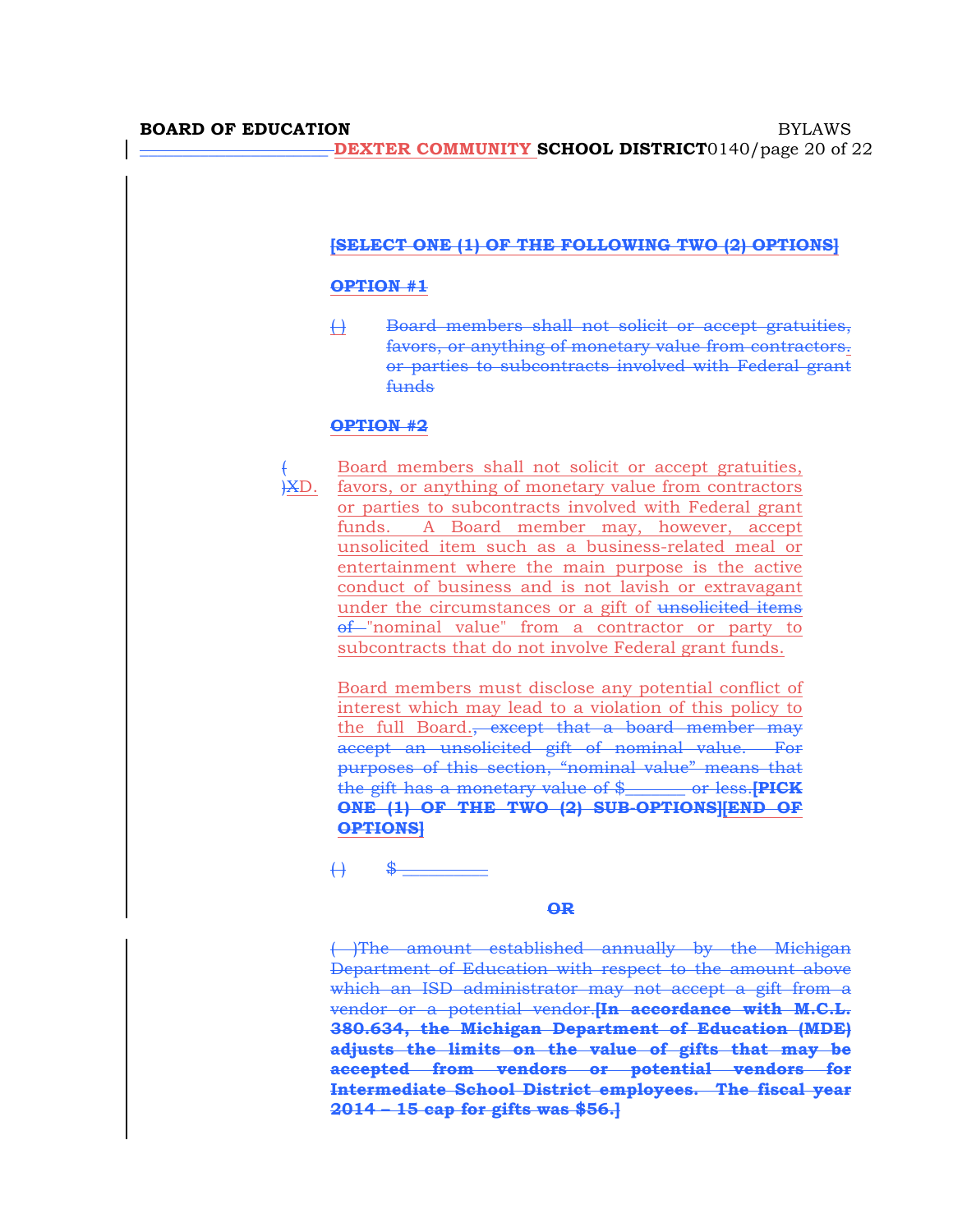[SELECT ONE (1) OF THE FOLLOWING TWO (2) OPTIONS]

OPTION #1

( ) Board members shall not solicit or accept gratuities, favors, or anything of monetary value from contractors. or parties to subcontracts involved with Federal grant funds

OPTION #2

( )XD. Board members shall not solicit or accept gratuities, favors, or anything of monetary value from contractors or parties to subcontracts involved with Federal grant funds. A Board member may, however, accept unsolicited item such as a business-related meal or entertainment where the main purpose is the active conduct of business and is not lavish or extravagant under the circumstances or a gift of unsolicited items of "nominal value" from a contractor or party to subcontracts that do not involve Federal grant funds.

Board members must disclose any potential conflict of interest which may lead to a violation of this policy to the full Board., except that a board member may accept an unsolicited gift of nominal value. For purposes of this section, "nominal value" means that the gift has a monetary value of $\_\_\_\_\_\_ or less.[PICK ONE (1) OF THE TWO (2) SUB-OPTIONS][END OF OPTIONS]

( ) $\_\_\_\_\_\_\_\_\_

OR

( )The amount established annually by the Michigan Department of Education with respect to the amount above which an ISD administrator may not accept a gift from a vendor or a potential vendor.[In accordance with M.C.L. 380.634, the Michigan Department of Education (MDE) adjusts the limits on the value of gifts that may be accepted from vendors or potential vendors for Intermediate School District employees. The fiscal year 2014 – 15 cap for gifts was $56.]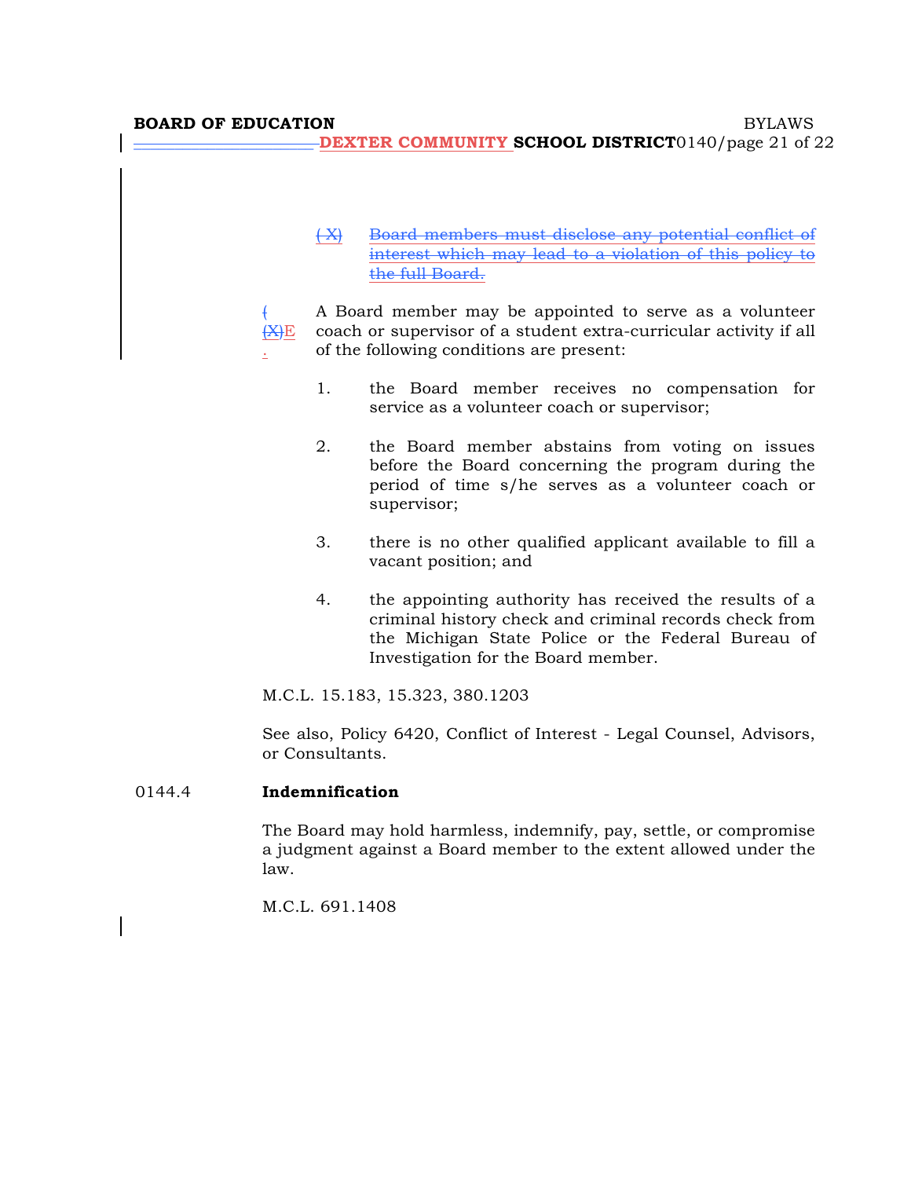~~( X) Board members must disclose any potential conflict of interest which may lead to a violation of this policy to the full Board.~~

~~( (X)~~E. A Board member may be appointed to serve as a volunteer coach or supervisor of a student extra-curricular activity if all of the following conditions are present:

1. the Board member receives no compensation for service as a volunteer coach or supervisor;

2. the Board member abstains from voting on issues before the Board concerning the program during the period of time s/he serves as a volunteer coach or supervisor;

3. there is no other qualified applicant available to fill a vacant position; and

4. the appointing authority has received the results of a criminal history check and criminal records check from the Michigan State Police or the Federal Bureau of Investigation for the Board member.

M.C.L. 15.183, 15.323, 380.1203

See also, Policy 6420, Conflict of Interest - Legal Counsel, Advisors, or Consultants.

0144.4 **Indemnification**

The Board may hold harmless, indemnify, pay, settle, or compromise a judgment against a Board member to the extent allowed under the law.

M.C.L. 691.1408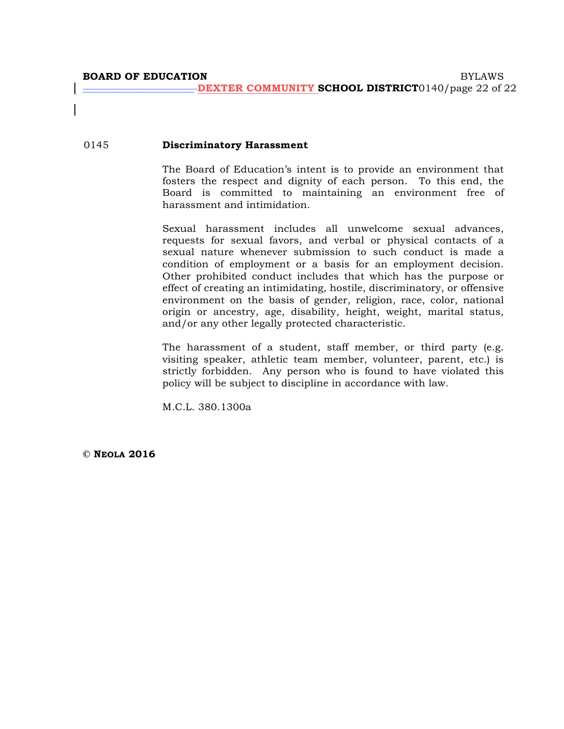## 0145 Discriminatory Harassment

The Board of Education's intent is to provide an environment that fosters the respect and dignity of each person. To this end, the Board is committed to maintaining an environment free of harassment and intimidation.

Sexual harassment includes all unwelcome sexual advances, requests for sexual favors, and verbal or physical contacts of a sexual nature whenever submission to such conduct is made a condition of employment or a basis for an employment decision. Other prohibited conduct includes that which has the purpose or effect of creating an intimidating, hostile, discriminatory, or offensive environment on the basis of gender, religion, race, color, national origin or ancestry, age, disability, height, weight, marital status, and/or any other legally protected characteristic.

The harassment of a student, staff member, or third party (e.g. visiting speaker, athletic team member, volunteer, parent, etc.) is strictly forbidden. Any person who is found to have violated this policy will be subject to discipline in accordance with law.

M.C.L. 380.1300a

**© NEOLA 2016**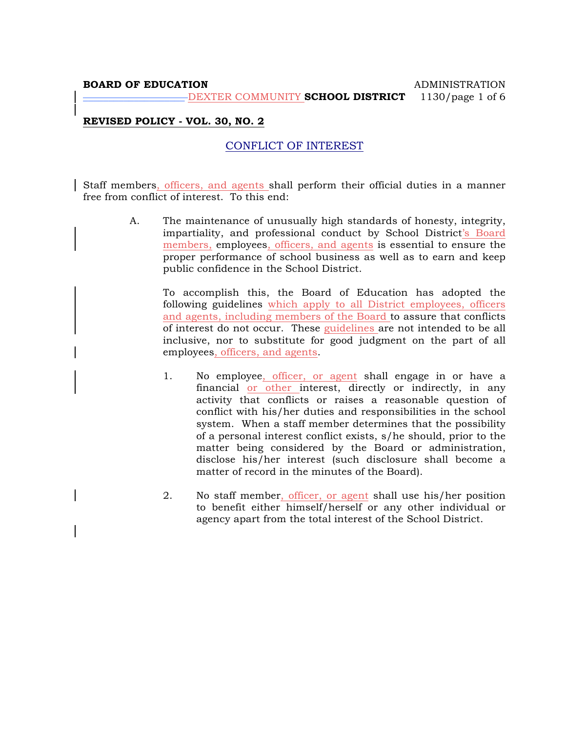**BOARD OF EDUCATION** ADMINISTRATION
DEXTER COMMUNITY **SCHOOL DISTRICT** 1130

**REVISED POLICY - VOL. 30, NO. 2**

## CONFLICT OF INTEREST

Staff members, officers, and agents shall perform their official duties in a manner free from conflict of interest. To this end:

A. The maintenance of unusually high standards of honesty, integrity, impartiality, and professional conduct by School District's Board members, employees, officers, and agents is essential to ensure the proper performance of school business as well as to earn and keep public confidence in the School District.

To accomplish this, the Board of Education has adopted the following guidelines which apply to all District employees, officers and agents, including members of the Board to assure that conflicts of interest do not occur. These guidelines are not intended to be all inclusive, nor to substitute for good judgment on the part of all employees, officers, and agents.

1. No employee, officer, or agent shall engage in or have a financial or other interest, directly or indirectly, in any activity that conflicts or raises a reasonable question of conflict with his/her duties and responsibilities in the school system. When a staff member determines that the possibility of a personal interest conflict exists, s/he should, prior to the matter being considered by the Board or administration, disclose his/her interest (such disclosure shall become a matter of record in the minutes of the Board).

2. No staff member, officer, or agent shall use his/her position to benefit either himself/herself or any other individual or agency apart from the total interest of the School District.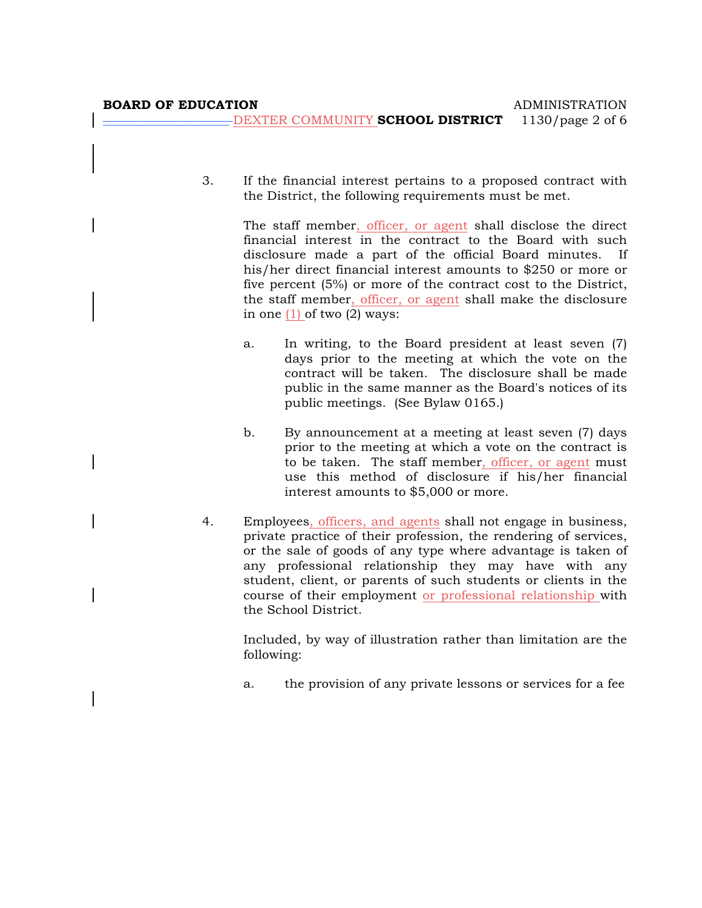3. If the financial interest pertains to a proposed contract with the District, the following requirements must be met.

   The staff member, officer, or agent shall disclose the direct financial interest in the contract to the Board with such disclosure made a part of the official Board minutes. If his/her direct financial interest amounts to $250 or more or five percent (5%) or more of the contract cost to the District, the staff member, officer, or agent shall make the disclosure in one (1) of two (2) ways:

   a. In writing, to the Board president at least seven (7) days prior to the meeting at which the vote on the contract will be taken. The disclosure shall be made public in the same manner as the Board's notices of its public meetings. (See Bylaw 0165.)

   b. By announcement at a meeting at least seven (7) days prior to the meeting at which a vote on the contract is to be taken. The staff member, officer, or agent must use this method of disclosure if his/her financial interest amounts to $5,000 or more.

4. Employees, officers, and agents shall not engage in business, private practice of their profession, the rendering of services, or the sale of goods of any type where advantage is taken of any professional relationship they may have with any student, client, or parents of such students or clients in the course of their employment or professional relationship with the School District.

   Included, by way of illustration rather than limitation are the following:

   a. the provision of any private lessons or services for a fee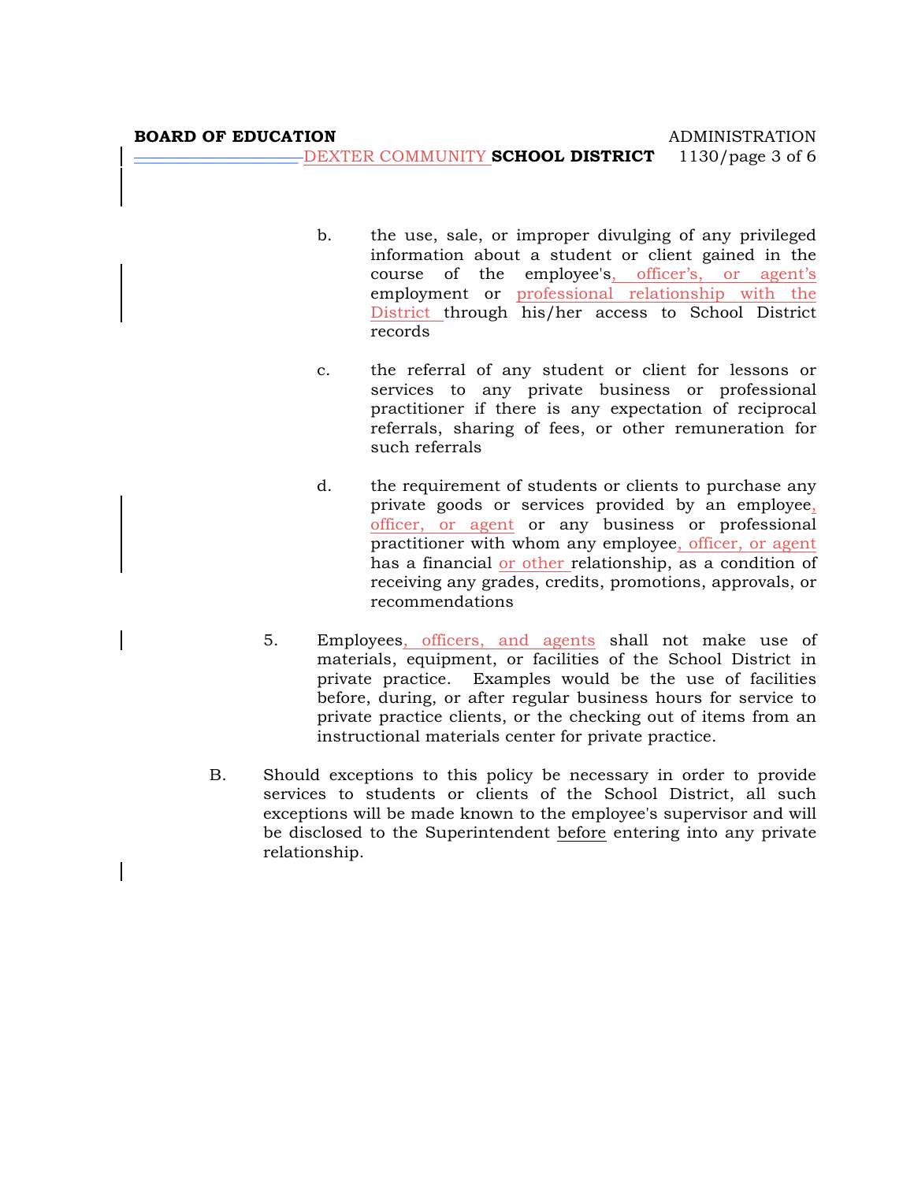b. the use, sale, or improper divulging of any privileged information about a student or client gained in the course of the employee's, officer's, or agent's employment or professional relationship with the District through his/her access to School District records

c. the referral of any student or client for lessons or services to any private business or professional practitioner if there is any expectation of reciprocal referrals, sharing of fees, or other remuneration for such referrals

d. the requirement of students or clients to purchase any private goods or services provided by an employee, officer, or agent or any business or professional practitioner with whom any employee, officer, or agent has a financial or other relationship, as a condition of receiving any grades, credits, promotions, approvals, or recommendations

5. Employees, officers, and agents shall not make use of materials, equipment, or facilities of the School District in private practice. Examples would be the use of facilities before, during, or after regular business hours for service to private practice clients, or the checking out of items from an instructional materials center for private practice.

B. Should exceptions to this policy be necessary in order to provide services to students or clients of the School District, all such exceptions will be made known to the employee's supervisor and will be disclosed to the Superintendent before entering into any private relationship.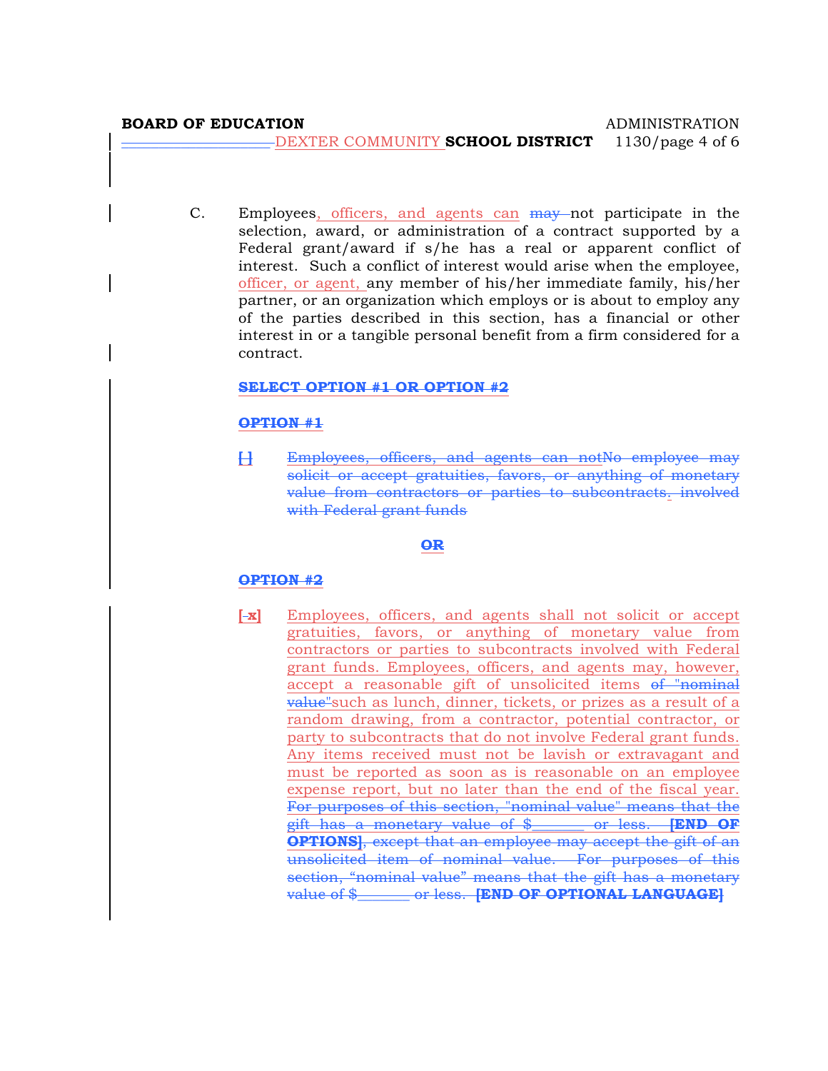C. Employees, officers, and agents can ~~may~~ not participate in the selection, award, or administration of a contract supported by a Federal grant/award if s/he has a real or apparent conflict of interest. Such a conflict of interest would arise when the employee, officer, or agent, any member of his/her immediate family, his/her partner, or an organization which employs or is about to employ any of the parties described in this section, has a financial or other interest in or a tangible personal benefit from a firm considered for a contract.

~~**SELECT OPTION #1 OR OPTION #2**~~

~~**OPTION #1**~~

~~[ ] Employees, officers, and agents can notNo employee may solicit or accept gratuities, favors, or anything of monetary value from contractors or parties to subcontracts. involved with Federal grant funds~~

~~**OR**~~

~~**OPTION #2**~~

[x] Employees, officers, and agents shall not solicit or accept gratuities, favors, or anything of monetary value from contractors or parties to subcontracts involved with Federal grant funds. Employees, officers, and agents may, however, accept a reasonable gift of unsolicited items ~~of "nominal value"~~such as lunch, dinner, tickets, or prizes as a result of a random drawing, from a contractor, potential contractor, or party to subcontracts that do not involve Federal grant funds. Any items received must not be lavish or extravagant and must be reported as soon as is reasonable on an employee expense report, but no later than the end of the fiscal year. ~~For purposes of this section, "nominal value" means that the gift has a monetary value of $_______ or less. **[END OF OPTIONS]**, except that an employee may accept the gift of an unsolicited item of nominal value. For purposes of this section, "nominal value" means that the gift has a monetary value of $_______ or less. **[END OF OPTIONAL LANGUAGE]**~~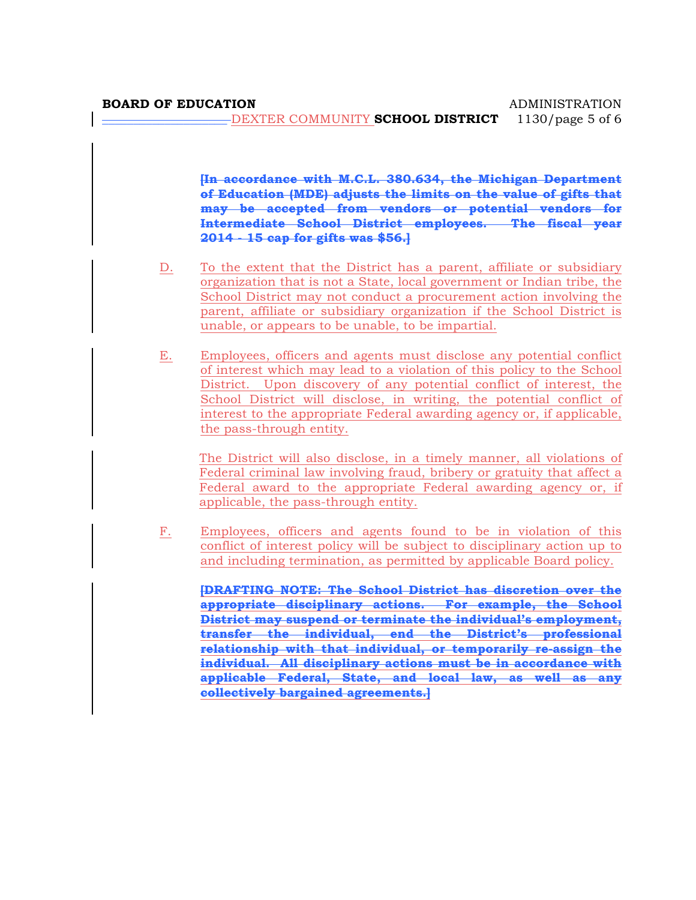~~**[In accordance with M.C.L. 380.634, the Michigan Department of Education (MDE) adjusts the limits on the value of gifts that may be accepted from vendors or potential vendors for Intermediate School District employees. The fiscal year 2014 - 15 cap for gifts was $56.]**~~

D. To the extent that the District has a parent, affiliate or subsidiary organization that is not a State, local government or Indian tribe, the School District may not conduct a procurement action involving the parent, affiliate or subsidiary organization if the School District is unable, or appears to be unable, to be impartial.

E. Employees, officers and agents must disclose any potential conflict of interest which may lead to a violation of this policy to the School District. Upon discovery of any potential conflict of interest, the School District will disclose, in writing, the potential conflict of interest to the appropriate Federal awarding agency or, if applicable, the pass-through entity.

The District will also disclose, in a timely manner, all violations of Federal criminal law involving fraud, bribery or gratuity that affect a Federal award to the appropriate Federal awarding agency or, if applicable, the pass-through entity.

F. Employees, officers and agents found to be in violation of this conflict of interest policy will be subject to disciplinary action up to and including termination, as permitted by applicable Board policy.

~~**[DRAFTING NOTE: The School District has discretion over the appropriate disciplinary actions. For example, the School District may suspend or terminate the individual's employment, transfer the individual, end the District's professional relationship with that individual, or temporarily re-assign the individual. All disciplinary actions must be in accordance with applicable Federal, State, and local law, as well as any collectively bargained agreements.]**~~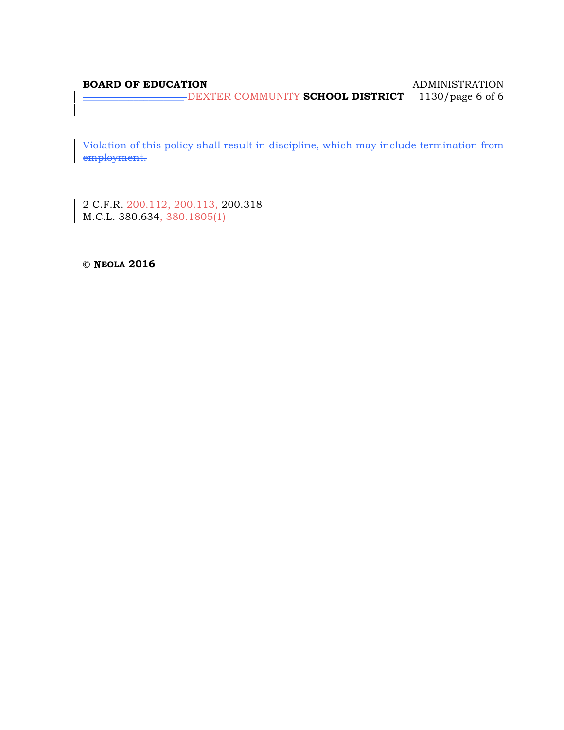~~Violation of this policy shall result in discipline, which may include termination from employment.~~

2 C.F.R. 200.112, 200.113, 200.318
M.C.L. 380.634, 380.1805(1)

© **NEOLA 2016**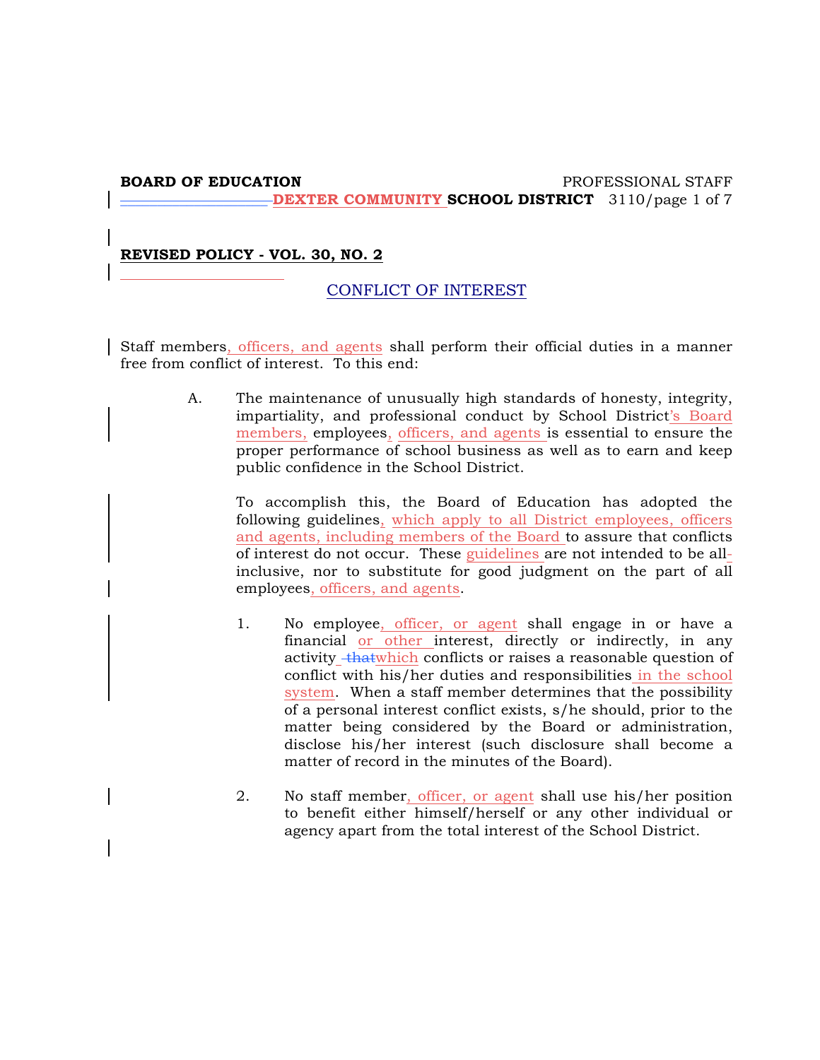**BOARD OF EDUCATION** PROFESSIONAL STAFF
**DEXTER COMMUNITY SCHOOL DISTRICT** 3110

**REVISED POLICY - VOL. 30, NO. 2**

## CONFLICT OF INTEREST

Staff members, officers, and agents shall perform their official duties in a manner free from conflict of interest. To this end:

A. The maintenance of unusually high standards of honesty, integrity, impartiality, and professional conduct by School District's Board members, employees, officers, and agents is essential to ensure the proper performance of school business as well as to earn and keep public confidence in the School District.

   To accomplish this, the Board of Education has adopted the following guidelines, which apply to all District employees, officers and agents, including members of the Board to assure that conflicts of interest do not occur. These guidelines are not intended to be all-inclusive, nor to substitute for good judgment on the part of all employees, officers, and agents.

   1. No employee, officer, or agent shall engage in or have a financial or other interest, directly or indirectly, in any activity ~~that~~which conflicts or raises a reasonable question of conflict with his/her duties and responsibilities in the school system. When a staff member determines that the possibility of a personal interest conflict exists, s/he should, prior to the matter being considered by the Board or administration, disclose his/her interest (such disclosure shall become a matter of record in the minutes of the Board).

   2. No staff member, officer, or agent shall use his/her position to benefit either himself/herself or any other individual or agency apart from the total interest of the School District.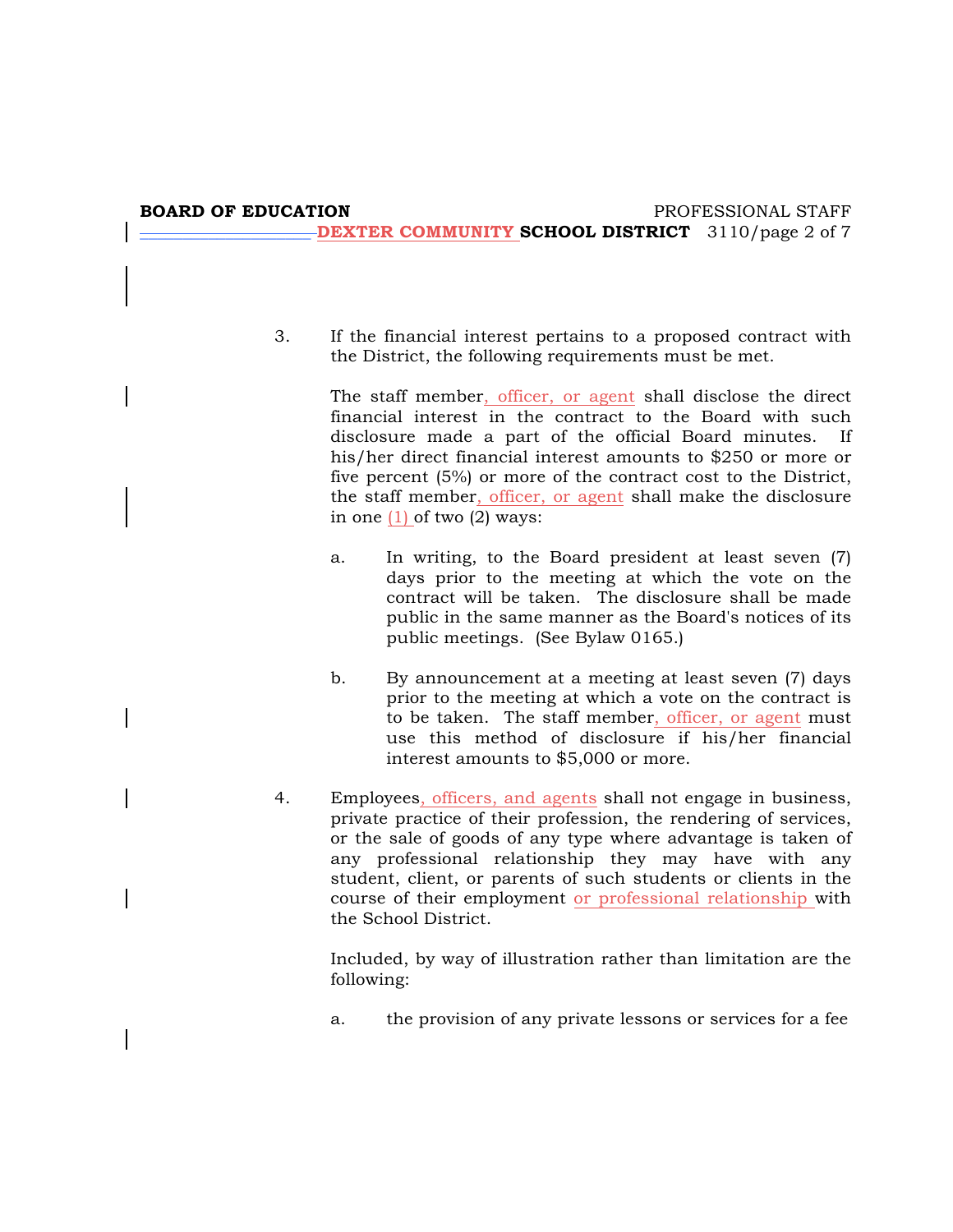3. If the financial interest pertains to a proposed contract with the District, the following requirements must be met.

   The staff member, officer, or agent shall disclose the direct financial interest in the contract to the Board with such disclosure made a part of the official Board minutes. If his/her direct financial interest amounts to $250 or more or five percent (5%) or more of the contract cost to the District, the staff member, officer, or agent shall make the disclosure in one (1) of two (2) ways:

   a. In writing, to the Board president at least seven (7) days prior to the meeting at which the vote on the contract will be taken. The disclosure shall be made public in the same manner as the Board's notices of its public meetings. (See Bylaw 0165.)

   b. By announcement at a meeting at least seven (7) days prior to the meeting at which a vote on the contract is to be taken. The staff member, officer, or agent must use this method of disclosure if his/her financial interest amounts to $5,000 or more.

4. Employees, officers, and agents shall not engage in business, private practice of their profession, the rendering of services, or the sale of goods of any type where advantage is taken of any professional relationship they may have with any student, client, or parents of such students or clients in the course of their employment or professional relationship with the School District.

   Included, by way of illustration rather than limitation are the following:

   a. the provision of any private lessons or services for a fee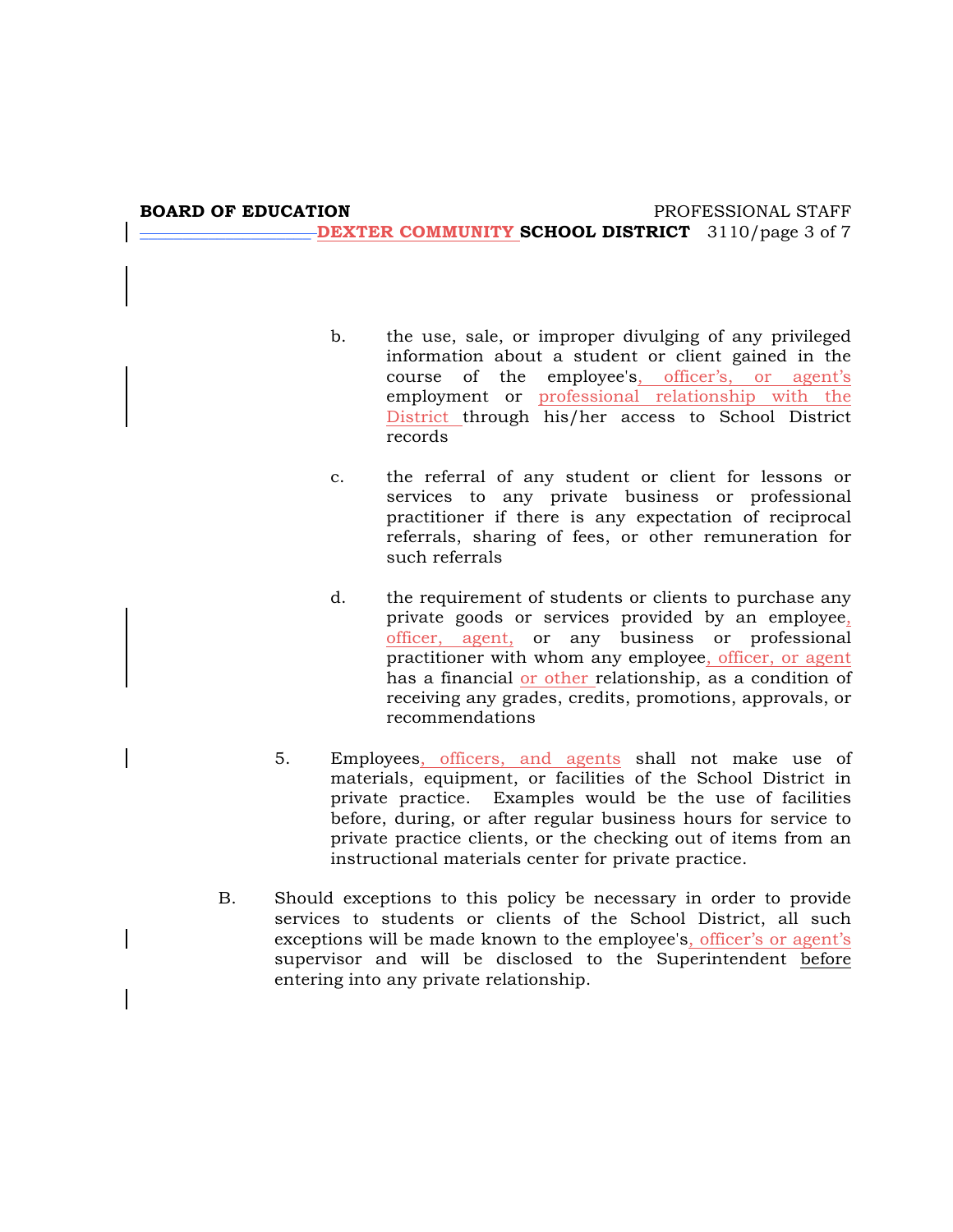b. the use, sale, or improper divulging of any privileged information about a student or client gained in the course of the employee's, officer's, or agent's employment or professional relationship with the District through his/her access to School District records

c. the referral of any student or client for lessons or services to any private business or professional practitioner if there is any expectation of reciprocal referrals, sharing of fees, or other remuneration for such referrals

d. the requirement of students or clients to purchase any private goods or services provided by an employee, officer, agent, or any business or professional practitioner with whom any employee, officer, or agent has a financial or other relationship, as a condition of receiving any grades, credits, promotions, approvals, or recommendations

5. Employees, officers, and agents shall not make use of materials, equipment, or facilities of the School District in private practice. Examples would be the use of facilities before, during, or after regular business hours for service to private practice clients, or the checking out of items from an instructional materials center for private practice.

B. Should exceptions to this policy be necessary in order to provide services to students or clients of the School District, all such exceptions will be made known to the employee's, officer's or agent's supervisor and will be disclosed to the Superintendent before entering into any private relationship.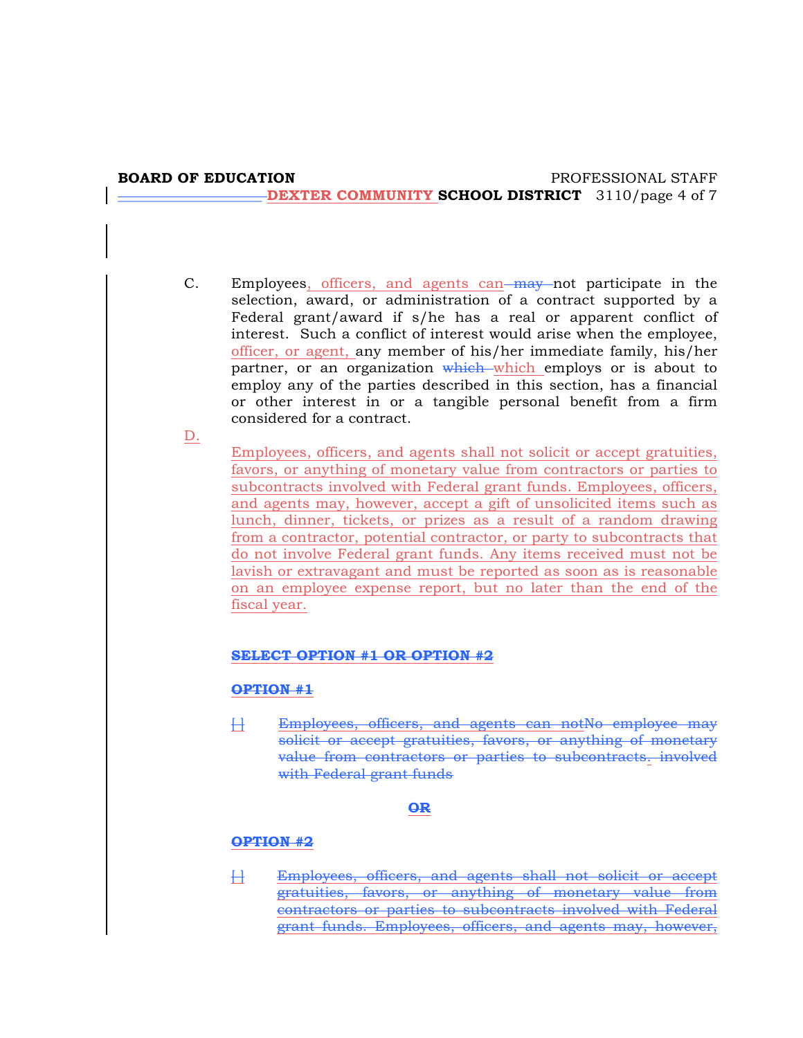C. Employees, officers, and agents can may not participate in the selection, award, or administration of a contract supported by a Federal grant/award if s/he has a real or apparent conflict of interest. Such a conflict of interest would arise when the employee, officer, or agent, any member of his/her immediate family, his/her partner, or an organization which which employs or is about to employ any of the parties described in this section, has a financial or other interest in or a tangible personal benefit from a firm considered for a contract.

D. Employees, officers, and agents shall not solicit or accept gratuities, favors, or anything of monetary value from contractors or parties to subcontracts involved with Federal grant funds. Employees, officers, and agents may, however, accept a gift of unsolicited items such as lunch, dinner, tickets, or prizes as a result of a random drawing from a contractor, potential contractor, or party to subcontracts that do not involve Federal grant funds. Any items received must not be lavish or extravagant and must be reported as soon as is reasonable on an employee expense report, but no later than the end of the fiscal year.

~~**SELECT OPTION #1 OR OPTION #2**~~

~~**OPTION #1**~~

~~[ ] Employees, officers, and agents can notNo employee may solicit or accept gratuities, favors, or anything of monetary value from contractors or parties to subcontracts. involved with Federal grant funds~~

~~**OR**~~

~~**OPTION #2**~~

~~[ ] Employees, officers, and agents shall not solicit or accept gratuities, favors, or anything of monetary value from contractors or parties to subcontracts involved with Federal grant funds. Employees, officers, and agents may, however,~~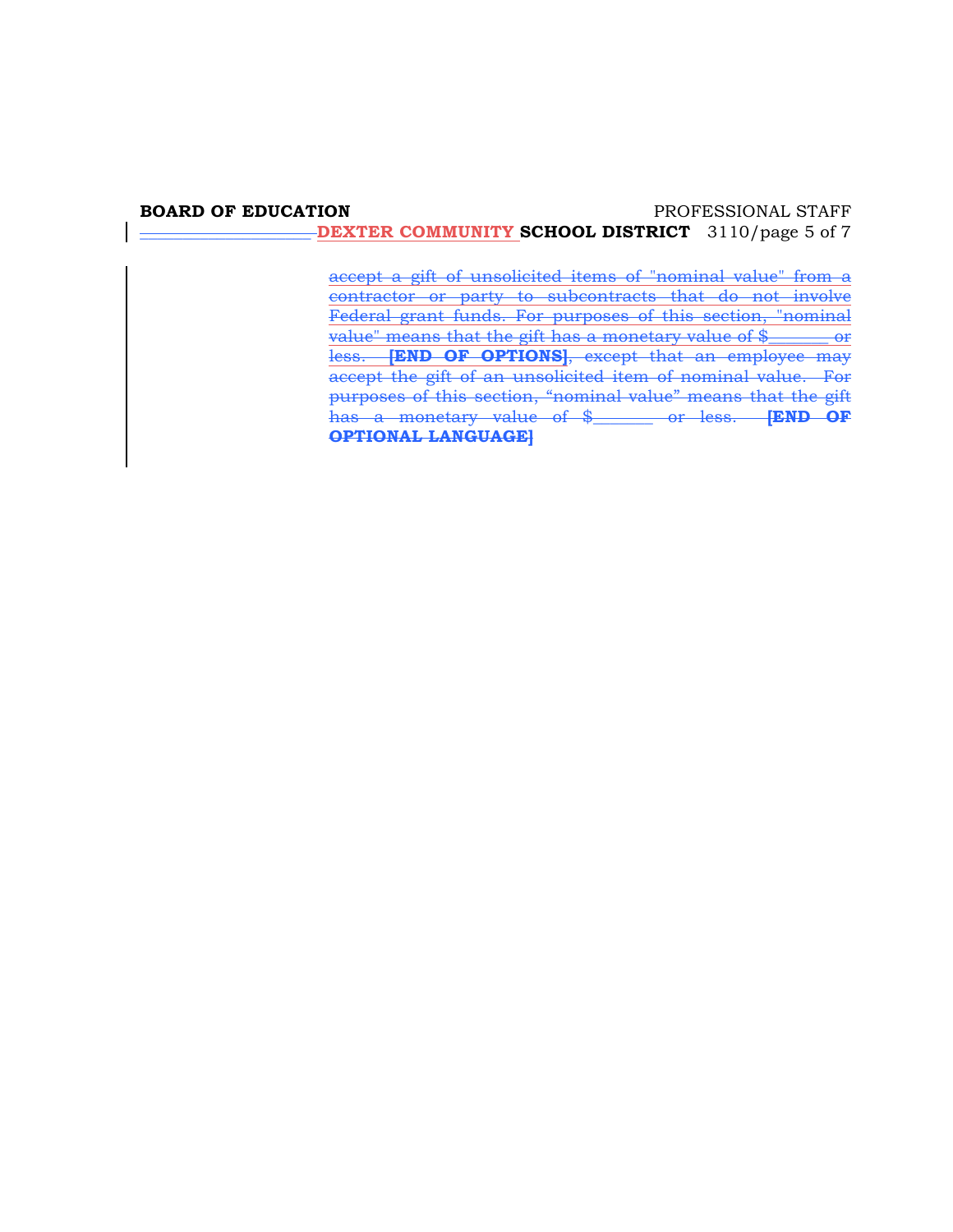accept a gift of unsolicited items of "nominal value" from a contractor or party to subcontracts that do not involve Federal grant funds. For purposes of this section, "nominal value" means that the gift has a monetary value of $_______ or less. **[END OF OPTIONS]**, except that an employee may accept the gift of an unsolicited item of nominal value. For purposes of this section, "nominal value" means that the gift has a monetary value of $_______ or less. **[END OF OPTIONAL LANGUAGE]**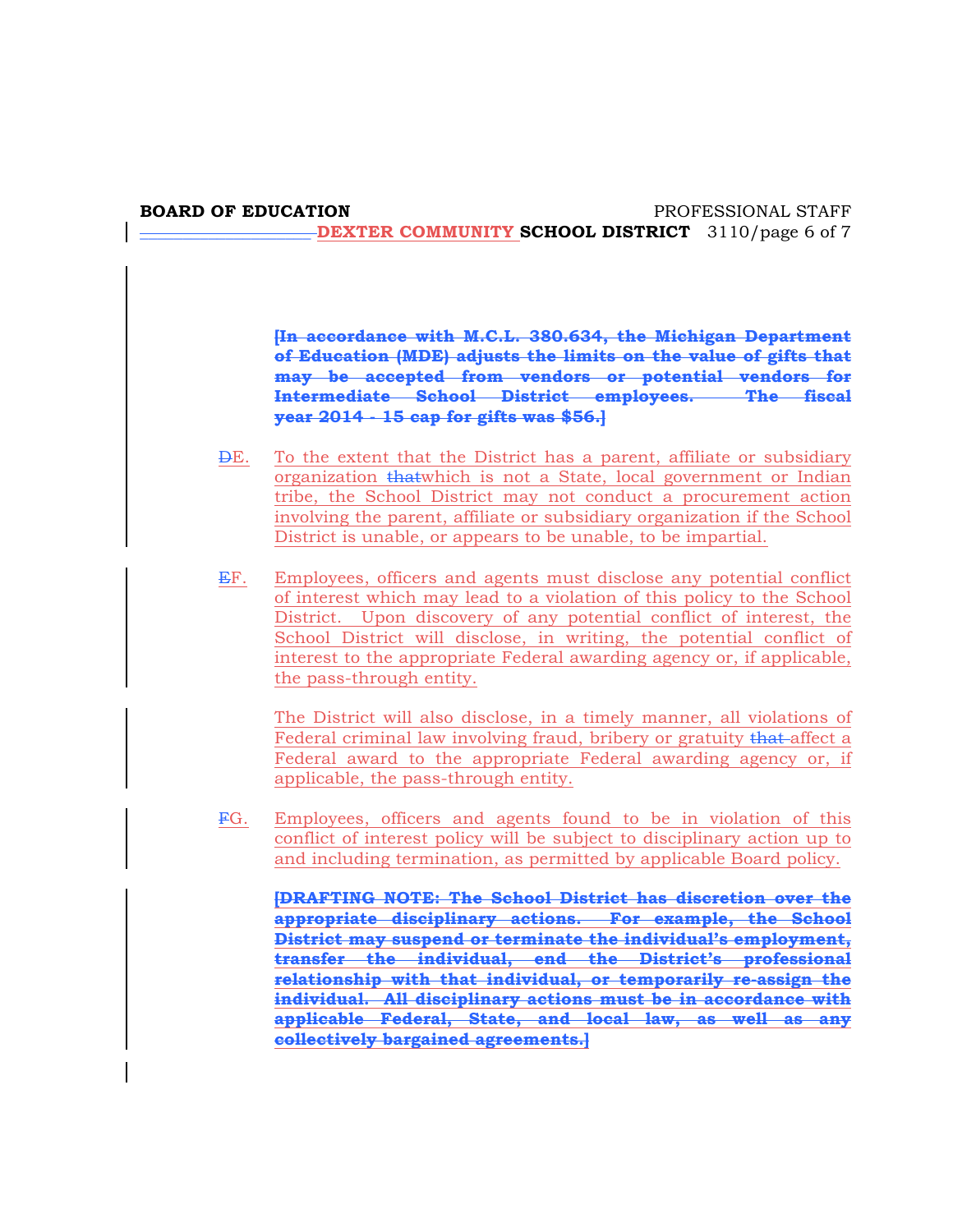**[In accordance with M.C.L. 380.634, the Michigan Department of Education (MDE) adjusts the limits on the value of gifts that may be accepted from vendors or potential vendors for Intermediate School District employees. The fiscal year 2014 - 15 cap for gifts was $56.]**

DE. To the extent that the District has a parent, affiliate or subsidiary organization thatwhich is not a State, local government or Indian tribe, the School District may not conduct a procurement action involving the parent, affiliate or subsidiary organization if the School District is unable, or appears to be unable, to be impartial.

EF. Employees, officers and agents must disclose any potential conflict of interest which may lead to a violation of this policy to the School District. Upon discovery of any potential conflict of interest, the School District will disclose, in writing, the potential conflict of interest to the appropriate Federal awarding agency or, if applicable, the pass-through entity.

The District will also disclose, in a timely manner, all violations of Federal criminal law involving fraud, bribery or gratuity that affect a Federal award to the appropriate Federal awarding agency or, if applicable, the pass-through entity.

FG. Employees, officers and agents found to be in violation of this conflict of interest policy will be subject to disciplinary action up to and including termination, as permitted by applicable Board policy.

**[DRAFTING NOTE: The School District has discretion over the appropriate disciplinary actions. For example, the School District may suspend or terminate the individual's employment, transfer the individual, end the District's professional relationship with that individual, or temporarily re-assign the individual. All disciplinary actions must be in accordance with applicable Federal, State, and local law, as well as any collectively bargained agreements.]**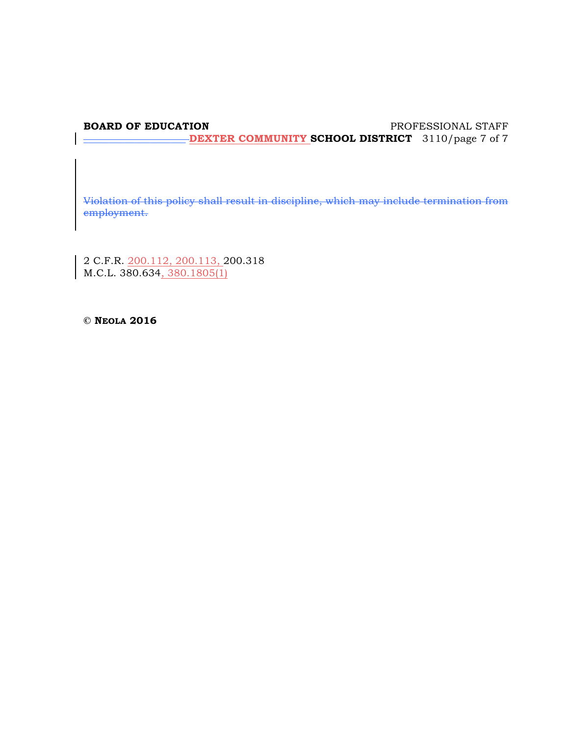~~Violation of this policy shall result in discipline, which may include termination from employment.~~

2 C.F.R. 200.112, 200.113, 200.318
M.C.L. 380.634, 380.1805(1)

© **NEOLA 2016**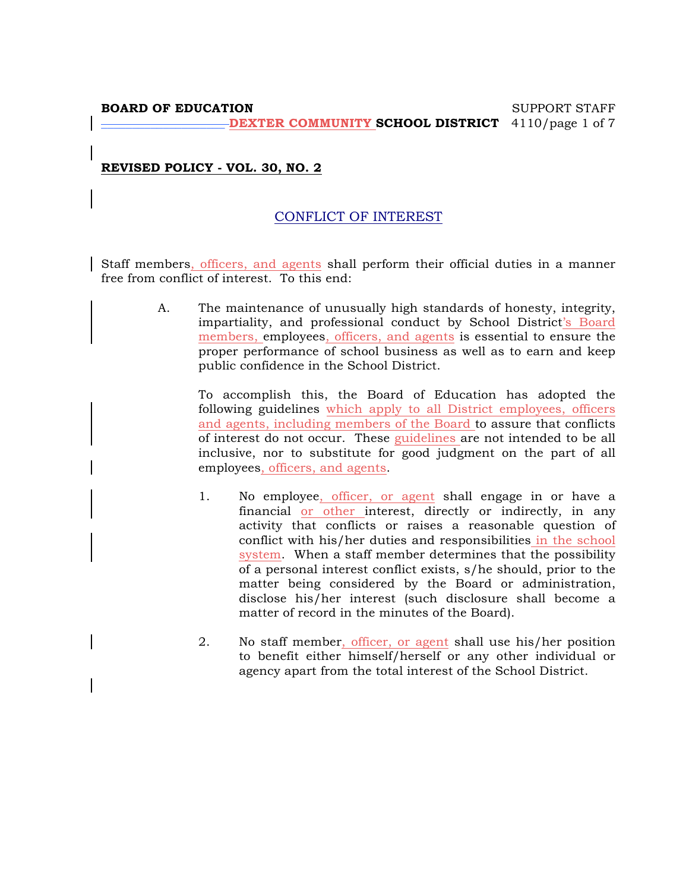**BOARD OF EDUCATION** SUPPORT STAFF
**DEXTER COMMUNITY SCHOOL DISTRICT** 4110

**REVISED POLICY - VOL. 30, NO. 2**

## CONFLICT OF INTEREST

Staff members, officers, and agents shall perform their official duties in a manner free from conflict of interest. To this end:

A. The maintenance of unusually high standards of honesty, integrity, impartiality, and professional conduct by School District's Board members, employees, officers, and agents is essential to ensure the proper performance of school business as well as to earn and keep public confidence in the School District.

   To accomplish this, the Board of Education has adopted the following guidelines which apply to all District employees, officers and agents, including members of the Board to assure that conflicts of interest do not occur. These guidelines are not intended to be all inclusive, nor to substitute for good judgment on the part of all employees, officers, and agents.

   1. No employee, officer, or agent shall engage in or have a financial or other interest, directly or indirectly, in any activity that conflicts or raises a reasonable question of conflict with his/her duties and responsibilities in the school system. When a staff member determines that the possibility of a personal interest conflict exists, s/he should, prior to the matter being considered by the Board or administration, disclose his/her interest (such disclosure shall become a matter of record in the minutes of the Board).

   2. No staff member, officer, or agent shall use his/her position to benefit either himself/herself or any other individual or agency apart from the total interest of the School District.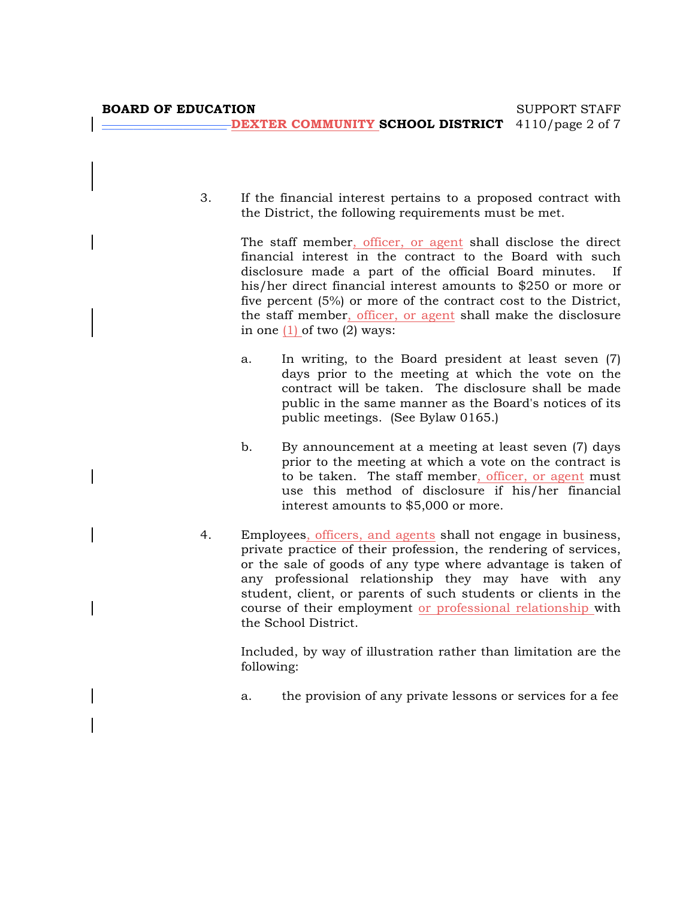3. If the financial interest pertains to a proposed contract with the District, the following requirements must be met.

   The staff member, officer, or agent shall disclose the direct financial interest in the contract to the Board with such disclosure made a part of the official Board minutes. If his/her direct financial interest amounts to $250 or more or five percent (5%) or more of the contract cost to the District, the staff member, officer, or agent shall make the disclosure in one (1) of two (2) ways:

   a. In writing, to the Board president at least seven (7) days prior to the meeting at which the vote on the contract will be taken. The disclosure shall be made public in the same manner as the Board's notices of its public meetings. (See Bylaw 0165.)

   b. By announcement at a meeting at least seven (7) days prior to the meeting at which a vote on the contract is to be taken. The staff member, officer, or agent must use this method of disclosure if his/her financial interest amounts to $5,000 or more.

4. Employees, officers, and agents shall not engage in business, private practice of their profession, the rendering of services, or the sale of goods of any type where advantage is taken of any professional relationship they may have with any student, client, or parents of such students or clients in the course of their employment or professional relationship with the School District.

   Included, by way of illustration rather than limitation are the following:

   a. the provision of any private lessons or services for a fee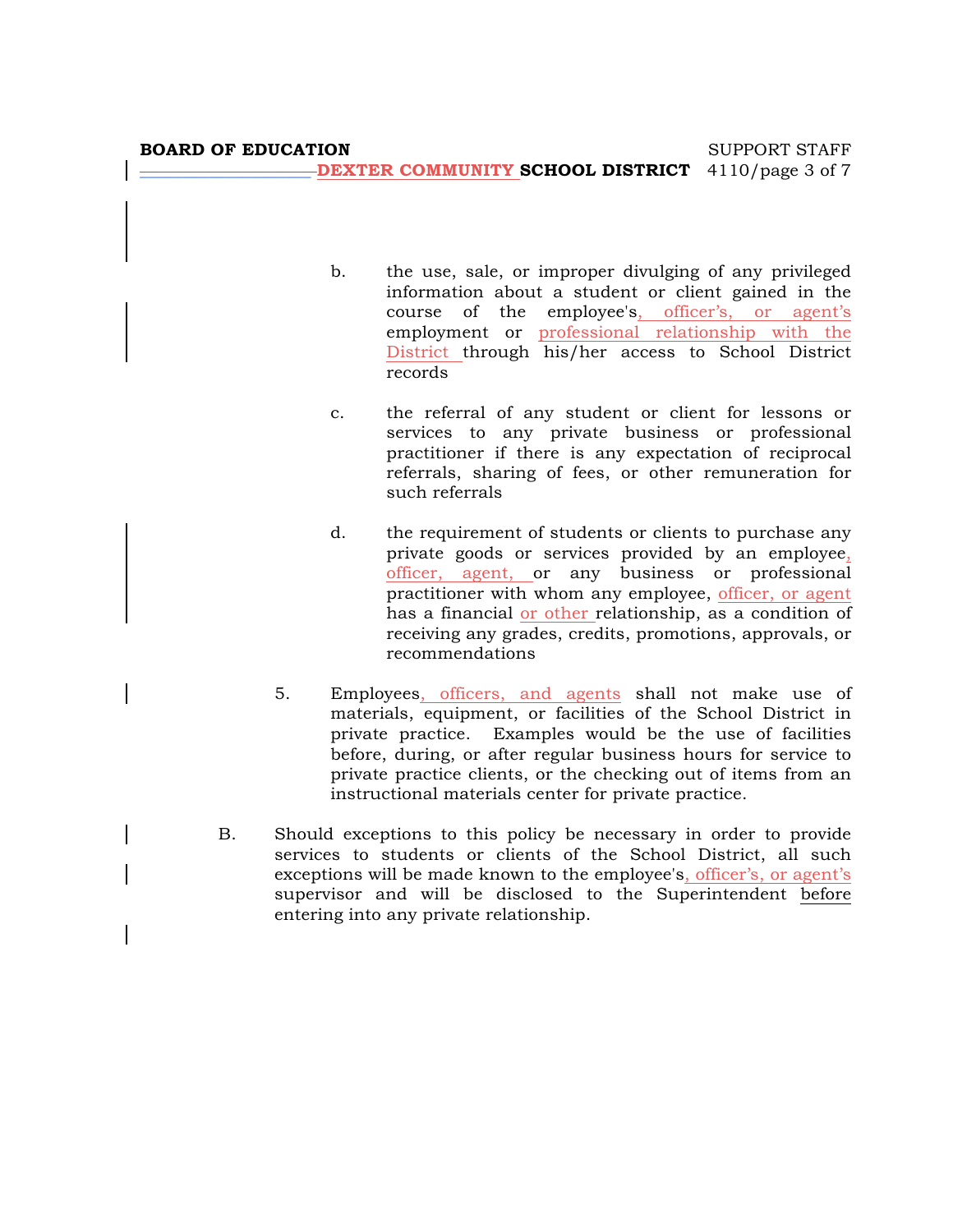b. the use, sale, or improper divulging of any privileged information about a student or client gained in the course of the employee's, officer's, or agent's employment or professional relationship with the District through his/her access to School District records

c. the referral of any student or client for lessons or services to any private business or professional practitioner if there is any expectation of reciprocal referrals, sharing of fees, or other remuneration for such referrals

d. the requirement of students or clients to purchase any private goods or services provided by an employee, officer, agent, or any business or professional practitioner with whom any employee, officer, or agent has a financial or other relationship, as a condition of receiving any grades, credits, promotions, approvals, or recommendations

5. Employees, officers, and agents shall not make use of materials, equipment, or facilities of the School District in private practice. Examples would be the use of facilities before, during, or after regular business hours for service to private practice clients, or the checking out of items from an instructional materials center for private practice.

B. Should exceptions to this policy be necessary in order to provide services to students or clients of the School District, all such exceptions will be made known to the employee's, officer's, or agent's supervisor and will be disclosed to the Superintendent <u>before</u> entering into any private relationship.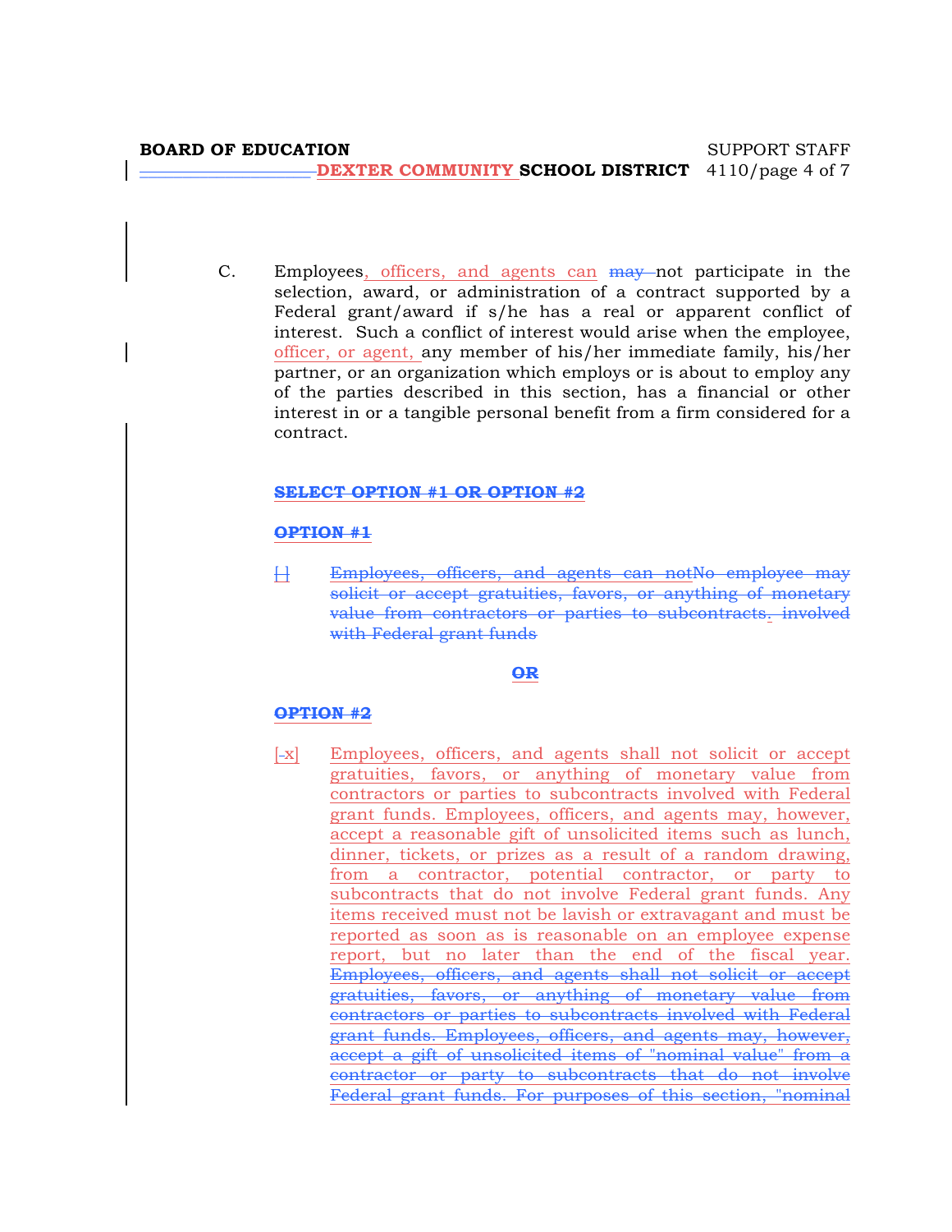C. Employees, officers, and agents can ~~may~~ not participate in the selection, award, or administration of a contract supported by a Federal grant/award if s/he has a real or apparent conflict of interest. Such a conflict of interest would arise when the employee, officer, or agent, any member of his/her immediate family, his/her partner, or an organization which employs or is about to employ any of the parties described in this section, has a financial or other interest in or a tangible personal benefit from a firm considered for a contract.

~~**SELECT OPTION #1 OR OPTION #2**~~

~~**OPTION #1**~~

~~[ ]~~ ~~Employees, officers, and agents can notNo employee may solicit or accept gratuities, favors, or anything of monetary value from contractors or parties to subcontracts. involved with Federal grant funds~~

~~**OR**~~

~~**OPTION #2**~~

[x] Employees, officers, and agents shall not solicit or accept gratuities, favors, or anything of monetary value from contractors or parties to subcontracts involved with Federal grant funds. Employees, officers, and agents may, however, accept a reasonable gift of unsolicited items such as lunch, dinner, tickets, or prizes as a result of a random drawing, from a contractor, potential contractor, or party to subcontracts that do not involve Federal grant funds. Any items received must not be lavish or extravagant and must be reported as soon as is reasonable on an employee expense report, but no later than the end of the fiscal year. ~~Employees, officers, and agents shall not solicit or accept gratuities, favors, or anything of monetary value from contractors or parties to subcontracts involved with Federal grant funds. Employees, officers, and agents may, however, accept a gift of unsolicited items of "nominal value" from a contractor or party to subcontracts that do not involve Federal grant funds. For purposes of this section, "nominal~~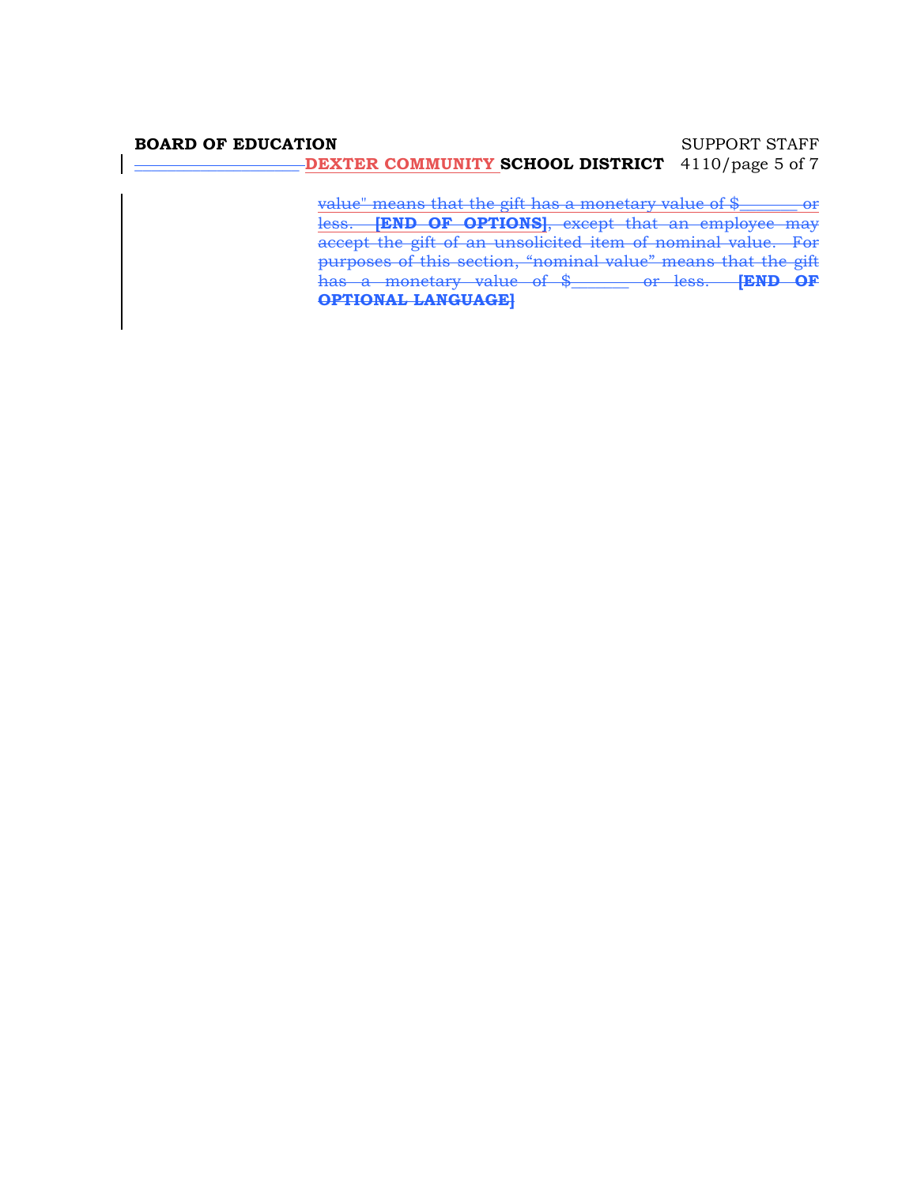value" means that the gift has a monetary value of $_______ or less. **[END OF OPTIONS]**, except that an employee may accept the gift of an unsolicited item of nominal value. For purposes of this section, "nominal value" means that the gift has a monetary value of $_______ or less. **[END OF OPTIONAL LANGUAGE]**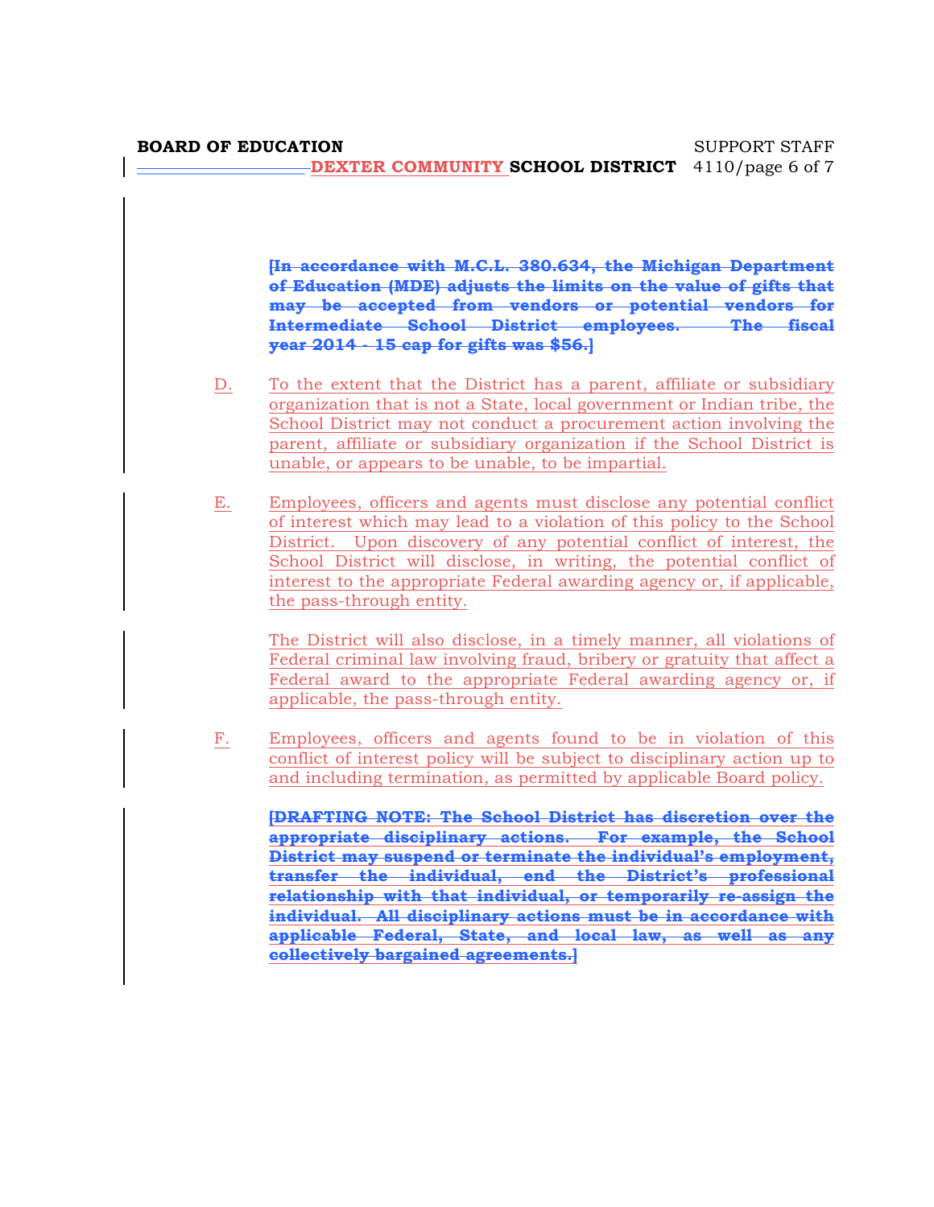[In accordance with M.C.L. 380.634, the Michigan Department of Education (MDE) adjusts the limits on the value of gifts that may be accepted from vendors or potential vendors for Intermediate School District employees. The fiscal year 2014 - 15 cap for gifts was $56.]

D. To the extent that the District has a parent, affiliate or subsidiary organization that is not a State, local government or Indian tribe, the School District may not conduct a procurement action involving the parent, affiliate or subsidiary organization if the School District is unable, or appears to be unable, to be impartial.

E. Employees, officers and agents must disclose any potential conflict of interest which may lead to a violation of this policy to the School District. Upon discovery of any potential conflict of interest, the School District will disclose, in writing, the potential conflict of interest to the appropriate Federal awarding agency or, if applicable, the pass-through entity.

The District will also disclose, in a timely manner, all violations of Federal criminal law involving fraud, bribery or gratuity that affect a Federal award to the appropriate Federal awarding agency or, if applicable, the pass-through entity.

F. Employees, officers and agents found to be in violation of this conflict of interest policy will be subject to disciplinary action up to and including termination, as permitted by applicable Board policy.

[DRAFTING NOTE: The School District has discretion over the appropriate disciplinary actions. For example, the School District may suspend or terminate the individual's employment, transfer the individual, end the District's professional relationship with that individual, or temporarily re-assign the individual. All disciplinary actions must be in accordance with applicable Federal, State, and local law, as well as any collectively bargained agreements.]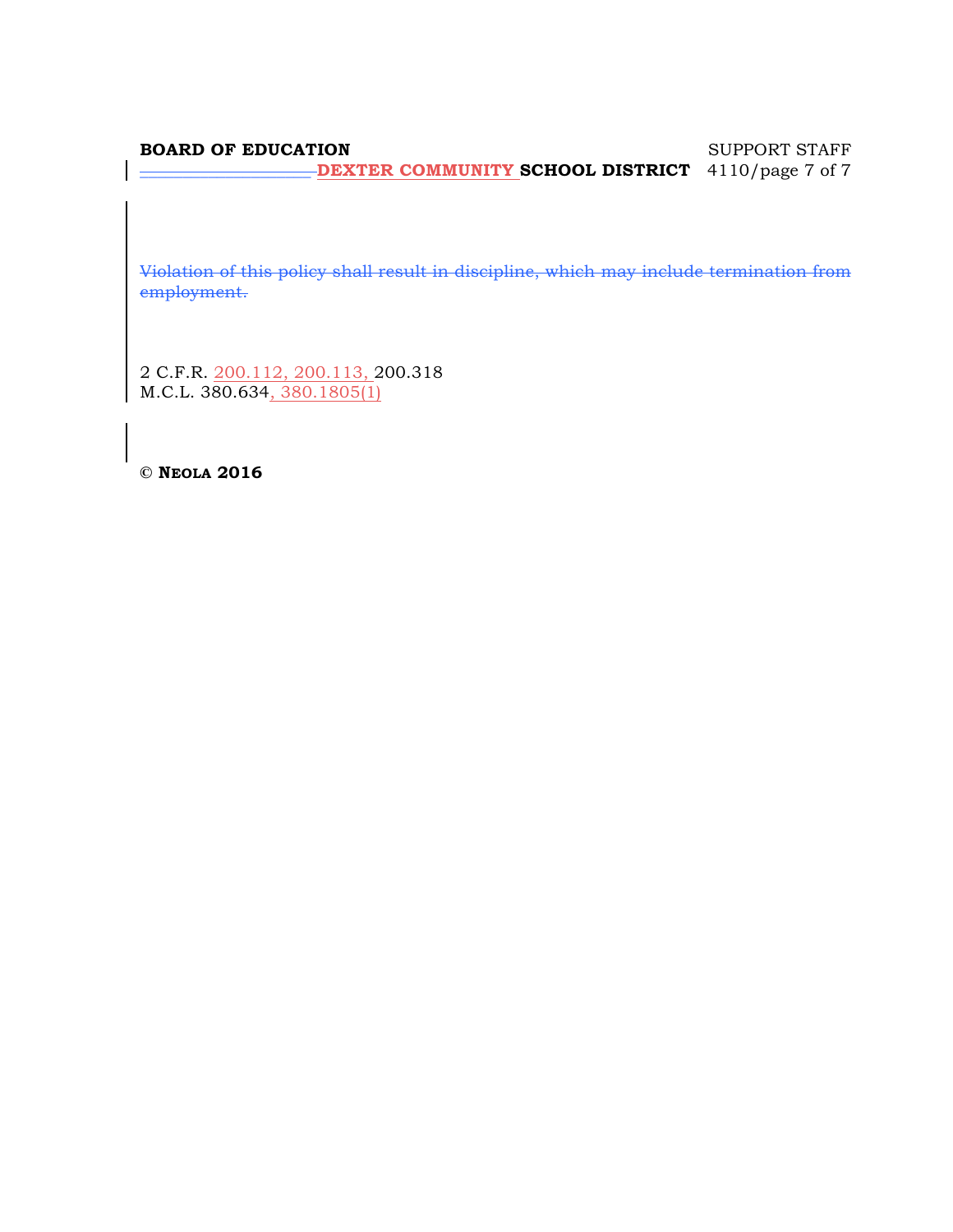~~Violation of this policy shall result in discipline, which may include termination from employment.~~

2 C.F.R. 200.112, 200.113, 200.318
M.C.L. 380.634, 380.1805(1)

© **NEOLA 2016**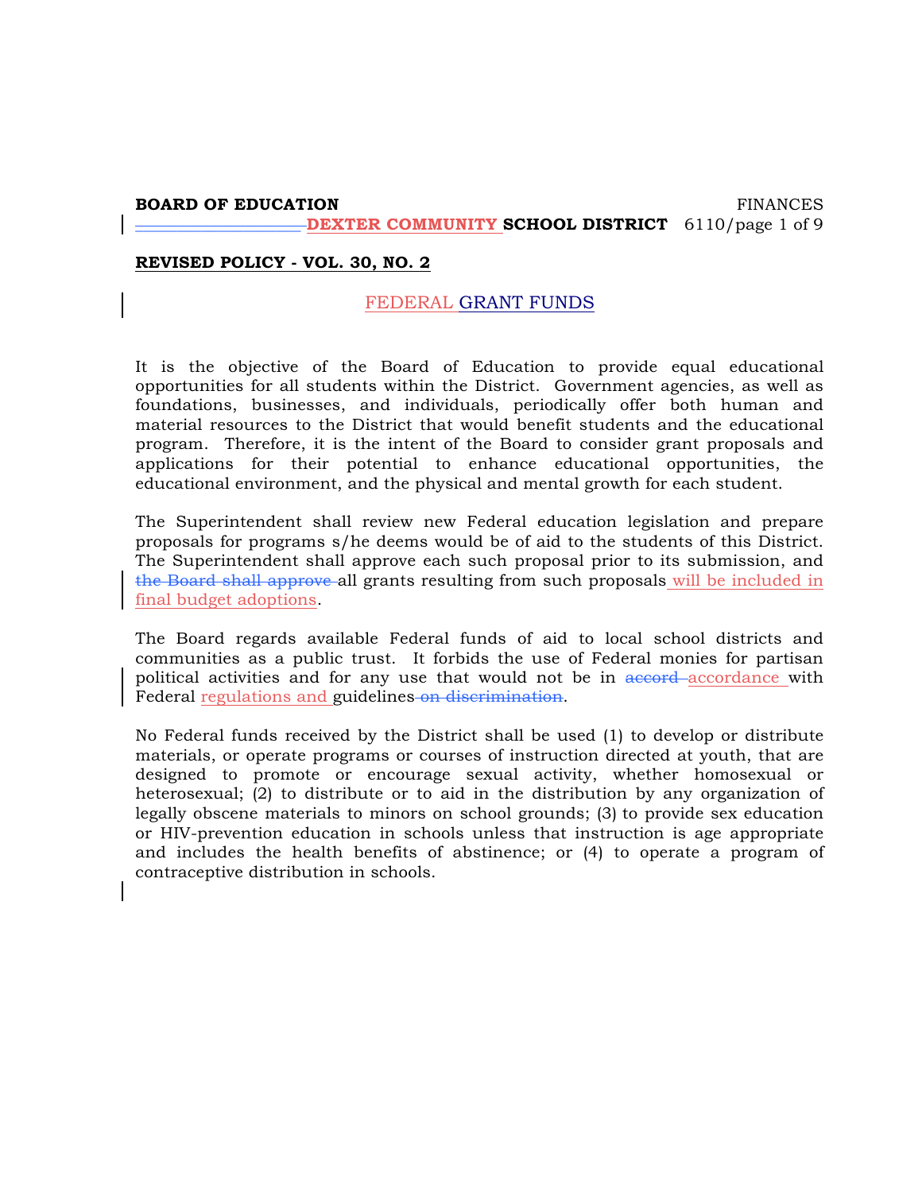**BOARD OF EDUCATION** FINANCES

**DEXTER COMMUNITY SCHOOL DISTRICT** 6110

**REVISED POLICY - VOL. 30, NO. 2**

## FEDERAL GRANT FUNDS

It is the objective of the Board of Education to provide equal educational opportunities for all students within the District. Government agencies, as well as foundations, businesses, and individuals, periodically offer both human and material resources to the District that would benefit students and the educational program. Therefore, it is the intent of the Board to consider grant proposals and applications for their potential to enhance educational opportunities, the educational environment, and the physical and mental growth for each student.

The Superintendent shall review new Federal education legislation and prepare proposals for programs s/he deems would be of aid to the students of this District. The Superintendent shall approve each such proposal prior to its submission, and ~~the Board shall approve~~ all grants resulting from such proposals will be included in final budget adoptions.

The Board regards available Federal funds of aid to local school districts and communities as a public trust. It forbids the use of Federal monies for partisan political activities and for any use that would not be in ~~accord~~ accordance with Federal regulations and guidelines ~~on discrimination~~.

No Federal funds received by the District shall be used (1) to develop or distribute materials, or operate programs or courses of instruction directed at youth, that are designed to promote or encourage sexual activity, whether homosexual or heterosexual; (2) to distribute or to aid in the distribution by any organization of legally obscene materials to minors on school grounds; (3) to provide sex education or HIV-prevention education in schools unless that instruction is age appropriate and includes the health benefits of abstinence; or (4) to operate a program of contraceptive distribution in schools.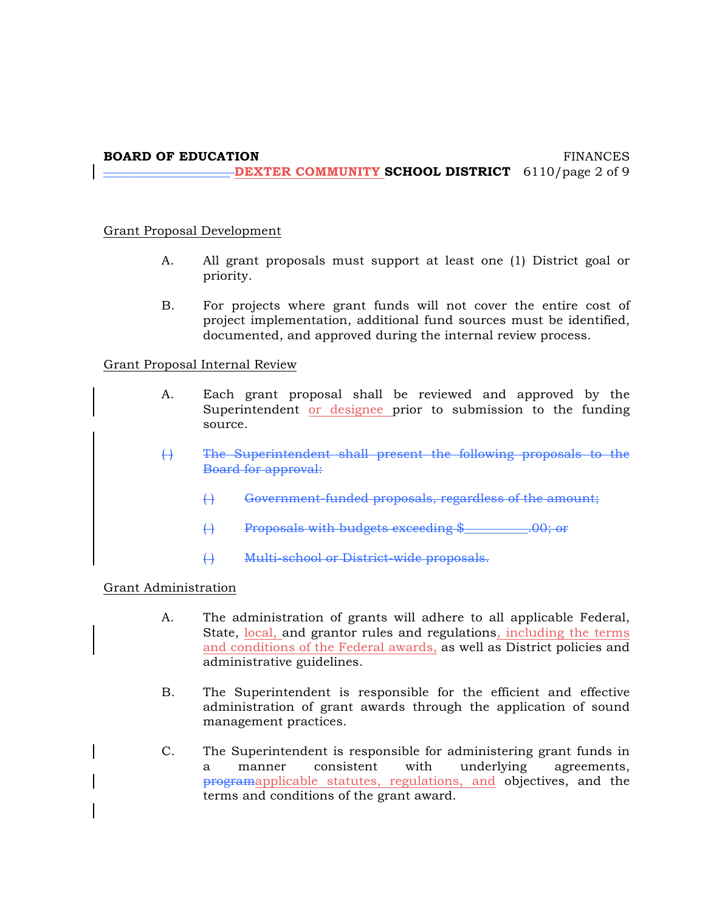## Grant Proposal Development

A. All grant proposals must support at least one (1) District goal or priority.

B. For projects where grant funds will not cover the entire cost of project implementation, additional fund sources must be identified, documented, and approved during the internal review process.

## Grant Proposal Internal Review

A. Each grant proposal shall be reviewed and approved by the Superintendent or designee prior to submission to the funding source.

~~( ) The Superintendent shall present the following proposals to the Board for approval:~~

~~( ) Government-funded proposals, regardless of the amount;~~

~~( ) Proposals with budgets exceeding $\_\_\_\_\_\_\_\_\_\_.00; or~~

~~( ) Multi-school or District-wide proposals.~~

## Grant Administration

A. The administration of grants will adhere to all applicable Federal, State, local, and grantor rules and regulations, including the terms and conditions of the Federal awards, as well as District policies and administrative guidelines.

B. The Superintendent is responsible for the efficient and effective administration of grant awards through the application of sound management practices.

C. The Superintendent is responsible for administering grant funds in a manner consistent with underlying agreements, ~~program~~applicable statutes, regulations, and objectives, and the terms and conditions of the grant award.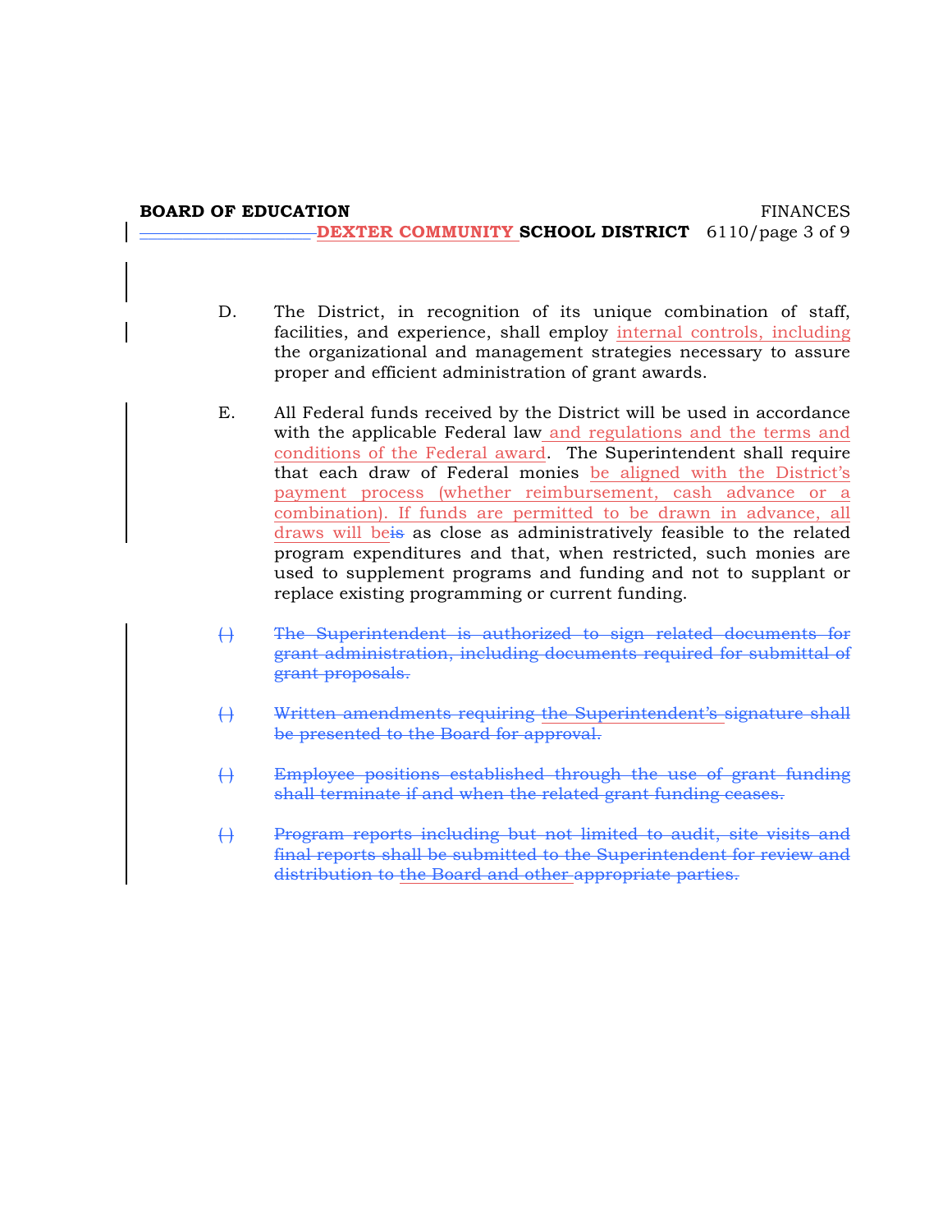D. The District, in recognition of its unique combination of staff, facilities, and experience, shall employ internal controls, including the organizational and management strategies necessary to assure proper and efficient administration of grant awards.

E. All Federal funds received by the District will be used in accordance with the applicable Federal law and regulations and the terms and conditions of the Federal award. The Superintendent shall require that each draw of Federal monies be aligned with the District's payment process (whether reimbursement, cash advance or a combination). If funds are permitted to be drawn in advance, all draws will beis as close as administratively feasible to the related program expenditures and that, when restricted, such monies are used to supplement programs and funding and not to supplant or replace existing programming or current funding.

~~( ) The Superintendent is authorized to sign related documents for grant administration, including documents required for submittal of grant proposals.~~

~~( ) Written amendments requiring the Superintendent's signature shall be presented to the Board for approval.~~

~~( ) Employee positions established through the use of grant funding shall terminate if and when the related grant funding ceases.~~

~~( ) Program reports including but not limited to audit, site visits and final reports shall be submitted to the Superintendent for review and distribution to the Board and other appropriate parties.~~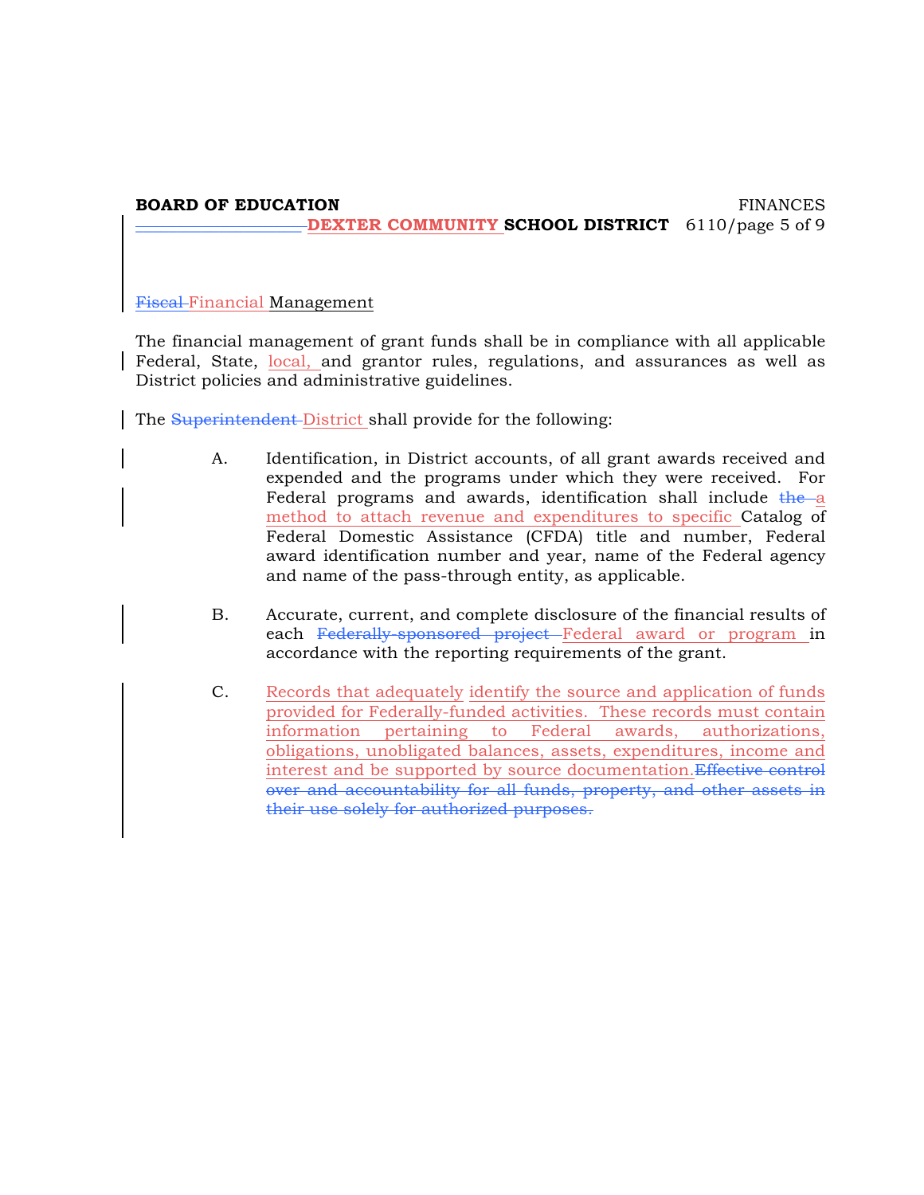~~Fiscal~~ Financial Management

The financial management of grant funds shall be in compliance with all applicable Federal, State, local, and grantor rules, regulations, and assurances as well as District policies and administrative guidelines.

The ~~Superintendent~~ District shall provide for the following:

A. Identification, in District accounts, of all grant awards received and expended and the programs under which they were received. For Federal programs and awards, identification shall include ~~the~~ a method to attach revenue and expenditures to specific Catalog of Federal Domestic Assistance (CFDA) title and number, Federal award identification number and year, name of the Federal agency and name of the pass-through entity, as applicable.

B. Accurate, current, and complete disclosure of the financial results of each ~~Federally-sponsored project~~ Federal award or program in accordance with the reporting requirements of the grant.

C. Records that adequately identify the source and application of funds provided for Federally-funded activities. These records must contain information pertaining to Federal awards, authorizations, obligations, unobligated balances, assets, expenditures, income and interest and be supported by source documentation. ~~Effective control over and accountability for all funds, property, and other assets in their use solely for authorized purposes.~~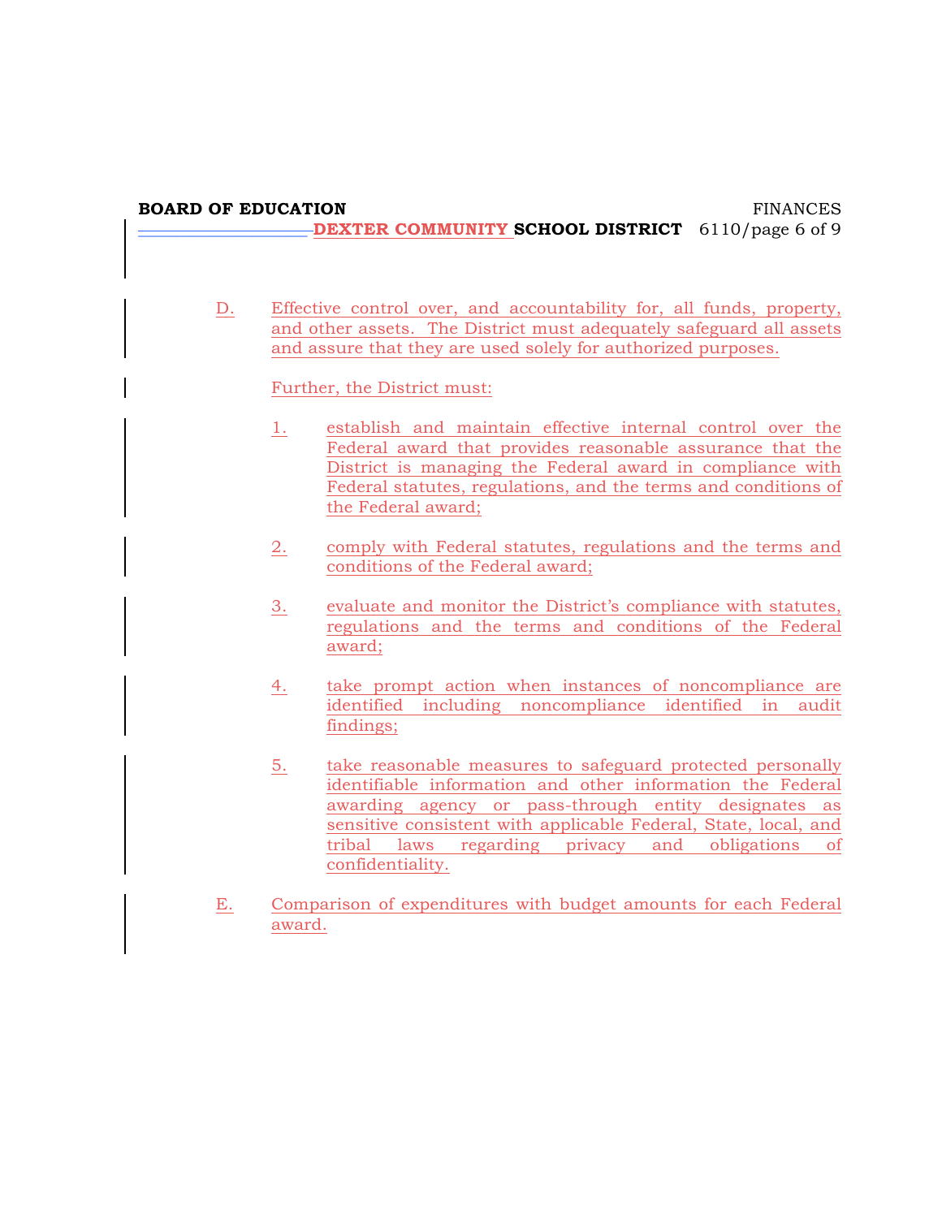D. Effective control over, and accountability for, all funds, property, and other assets. The District must adequately safeguard all assets and assure that they are used solely for authorized purposes.

   Further, the District must:

   1. establish and maintain effective internal control over the Federal award that provides reasonable assurance that the District is managing the Federal award in compliance with Federal statutes, regulations, and the terms and conditions of the Federal award;

   2. comply with Federal statutes, regulations and the terms and conditions of the Federal award;

   3. evaluate and monitor the District's compliance with statutes, regulations and the terms and conditions of the Federal award;

   4. take prompt action when instances of noncompliance are identified including noncompliance identified in audit findings;

   5. take reasonable measures to safeguard protected personally identifiable information and other information the Federal awarding agency or pass-through entity designates as sensitive consistent with applicable Federal, State, local, and tribal laws regarding privacy and obligations of confidentiality.

E. Comparison of expenditures with budget amounts for each Federal award.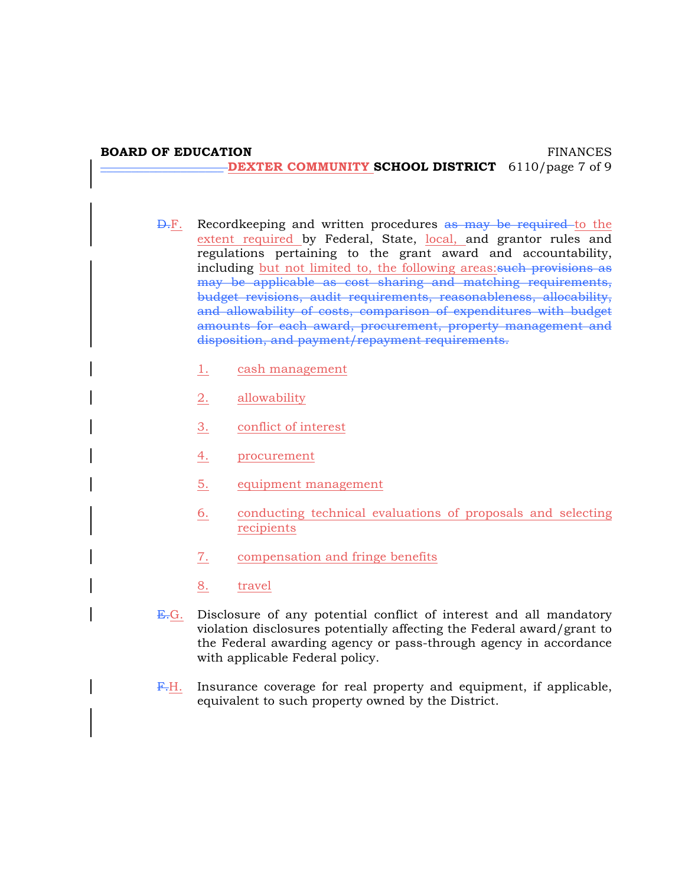D.F. Recordkeeping and written procedures ~~as may be required~~ to the extent required by Federal, State, local, and grantor rules and regulations pertaining to the grant award and accountability, including but not limited to, the following areas:~~such provisions as may be applicable as cost sharing and matching requirements, budget revisions, audit requirements, reasonableness, allocability, and allowability of costs, comparison of expenditures with budget amounts for each award, procurement, property management and disposition, and payment/repayment requirements.~~

1. cash management
2. allowability
3. conflict of interest
4. procurement
5. equipment management
6. conducting technical evaluations of proposals and selecting recipients
7. compensation and fringe benefits
8. travel

~~E.~~G. Disclosure of any potential conflict of interest and all mandatory violation disclosures potentially affecting the Federal award/grant to the Federal awarding agency or pass-through agency in accordance with applicable Federal policy.

~~F.~~H. Insurance coverage for real property and equipment, if applicable, equivalent to such property owned by the District.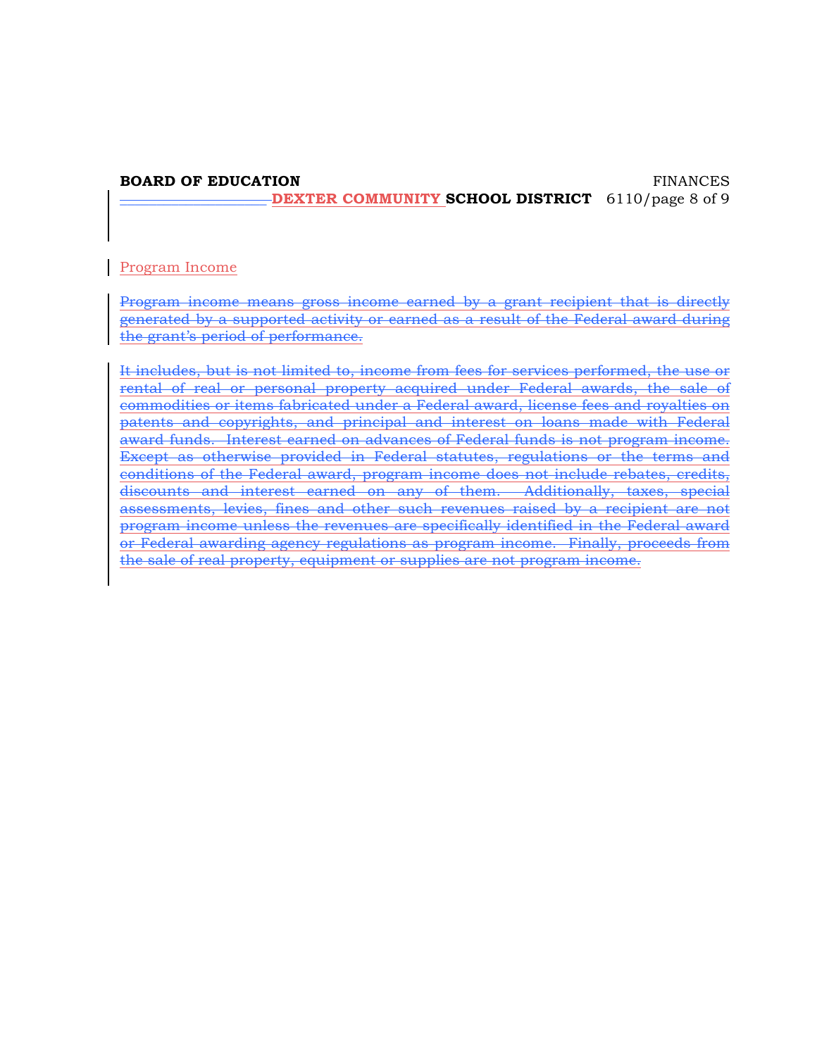Program Income

Program income means gross income earned by a grant recipient that is directly generated by a supported activity or earned as a result of the Federal award during the grant's period of performance.

It includes, but is not limited to, income from fees for services performed, the use or rental of real or personal property acquired under Federal awards, the sale of commodities or items fabricated under a Federal award, license fees and royalties on patents and copyrights, and principal and interest on loans made with Federal award funds. Interest earned on advances of Federal funds is not program income. Except as otherwise provided in Federal statutes, regulations or the terms and conditions of the Federal award, program income does not include rebates, credits, discounts and interest earned on any of them. Additionally, taxes, special assessments, levies, fines and other such revenues raised by a recipient are not program income unless the revenues are specifically identified in the Federal award or Federal awarding agency regulations as program income. Finally, proceeds from the sale of real property, equipment or supplies are not program income.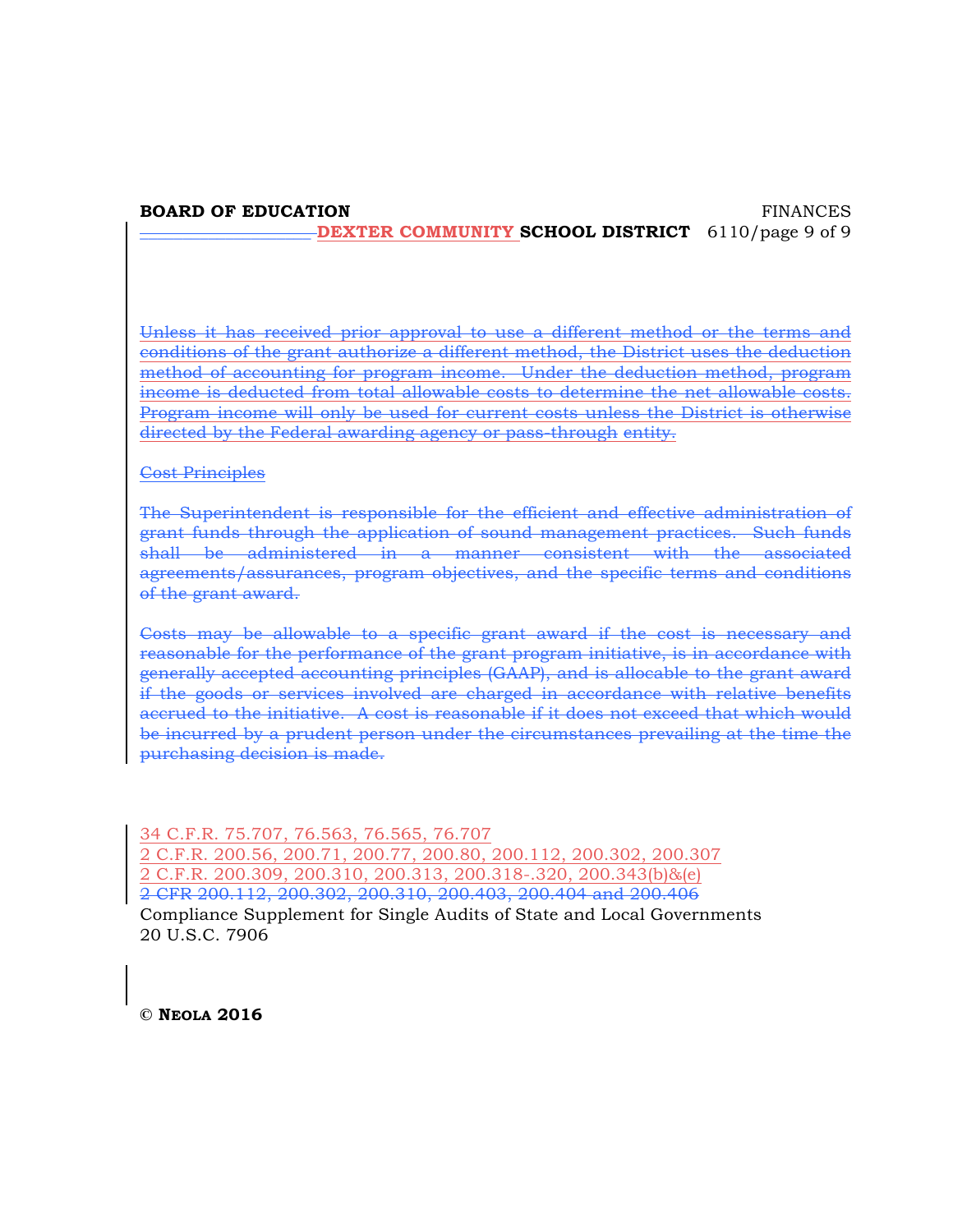Unless it has received prior approval to use a different method or the terms and conditions of the grant authorize a different method, the District uses the deduction method of accounting for program income. Under the deduction method, program income is deducted from total allowable costs to determine the net allowable costs. Program income will only be used for current costs unless the District is otherwise directed by the Federal awarding agency or pass-through entity.

Cost Principles

The Superintendent is responsible for the efficient and effective administration of grant funds through the application of sound management practices. Such funds shall be administered in a manner consistent with the associated agreements/assurances, program objectives, and the specific terms and conditions of the grant award.

Costs may be allowable to a specific grant award if the cost is necessary and reasonable for the performance of the grant program initiative, is in accordance with generally accepted accounting principles (GAAP), and is allocable to the grant award if the goods or services involved are charged in accordance with relative benefits accrued to the initiative. A cost is reasonable if it does not exceed that which would be incurred by a prudent person under the circumstances prevailing at the time the purchasing decision is made.

34 C.F.R. 75.707, 76.563, 76.565, 76.707
2 C.F.R. 200.56, 200.71, 200.77, 200.80, 200.112, 200.302, 200.307
2 C.F.R. 200.309, 200.310, 200.313, 200.318-.320, 200.343(b)&(e)
2 CFR 200.112, 200.302, 200.310, 200.403, 200.404 and 200.406
Compliance Supplement for Single Audits of State and Local Governments
20 U.S.C. 7906

© **NEOLA 2016**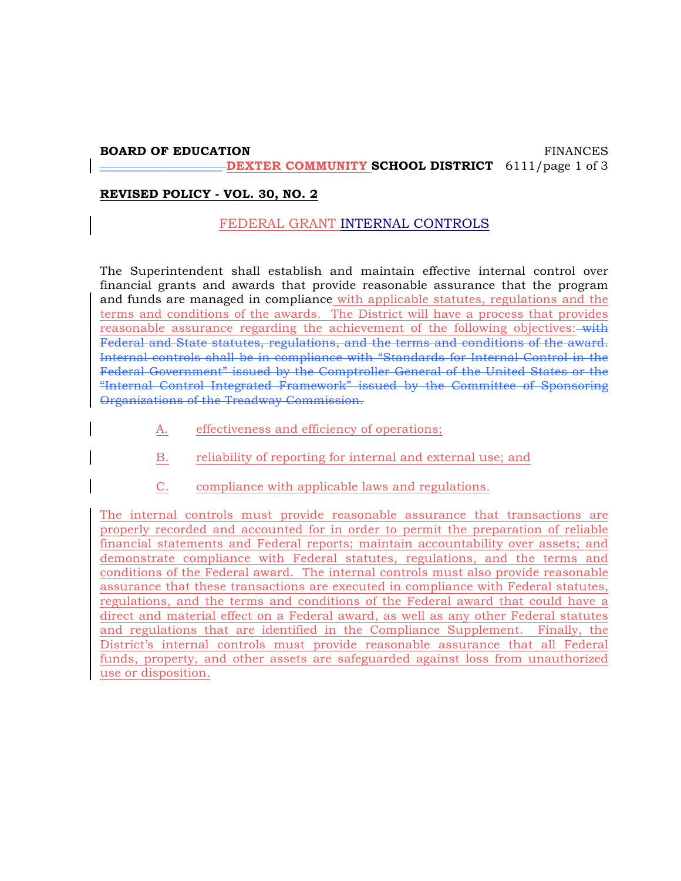**BOARD OF EDUCATION** FINANCES

**DEXTER COMMUNITY SCHOOL DISTRICT** 6111

**REVISED POLICY - VOL. 30, NO. 2**

## FEDERAL GRANT INTERNAL CONTROLS

The Superintendent shall establish and maintain effective internal control over financial grants and awards that provide reasonable assurance that the program and funds are managed in compliance with applicable statutes, regulations and the terms and conditions of the awards. The District will have a process that provides reasonable assurance regarding the achievement of the following objectives: ~~with Federal and State statutes, regulations, and the terms and conditions of the award. Internal controls shall be in compliance with "Standards for Internal Control in the Federal Government" issued by the Comptroller General of the United States or the "Internal Control Integrated Framework" issued by the Committee of Sponsoring Organizations of the Treadway Commission.~~

A. effectiveness and efficiency of operations;

B. reliability of reporting for internal and external use; and

C. compliance with applicable laws and regulations.

The internal controls must provide reasonable assurance that transactions are properly recorded and accounted for in order to permit the preparation of reliable financial statements and Federal reports; maintain accountability over assets; and demonstrate compliance with Federal statutes, regulations, and the terms and conditions of the Federal award. The internal controls must also provide reasonable assurance that these transactions are executed in compliance with Federal statutes, regulations, and the terms and conditions of the Federal award that could have a direct and material effect on a Federal award, as well as any other Federal statutes and regulations that are identified in the Compliance Supplement. Finally, the District's internal controls must provide reasonable assurance that all Federal funds, property, and other assets are safeguarded against loss from unauthorized use or disposition.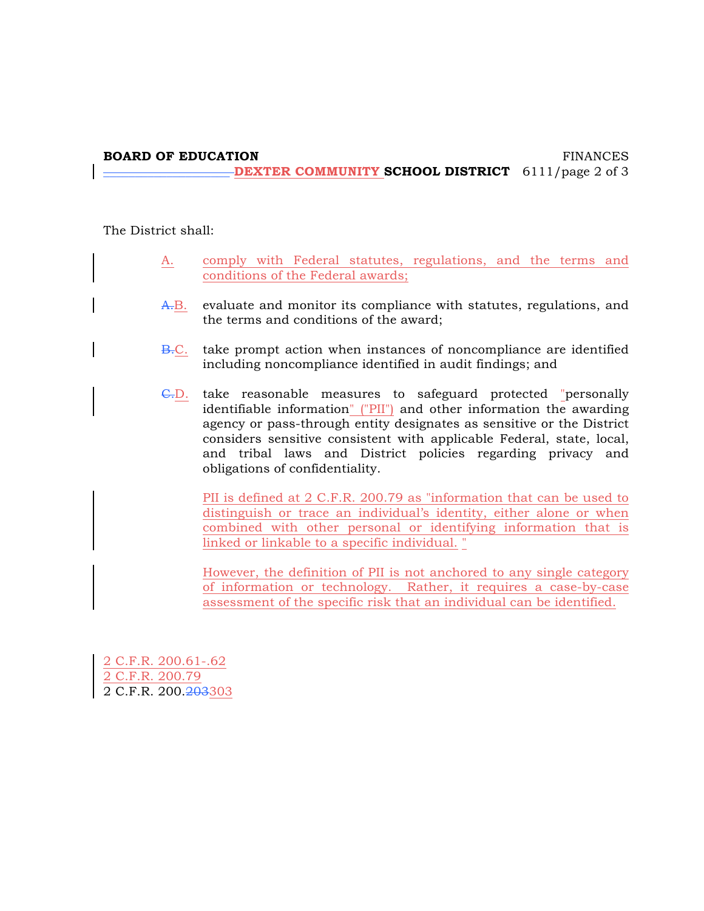The District shall:

A. comply with Federal statutes, regulations, and the terms and conditions of the Federal awards;

~~A.~~B. evaluate and monitor its compliance with statutes, regulations, and the terms and conditions of the award;

~~B.~~C. take prompt action when instances of noncompliance are identified including noncompliance identified in audit findings; and

~~C.~~D. take reasonable measures to safeguard protected "personally identifiable information" ("PII") and other information the awarding agency or pass-through entity designates as sensitive or the District considers sensitive consistent with applicable Federal, state, local, and tribal laws and District policies regarding privacy and obligations of confidentiality.

PII is defined at 2 C.F.R. 200.79 as "information that can be used to distinguish or trace an individual's identity, either alone or when combined with other personal or identifying information that is linked or linkable to a specific individual. "

However, the definition of PII is not anchored to any single category of information or technology. Rather, it requires a case-by-case assessment of the specific risk that an individual can be identified.

2 C.F.R. 200.61-.62
2 C.F.R. 200.79
2 C.F.R. 200.~~203~~303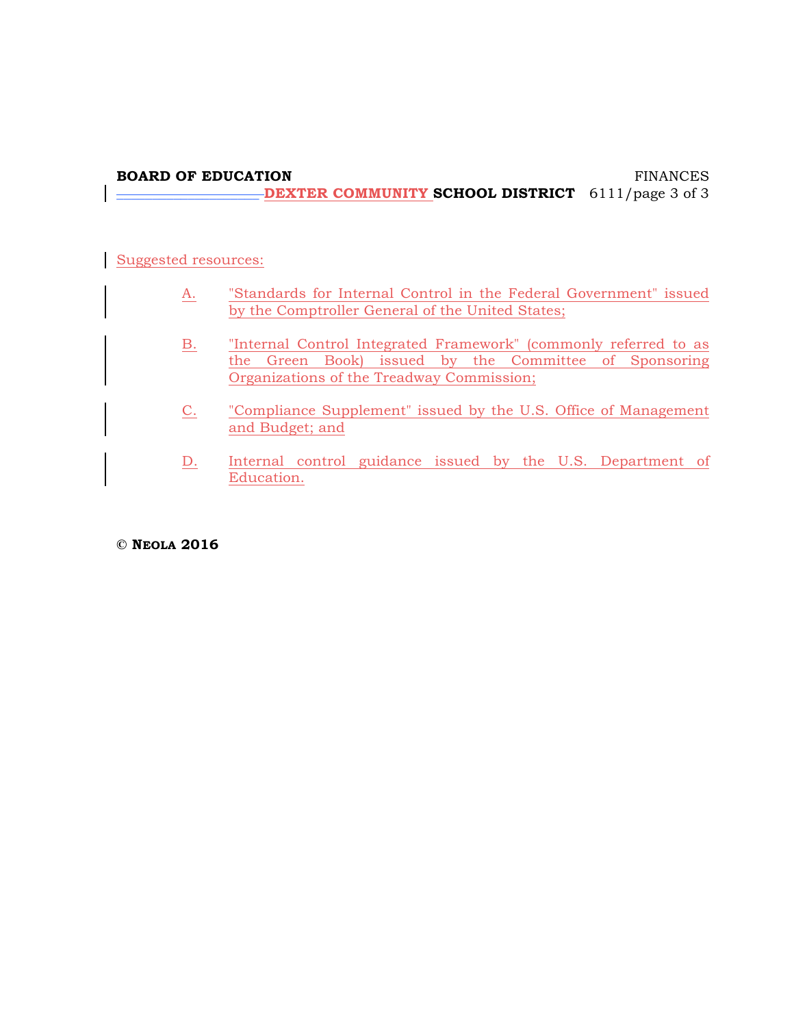Suggested resources:

A. "Standards for Internal Control in the Federal Government" issued by the Comptroller General of the United States;

B. "Internal Control Integrated Framework" (commonly referred to as the Green Book) issued by the Committee of Sponsoring Organizations of the Treadway Commission;

C. "Compliance Supplement" issued by the U.S. Office of Management and Budget; and

D. Internal control guidance issued by the U.S. Department of Education.

© **NEOLA 2016**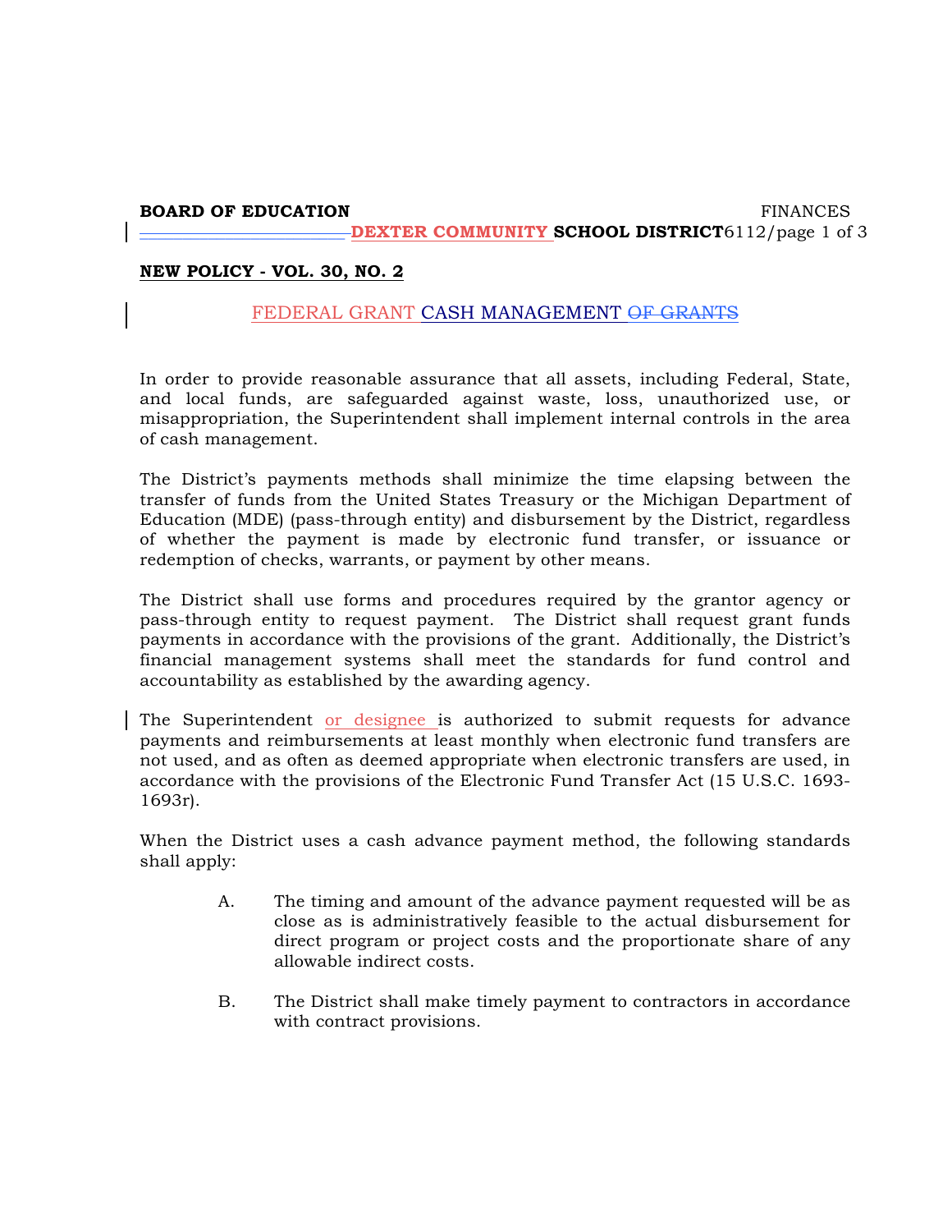**BOARD OF EDUCATION** FINANCES
**DEXTER COMMUNITY SCHOOL DISTRICT** 6112

**NEW POLICY - VOL. 30, NO. 2**

## FEDERAL GRANT CASH MANAGEMENT ~~OF GRANTS~~

In order to provide reasonable assurance that all assets, including Federal, State, and local funds, are safeguarded against waste, loss, unauthorized use, or misappropriation, the Superintendent shall implement internal controls in the area of cash management.

The District's payments methods shall minimize the time elapsing between the transfer of funds from the United States Treasury or the Michigan Department of Education (MDE) (pass-through entity) and disbursement by the District, regardless of whether the payment is made by electronic fund transfer, or issuance or redemption of checks, warrants, or payment by other means.

The District shall use forms and procedures required by the grantor agency or pass-through entity to request payment. The District shall request grant funds payments in accordance with the provisions of the grant. Additionally, the District's financial management systems shall meet the standards for fund control and accountability as established by the awarding agency.

The Superintendent or designee is authorized to submit requests for advance payments and reimbursements at least monthly when electronic fund transfers are not used, and as often as deemed appropriate when electronic transfers are used, in accordance with the provisions of the Electronic Fund Transfer Act (15 U.S.C. 1693-1693r).

When the District uses a cash advance payment method, the following standards shall apply:

A. The timing and amount of the advance payment requested will be as close as is administratively feasible to the actual disbursement for direct program or project costs and the proportionate share of any allowable indirect costs.

B. The District shall make timely payment to contractors in accordance with contract provisions.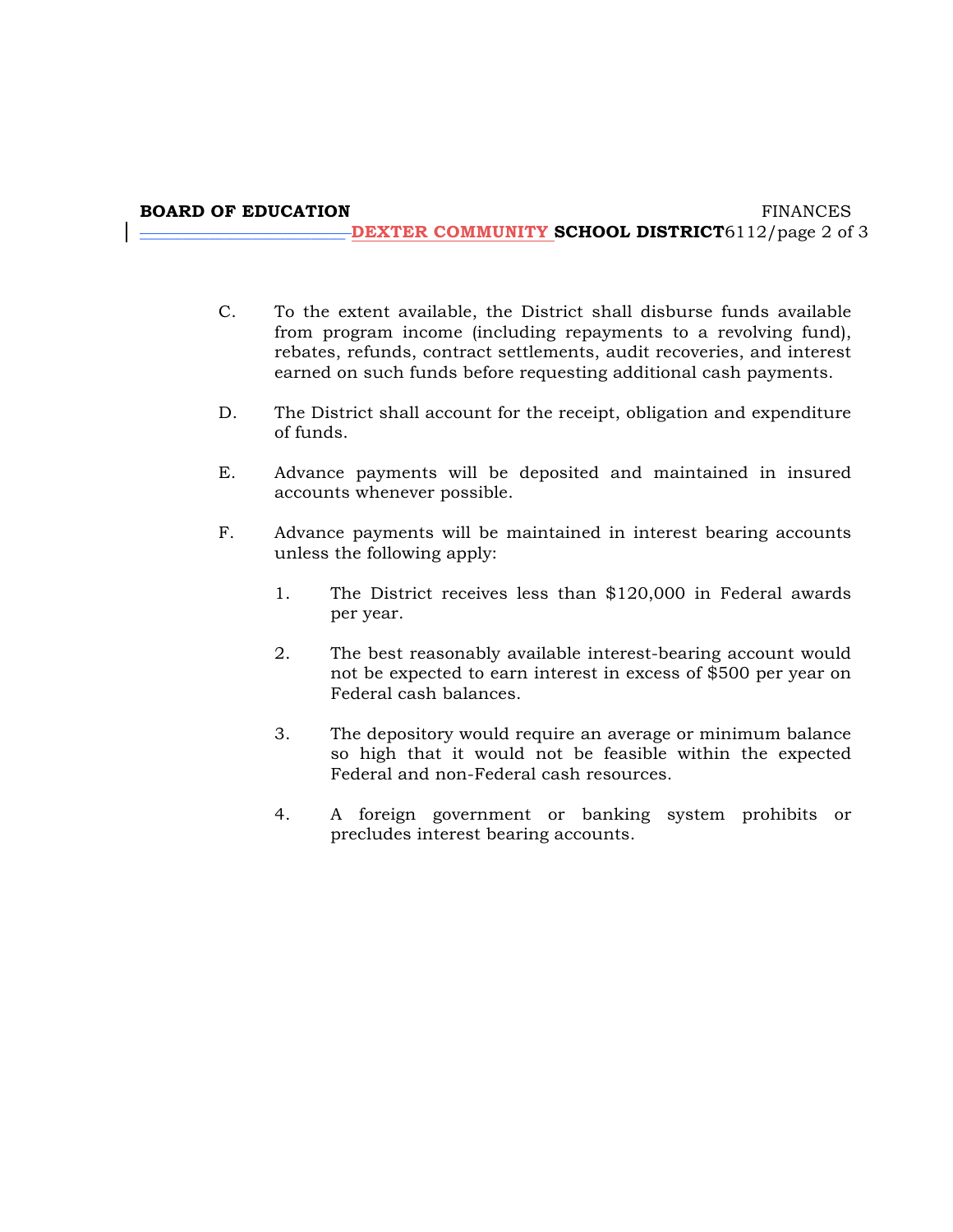C. To the extent available, the District shall disburse funds available from program income (including repayments to a revolving fund), rebates, refunds, contract settlements, audit recoveries, and interest earned on such funds before requesting additional cash payments.

D. The District shall account for the receipt, obligation and expenditure of funds.

E. Advance payments will be deposited and maintained in insured accounts whenever possible.

F. Advance payments will be maintained in interest bearing accounts unless the following apply:

1. The District receives less than $120,000 in Federal awards per year.

2. The best reasonably available interest-bearing account would not be expected to earn interest in excess of $500 per year on Federal cash balances.

3. The depository would require an average or minimum balance so high that it would not be feasible within the expected Federal and non-Federal cash resources.

4. A foreign government or banking system prohibits or precludes interest bearing accounts.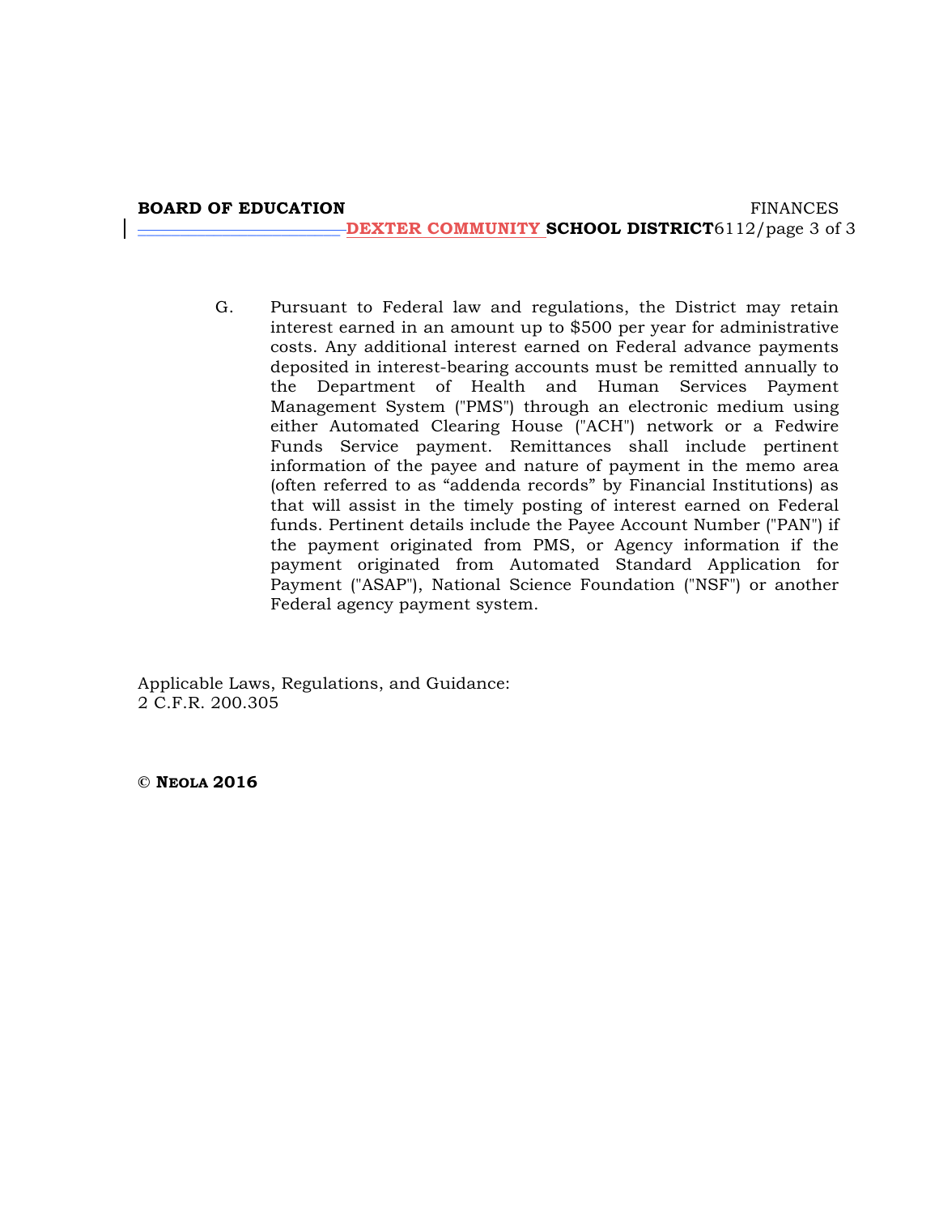G. Pursuant to Federal law and regulations, the District may retain interest earned in an amount up to $500 per year for administrative costs. Any additional interest earned on Federal advance payments deposited in interest-bearing accounts must be remitted annually to the Department of Health and Human Services Payment Management System ("PMS") through an electronic medium using either Automated Clearing House ("ACH") network or a Fedwire Funds Service payment. Remittances shall include pertinent information of the payee and nature of payment in the memo area (often referred to as "addenda records" by Financial Institutions) as that will assist in the timely posting of interest earned on Federal funds. Pertinent details include the Payee Account Number ("PAN") if the payment originated from PMS, or Agency information if the payment originated from Automated Standard Application for Payment ("ASAP"), National Science Foundation ("NSF") or another Federal agency payment system.

Applicable Laws, Regulations, and Guidance:
2 C.F.R. 200.305

**© NEOLA 2016**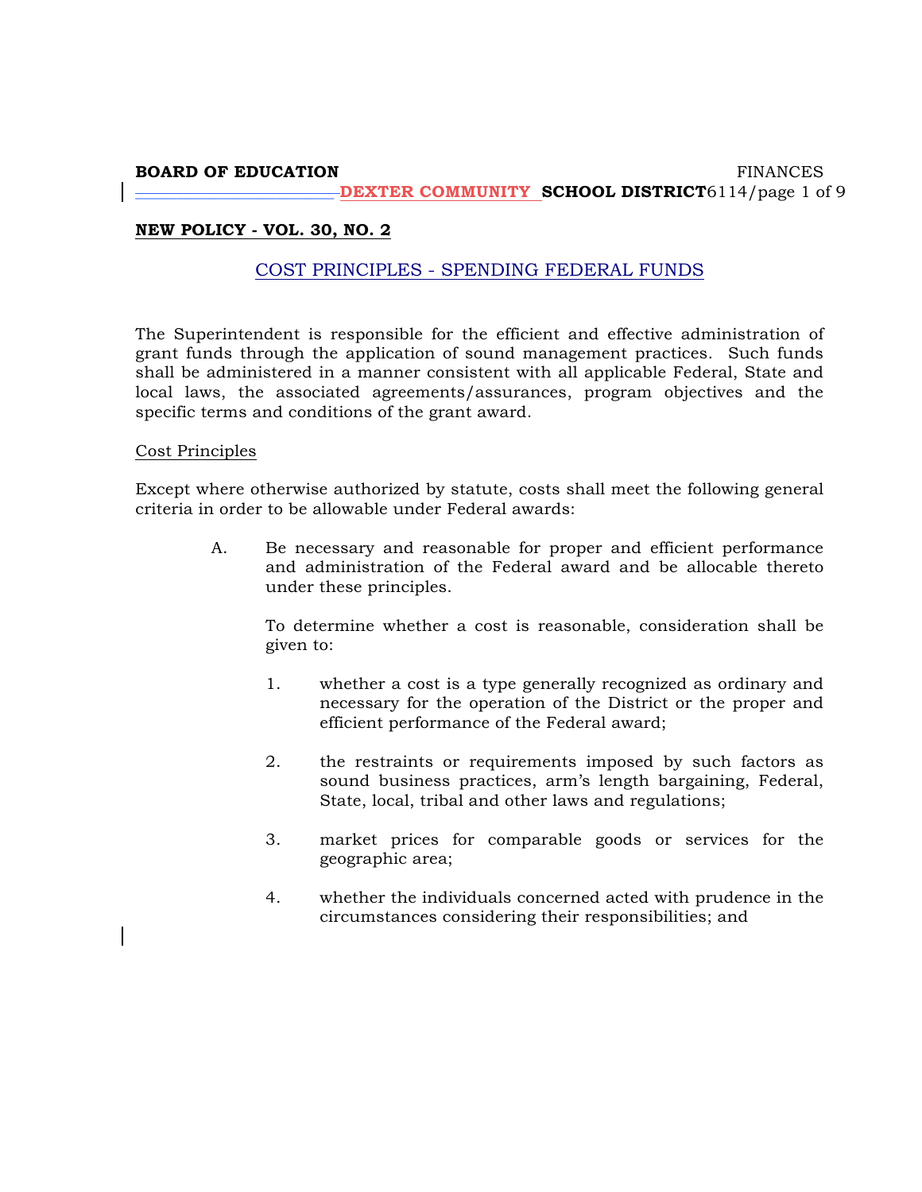**NEW POLICY - VOL. 30, NO. 2**

## COST PRINCIPLES - SPENDING FEDERAL FUNDS

The Superintendent is responsible for the efficient and effective administration of grant funds through the application of sound management practices. Such funds shall be administered in a manner consistent with all applicable Federal, State and local laws, the associated agreements/assurances, program objectives and the specific terms and conditions of the grant award.

Cost Principles

Except where otherwise authorized by statute, costs shall meet the following general criteria in order to be allowable under Federal awards:

A. Be necessary and reasonable for proper and efficient performance and administration of the Federal award and be allocable thereto under these principles.

   To determine whether a cost is reasonable, consideration shall be given to:

   1. whether a cost is a type generally recognized as ordinary and necessary for the operation of the District or the proper and efficient performance of the Federal award;

   2. the restraints or requirements imposed by such factors as sound business practices, arm's length bargaining, Federal, State, local, tribal and other laws and regulations;

   3. market prices for comparable goods or services for the geographic area;

   4. whether the individuals concerned acted with prudence in the circumstances considering their responsibilities; and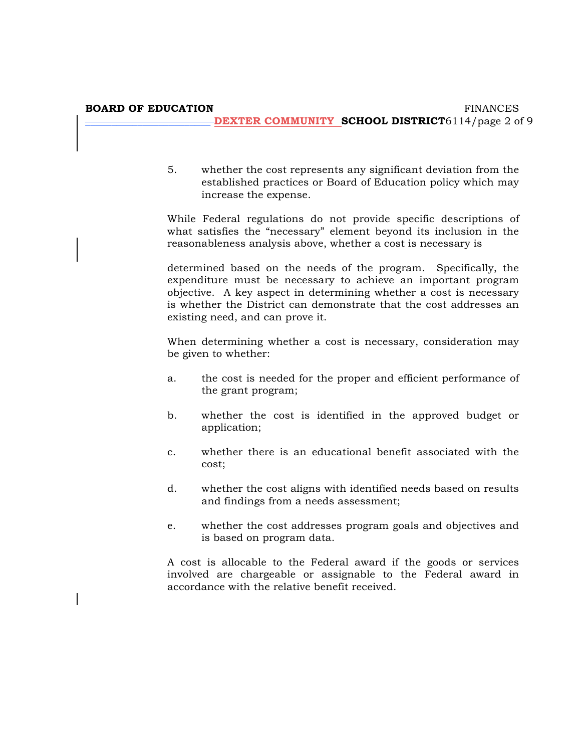5. whether the cost represents any significant deviation from the established practices or Board of Education policy which may increase the expense.

While Federal regulations do not provide specific descriptions of what satisfies the "necessary" element beyond its inclusion in the reasonableness analysis above, whether a cost is necessary is determined based on the needs of the program. Specifically, the expenditure must be necessary to achieve an important program objective. A key aspect in determining whether a cost is necessary is whether the District can demonstrate that the cost addresses an existing need, and can prove it.

When determining whether a cost is necessary, consideration may be given to whether:

a. the cost is needed for the proper and efficient performance of the grant program;

b. whether the cost is identified in the approved budget or application;

c. whether there is an educational benefit associated with the cost;

d. whether the cost aligns with identified needs based on results and findings from a needs assessment;

e. whether the cost addresses program goals and objectives and is based on program data.

A cost is allocable to the Federal award if the goods or services involved are chargeable or assignable to the Federal award in accordance with the relative benefit received.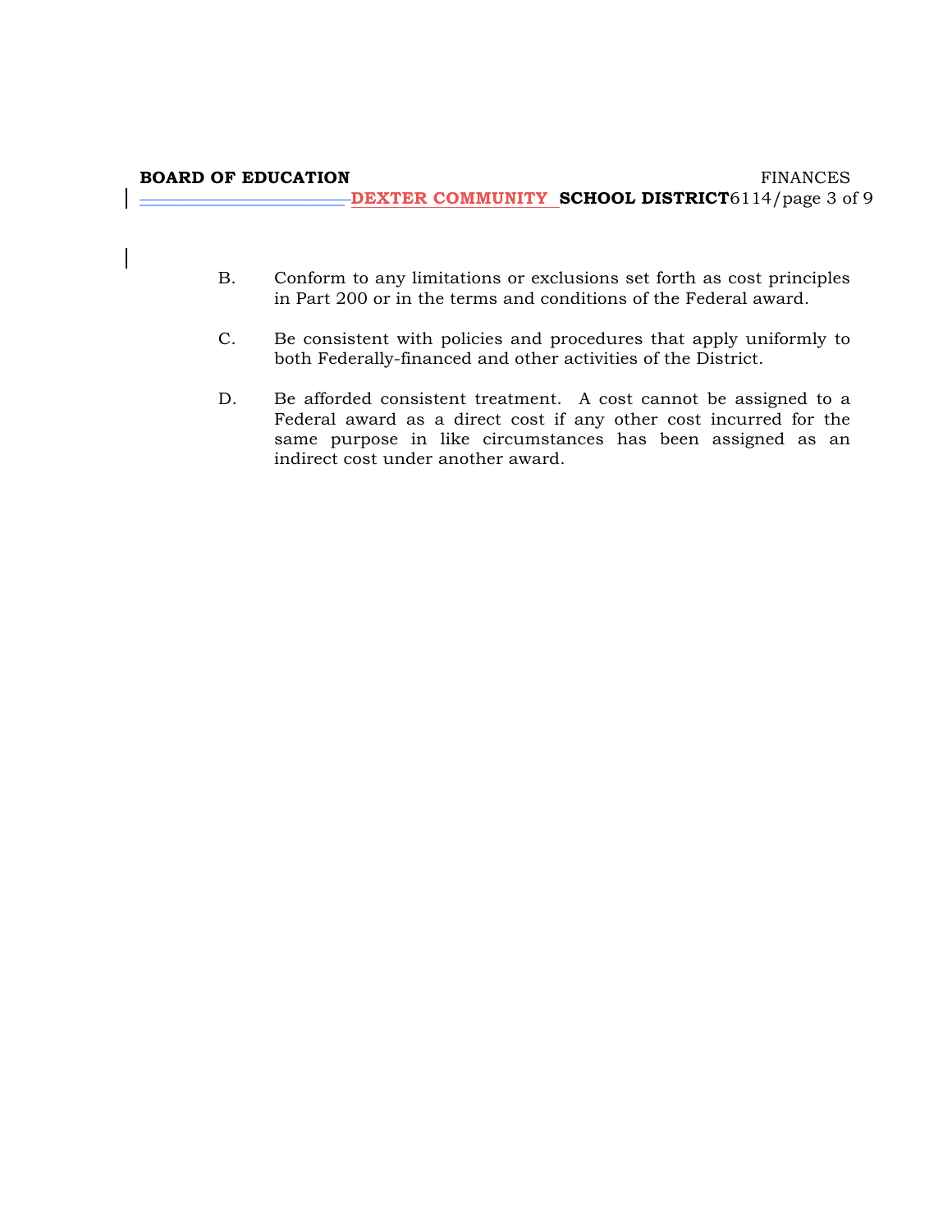B. Conform to any limitations or exclusions set forth as cost principles in Part 200 or in the terms and conditions of the Federal award.

C. Be consistent with policies and procedures that apply uniformly to both Federally-financed and other activities of the District.

D. Be afforded consistent treatment. A cost cannot be assigned to a Federal award as a direct cost if any other cost incurred for the same purpose in like circumstances has been assigned as an indirect cost under another award.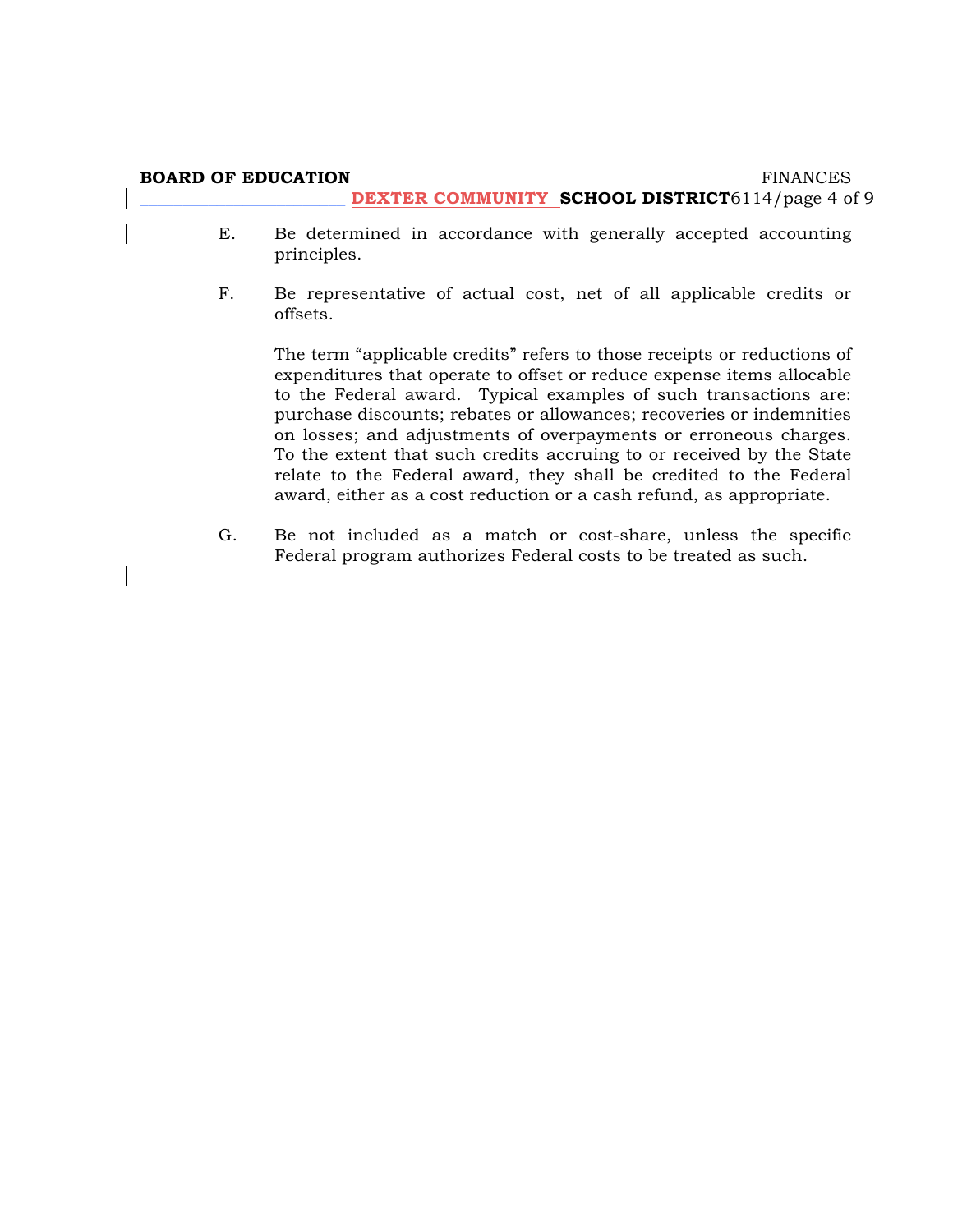E. Be determined in accordance with generally accepted accounting principles.

F. Be representative of actual cost, net of all applicable credits or offsets.

The term "applicable credits" refers to those receipts or reductions of expenditures that operate to offset or reduce expense items allocable to the Federal award. Typical examples of such transactions are: purchase discounts; rebates or allowances; recoveries or indemnities on losses; and adjustments of overpayments or erroneous charges. To the extent that such credits accruing to or received by the State relate to the Federal award, they shall be credited to the Federal award, either as a cost reduction or a cash refund, as appropriate.

G. Be not included as a match or cost-share, unless the specific Federal program authorizes Federal costs to be treated as such.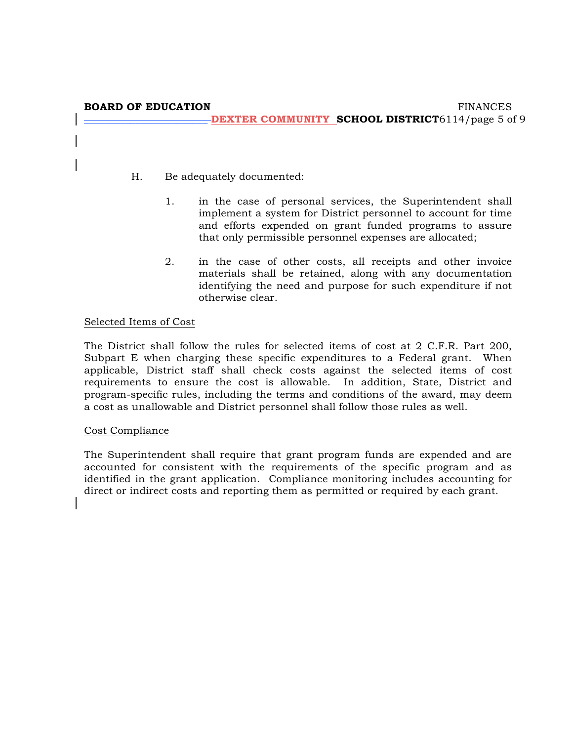H. Be adequately documented:

   1. in the case of personal services, the Superintendent shall implement a system for District personnel to account for time and efforts expended on grant funded programs to assure that only permissible personnel expenses are allocated;

   2. in the case of other costs, all receipts and other invoice materials shall be retained, along with any documentation identifying the need and purpose for such expenditure if not otherwise clear.

<u>Selected Items of Cost</u>

The District shall follow the rules for selected items of cost at 2 C.F.R. Part 200, Subpart E when charging these specific expenditures to a Federal grant. When applicable, District staff shall check costs against the selected items of cost requirements to ensure the cost is allowable. In addition, State, District and program-specific rules, including the terms and conditions of the award, may deem a cost as unallowable and District personnel shall follow those rules as well.

<u>Cost Compliance</u>

The Superintendent shall require that grant program funds are expended and are accounted for consistent with the requirements of the specific program and as identified in the grant application. Compliance monitoring includes accounting for direct or indirect costs and reporting them as permitted or required by each grant.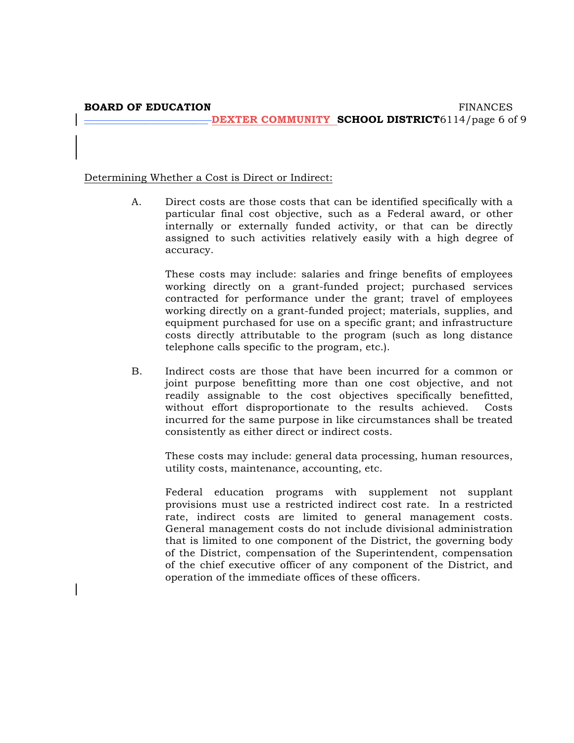Determining Whether a Cost is Direct or Indirect:

A. Direct costs are those costs that can be identified specifically with a particular final cost objective, such as a Federal award, or other internally or externally funded activity, or that can be directly assigned to such activities relatively easily with a high degree of accuracy.

   These costs may include: salaries and fringe benefits of employees working directly on a grant-funded project; purchased services contracted for performance under the grant; travel of employees working directly on a grant-funded project; materials, supplies, and equipment purchased for use on a specific grant; and infrastructure costs directly attributable to the program (such as long distance telephone calls specific to the program, etc.).

B. Indirect costs are those that have been incurred for a common or joint purpose benefitting more than one cost objective, and not readily assignable to the cost objectives specifically benefitted, without effort disproportionate to the results achieved. Costs incurred for the same purpose in like circumstances shall be treated consistently as either direct or indirect costs.

   These costs may include: general data processing, human resources, utility costs, maintenance, accounting, etc.

   Federal education programs with supplement not supplant provisions must use a restricted indirect cost rate. In a restricted rate, indirect costs are limited to general management costs. General management costs do not include divisional administration that is limited to one component of the District, the governing body of the District, compensation of the Superintendent, compensation of the chief executive officer of any component of the District, and operation of the immediate offices of these officers.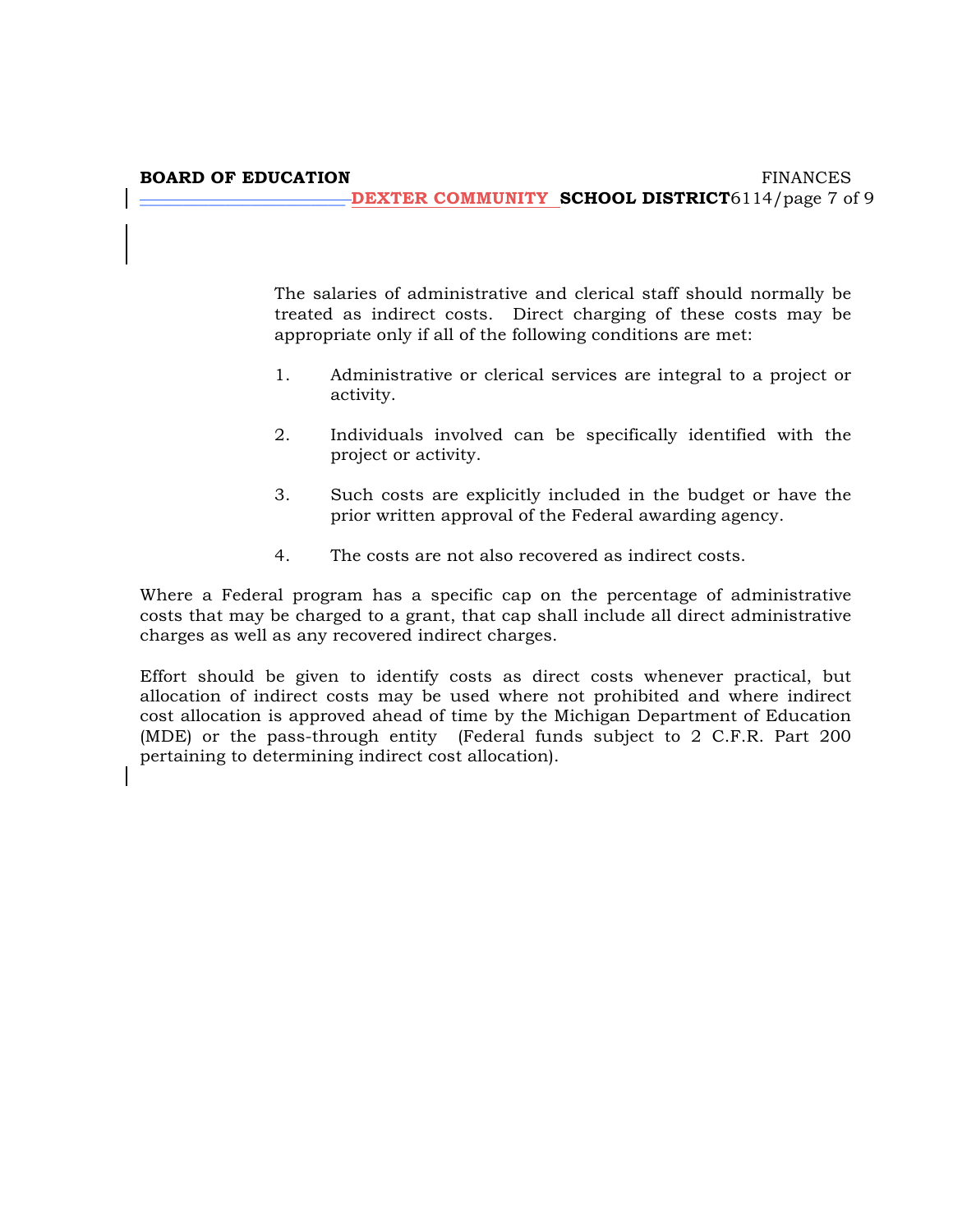The salaries of administrative and clerical staff should normally be treated as indirect costs. Direct charging of these costs may be appropriate only if all of the following conditions are met:

1. Administrative or clerical services are integral to a project or activity.

2. Individuals involved can be specifically identified with the project or activity.

3. Such costs are explicitly included in the budget or have the prior written approval of the Federal awarding agency.

4. The costs are not also recovered as indirect costs.

Where a Federal program has a specific cap on the percentage of administrative costs that may be charged to a grant, that cap shall include all direct administrative charges as well as any recovered indirect charges.

Effort should be given to identify costs as direct costs whenever practical, but allocation of indirect costs may be used where not prohibited and where indirect cost allocation is approved ahead of time by the Michigan Department of Education (MDE) or the pass-through entity (Federal funds subject to 2 C.F.R. Part 200 pertaining to determining indirect cost allocation).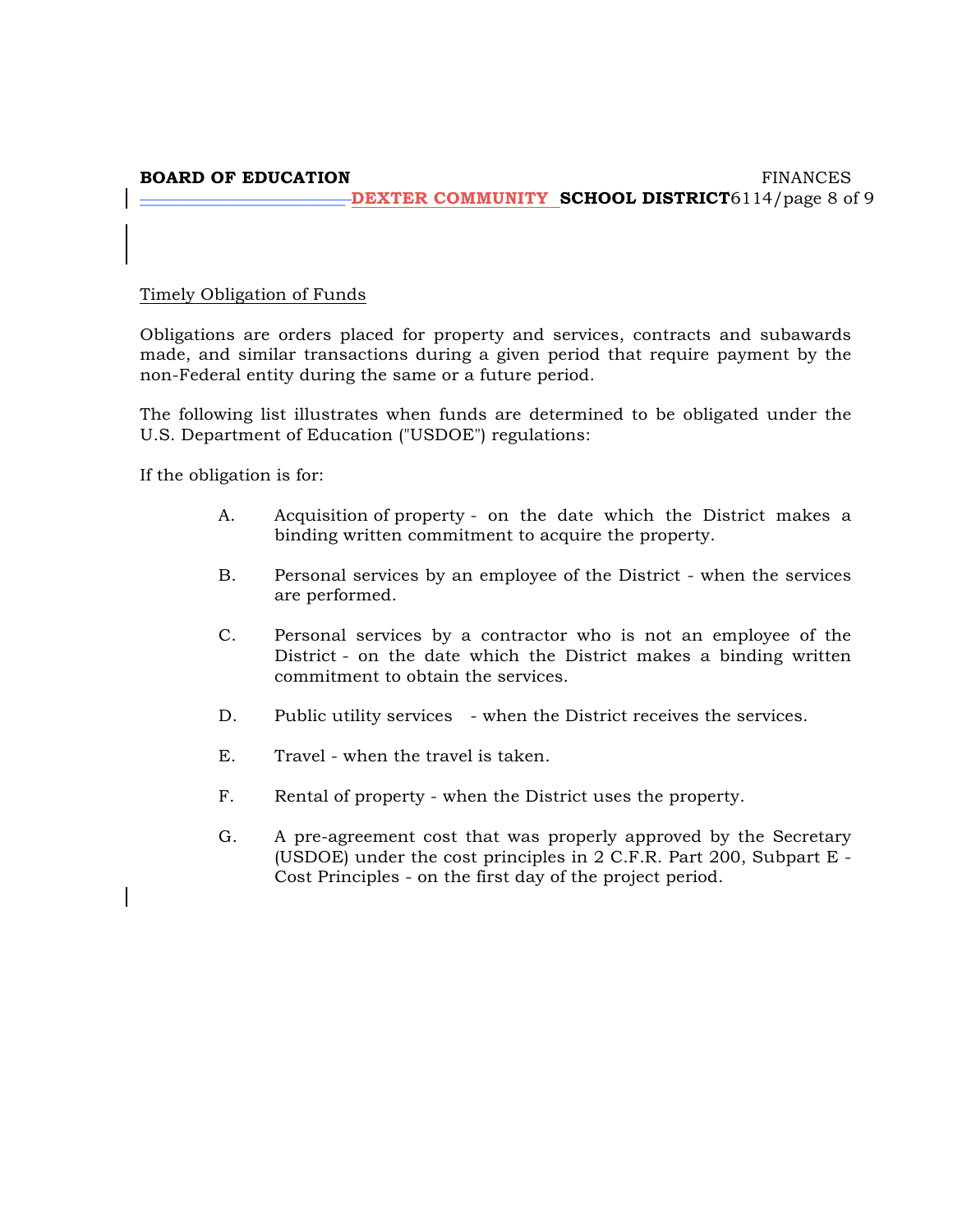Timely Obligation of Funds

Obligations are orders placed for property and services, contracts and subawards made, and similar transactions during a given period that require payment by the non-Federal entity during the same or a future period.

The following list illustrates when funds are determined to be obligated under the U.S. Department of Education ("USDOE") regulations:

If the obligation is for:

A. Acquisition of property - on the date which the District makes a binding written commitment to acquire the property.

B. Personal services by an employee of the District - when the services are performed.

C. Personal services by a contractor who is not an employee of the District - on the date which the District makes a binding written commitment to obtain the services.

D. Public utility services - when the District receives the services.

E. Travel - when the travel is taken.

F. Rental of property - when the District uses the property.

G. A pre-agreement cost that was properly approved by the Secretary (USDOE) under the cost principles in 2 C.F.R. Part 200, Subpart E - Cost Principles - on the first day of the project period.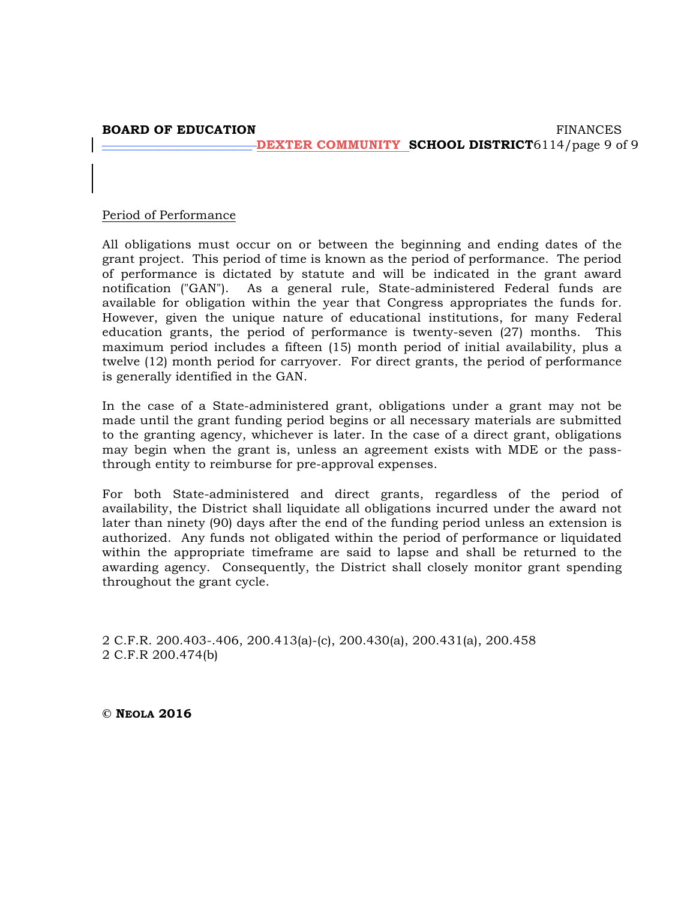Period of Performance

All obligations must occur on or between the beginning and ending dates of the grant project. This period of time is known as the period of performance. The period of performance is dictated by statute and will be indicated in the grant award notification ("GAN"). As a general rule, State-administered Federal funds are available for obligation within the year that Congress appropriates the funds for. However, given the unique nature of educational institutions, for many Federal education grants, the period of performance is twenty-seven (27) months. This maximum period includes a fifteen (15) month period of initial availability, plus a twelve (12) month period for carryover. For direct grants, the period of performance is generally identified in the GAN.

In the case of a State-administered grant, obligations under a grant may not be made until the grant funding period begins or all necessary materials are submitted to the granting agency, whichever is later. In the case of a direct grant, obligations may begin when the grant is, unless an agreement exists with MDE or the pass-through entity to reimburse for pre-approval expenses.

For both State-administered and direct grants, regardless of the period of availability, the District shall liquidate all obligations incurred under the award not later than ninety (90) days after the end of the funding period unless an extension is authorized. Any funds not obligated within the period of performance or liquidated within the appropriate timeframe are said to lapse and shall be returned to the awarding agency. Consequently, the District shall closely monitor grant spending throughout the grant cycle.

2 C.F.R. 200.403-.406, 200.413(a)-(c), 200.430(a), 200.431(a), 200.458
2 C.F.R 200.474(b)

**© NEOLA 2016**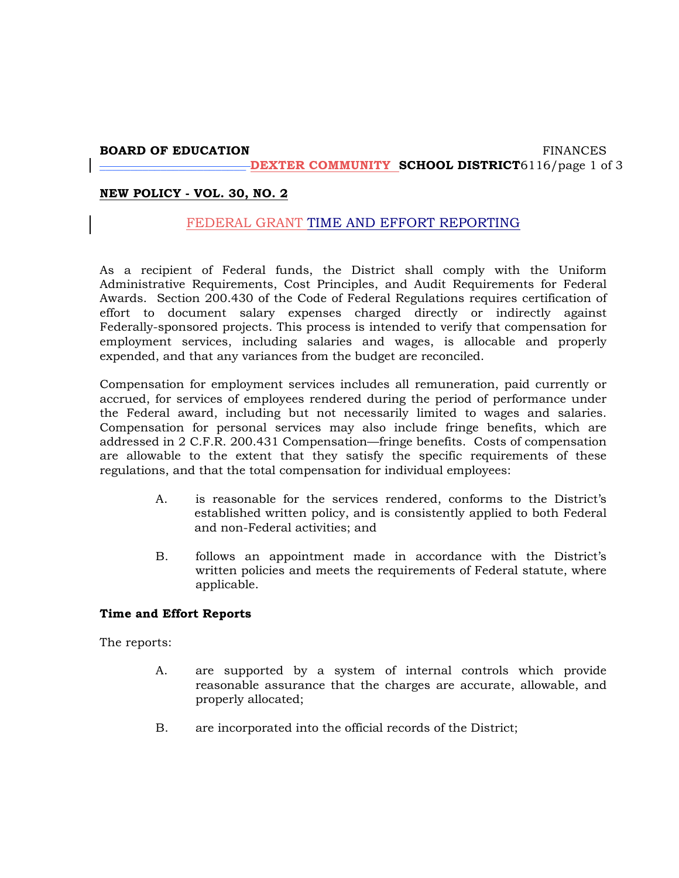**BOARD OF EDUCATION** FINANCES
**DEXTER COMMUNITY SCHOOL DISTRICT** 6116

**NEW POLICY - VOL. 30, NO. 2**

## FEDERAL GRANT TIME AND EFFORT REPORTING

As a recipient of Federal funds, the District shall comply with the Uniform Administrative Requirements, Cost Principles, and Audit Requirements for Federal Awards. Section 200.430 of the Code of Federal Regulations requires certification of effort to document salary expenses charged directly or indirectly against Federally-sponsored projects. This process is intended to verify that compensation for employment services, including salaries and wages, is allocable and properly expended, and that any variances from the budget are reconciled.

Compensation for employment services includes all remuneration, paid currently or accrued, for services of employees rendered during the period of performance under the Federal award, including but not necessarily limited to wages and salaries. Compensation for personal services may also include fringe benefits, which are addressed in 2 C.F.R. 200.431 Compensation—fringe benefits. Costs of compensation are allowable to the extent that they satisfy the specific requirements of these regulations, and that the total compensation for individual employees:

A. is reasonable for the services rendered, conforms to the District's established written policy, and is consistently applied to both Federal and non-Federal activities; and

B. follows an appointment made in accordance with the District's written policies and meets the requirements of Federal statute, where applicable.

**Time and Effort Reports**

The reports:

A. are supported by a system of internal controls which provide reasonable assurance that the charges are accurate, allowable, and properly allocated;

B. are incorporated into the official records of the District;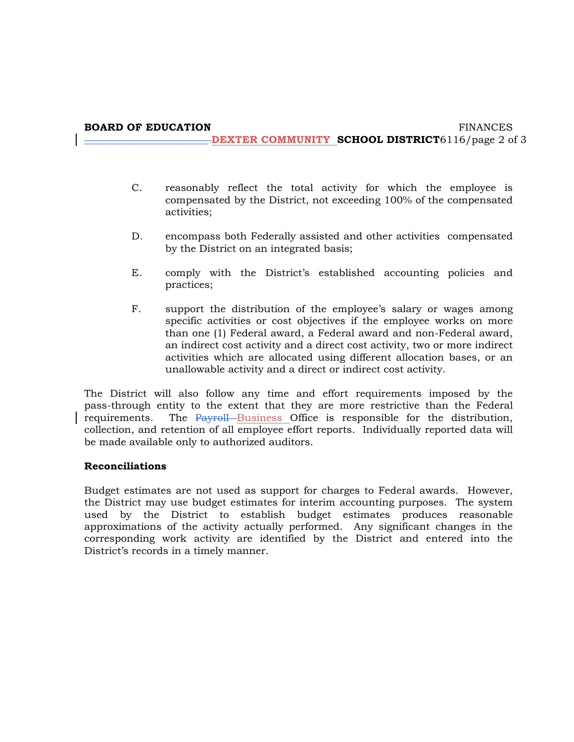C. reasonably reflect the total activity for which the employee is compensated by the District, not exceeding 100% of the compensated activities;

D. encompass both Federally assisted and other activities compensated by the District on an integrated basis;

E. comply with the District's established accounting policies and practices;

F. support the distribution of the employee's salary or wages among specific activities or cost objectives if the employee works on more than one (1) Federal award, a Federal award and non-Federal award, an indirect cost activity and a direct cost activity, two or more indirect activities which are allocated using different allocation bases, or an unallowable activity and a direct or indirect cost activity.

The District will also follow any time and effort requirements imposed by the pass-through entity to the extent that they are more restrictive than the Federal requirements. The ~~Payroll~~ Business Office is responsible for the distribution, collection, and retention of all employee effort reports. Individually reported data will be made available only to authorized auditors.

**Reconciliations**

Budget estimates are not used as support for charges to Federal awards. However, the District may use budget estimates for interim accounting purposes. The system used by the District to establish budget estimates produces reasonable approximations of the activity actually performed. Any significant changes in the corresponding work activity are identified by the District and entered into the District's records in a timely manner.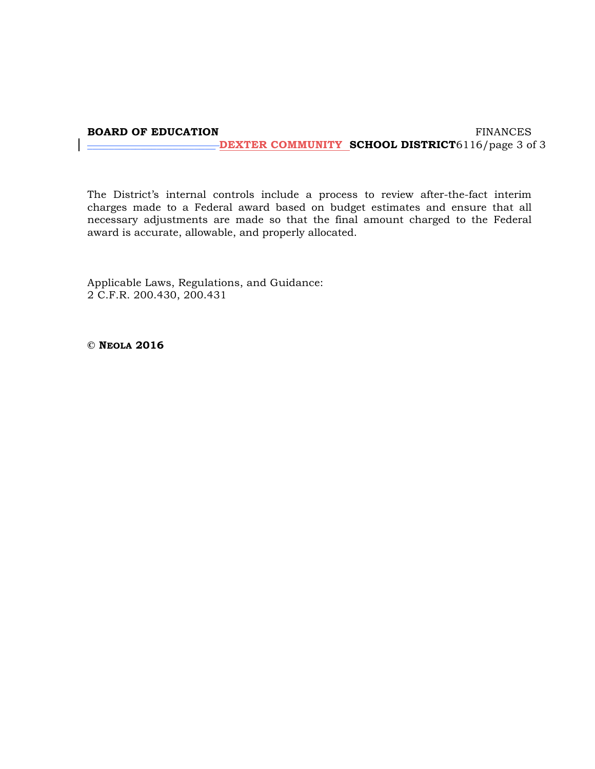The District's internal controls include a process to review after-the-fact interim charges made to a Federal award based on budget estimates and ensure that all necessary adjustments are made so that the final amount charged to the Federal award is accurate, allowable, and properly allocated.

Applicable Laws, Regulations, and Guidance:
2 C.F.R. 200.430, 200.431

**© NEOLA 2016**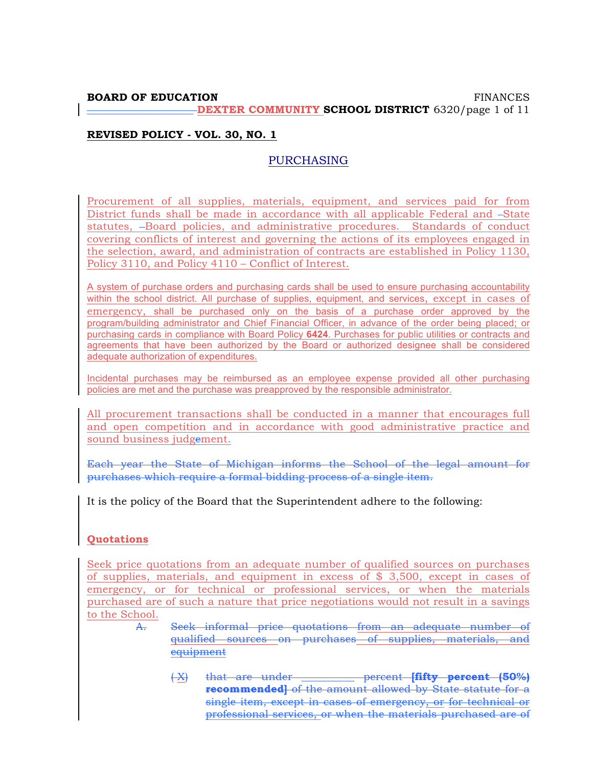**BOARD OF EDUCATION** FINANCES
**DEXTER COMMUNITY SCHOOL DISTRICT** 6320

**REVISED POLICY - VOL. 30, NO. 1**

## PURCHASING

Procurement of all supplies, materials, equipment, and services paid for from District funds shall be made in accordance with all applicable Federal and State statutes, Board policies, and administrative procedures. Standards of conduct covering conflicts of interest and governing the actions of its employees engaged in the selection, award, and administration of contracts are established in Policy 1130, Policy 3110, and Policy 4110 – Conflict of Interest.

A system of purchase orders and purchasing cards shall be used to ensure purchasing accountability within the school district. All purchase of supplies, equipment, and services, except in cases of emergency, shall be purchased only on the basis of a purchase order approved by the program/building administrator and Chief Financial Officer, in advance of the order being placed; or purchasing cards in compliance with Board Policy **6424**. Purchases for public utilities or contracts and agreements that have been authorized by the Board or authorized designee shall be considered adequate authorization of expenditures.

Incidental purchases may be reimbursed as an employee expense provided all other purchasing policies are met and the purchase was preapproved by the responsible administrator.

All procurement transactions shall be conducted in a manner that encourages full and open competition and in accordance with good administrative practice and sound business judgement.

~~Each year the State of Michigan informs the School of the legal amount for purchases which require a formal bidding process of a single item.~~

It is the policy of the Board that the Superintendent adhere to the following:

### Quotations

Seek price quotations from an adequate number of qualified sources on purchases of supplies, materials, and equipment in excess of $ 3,500, except in cases of emergency, or for technical or professional services, or when the materials purchased are of such a nature that price negotiations would not result in a savings to the School.

~~A. Seek informal price quotations from an adequate number of qualified sources on purchases of supplies, materials, and equipment~~

~~( X) that are under \_\_\_\_\_\_\_\_\_ percent **[fifty percent (50%) recommended]** of the amount allowed by State statute for a single item, except in cases of emergency, or for technical or professional services, or when the materials purchased are of~~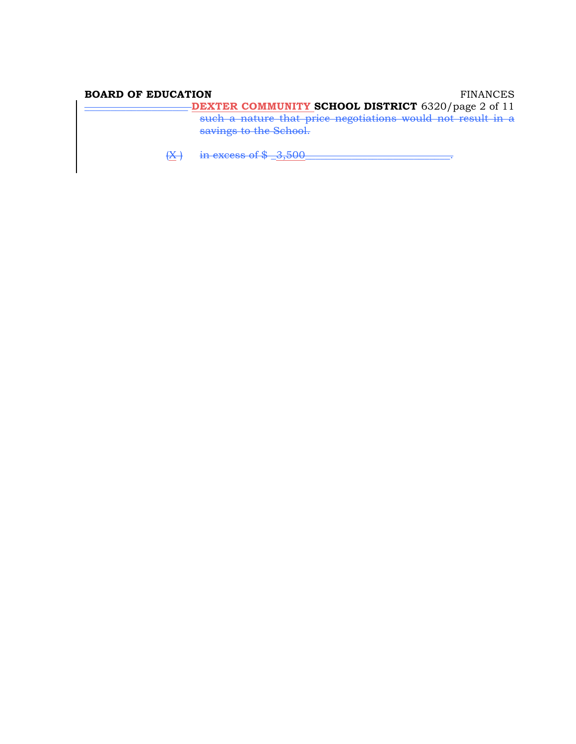such a nature that price negotiations would not result in a savings to the School.

(X ) in excess of $ 3,500.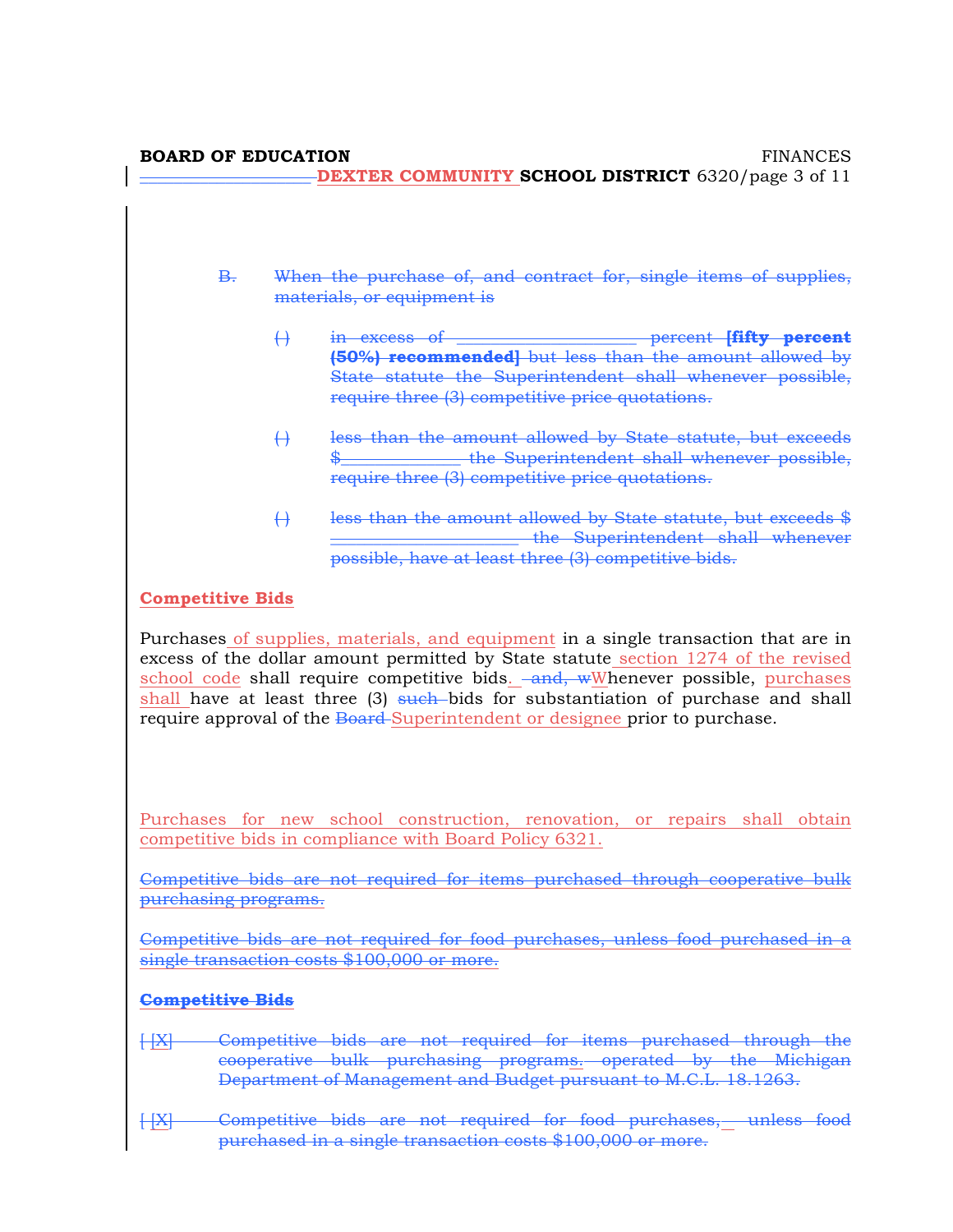B. When the purchase of, and contract for, single items of supplies, materials, or equipment is

( ) in excess of ____________ percent **[fifty percent (50%) recommended]** but less than the amount allowed by State statute the Superintendent shall whenever possible, require three (3) competitive price quotations.

( ) less than the amount allowed by State statute, but exceeds $__________ the Superintendent shall whenever possible, require three (3) competitive price quotations.

( ) less than the amount allowed by State statute, but exceeds $ ____________ the Superintendent shall whenever possible, have at least three (3) competitive bids.

**Competitive Bids**

Purchases of supplies, materials, and equipment in a single transaction that are in excess of the dollar amount permitted by State statute section 1274 of the revised school code shall require competitive bids. and, wWhenever possible, purchases shall have at least three (3) such bids for substantiation of purchase and shall require approval of the Board Superintendent or designee prior to purchase.

Purchases for new school construction, renovation, or repairs shall obtain competitive bids in compliance with Board Policy 6321.

Competitive bids are not required for items purchased through cooperative bulk purchasing programs.

Competitive bids are not required for food purchases, unless food purchased in a single transaction costs $100,000 or more.

**Competitive Bids**

[ [X] Competitive bids are not required for items purchased through the cooperative bulk purchasing programs. operated by the Michigan Department of Management and Budget pursuant to M.C.L. 18.1263.

[ [X] Competitive bids are not required for food purchases, unless food purchased in a single transaction costs $100,000 or more.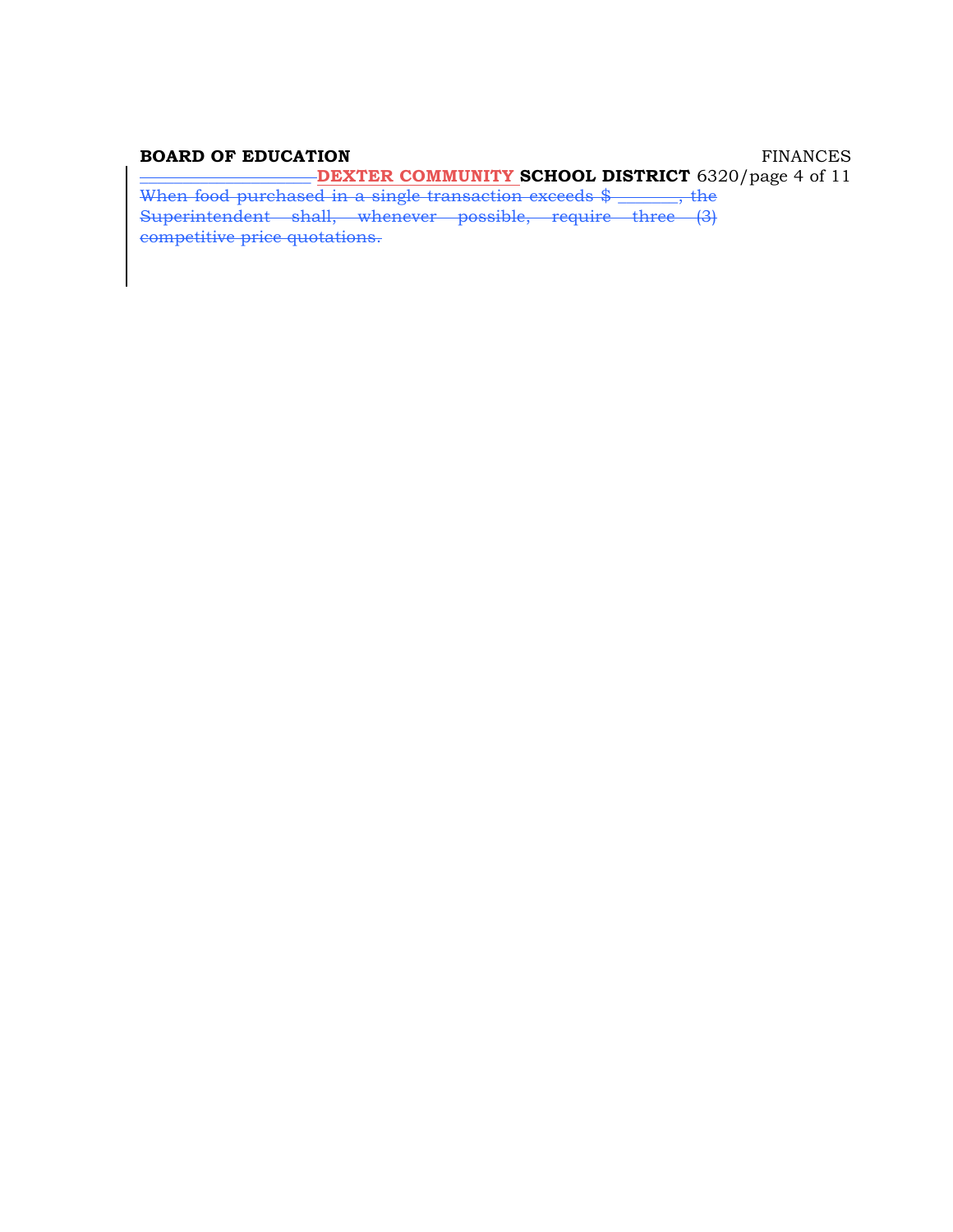When food purchased in a single transaction exceeds $ _______, the Superintendent shall, whenever possible, require three (3) competitive price quotations.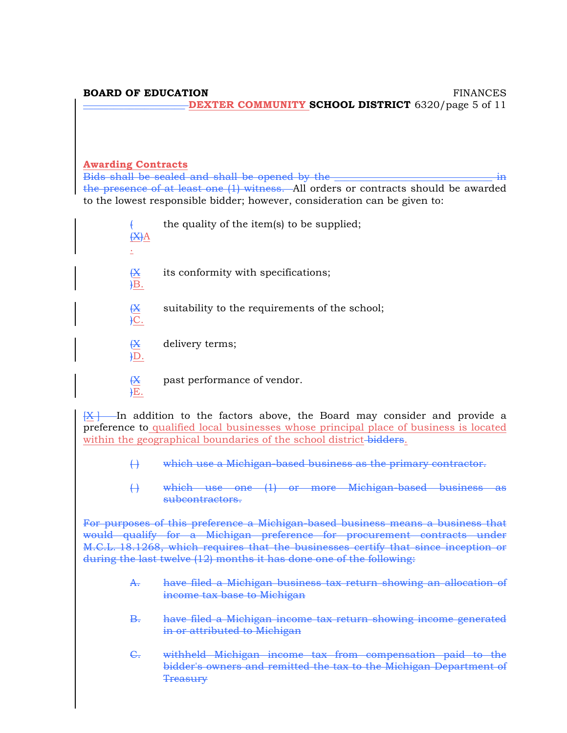**Awarding Contracts**

~~Bids shall be sealed and shall be opened by the ____________________________ in the presence of at least one (1) witness.~~ All orders or contracts should be awarded to the lowest responsible bidder; however, consideration can be given to:

A. the quality of the item(s) to be supplied;

B. its conformity with specifications;

C. suitability to the requirements of the school;

D. delivery terms;

E. past performance of vendor.

~~[X ]~~ In addition to the factors above, the Board may consider and provide a preference to qualified local businesses whose principal place of business is located within the geographical boundaries of the school district ~~bidders~~.

~~( ) which use a Michigan-based business as the primary contractor.~~

~~( ) which use one (1) or more Michigan-based business as subcontractors.~~

~~For purposes of this preference a Michigan-based business means a business that would qualify for a Michigan preference for procurement contracts under M.C.L. 18.1268, which requires that the businesses certify that since inception or during the last twelve (12) months it has done one of the following:~~

~~A. have filed a Michigan business tax return showing an allocation of income tax base to Michigan~~

~~B. have filed a Michigan income tax return showing income generated in or attributed to Michigan~~

~~C. withheld Michigan income tax from compensation paid to the bidder's owners and remitted the tax to the Michigan Department of Treasury~~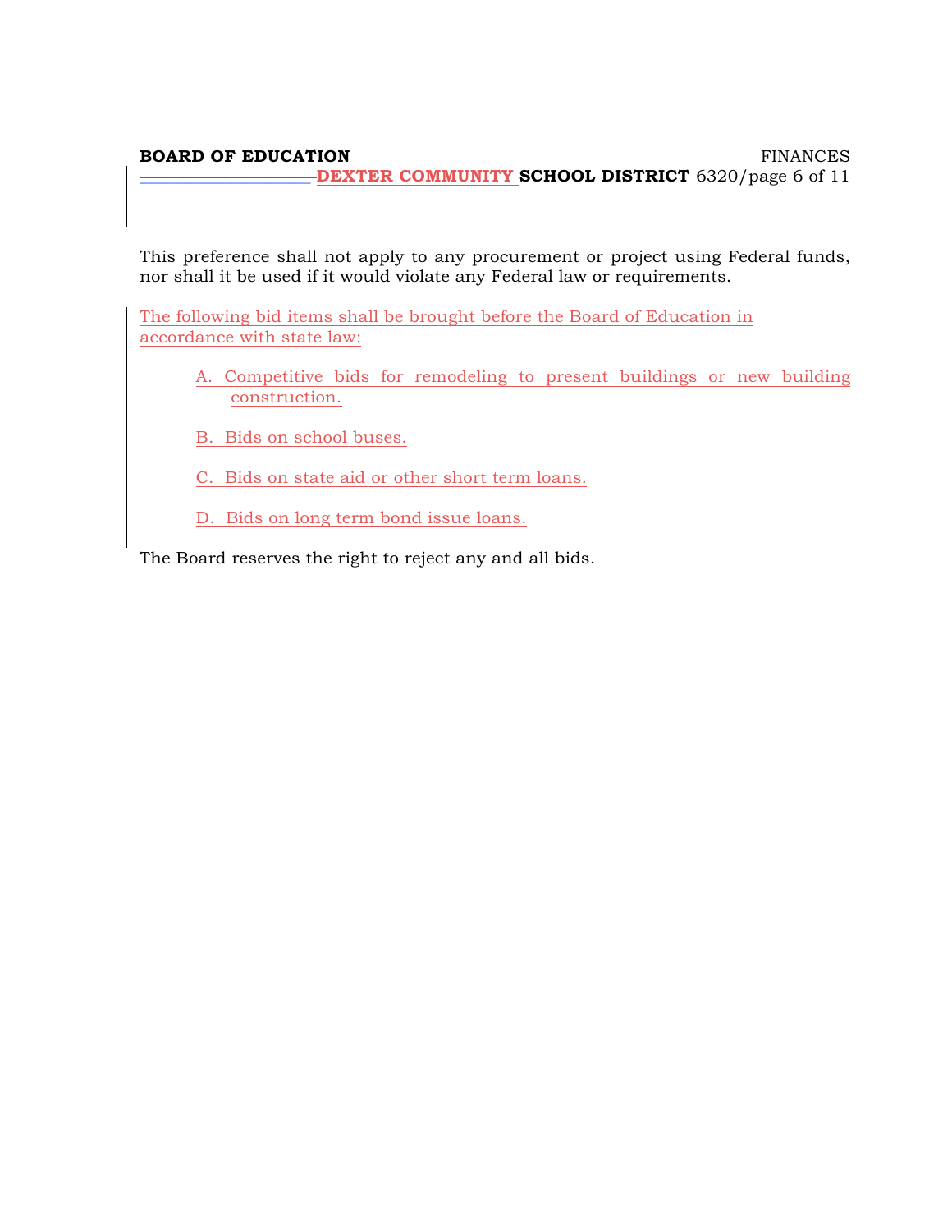This preference shall not apply to any procurement or project using Federal funds, nor shall it be used if it would violate any Federal law or requirements.

The following bid items shall be brought before the Board of Education in accordance with state law:

A. Competitive bids for remodeling to present buildings or new building construction.

B. Bids on school buses.

C. Bids on state aid or other short term loans.

D. Bids on long term bond issue loans.

The Board reserves the right to reject any and all bids.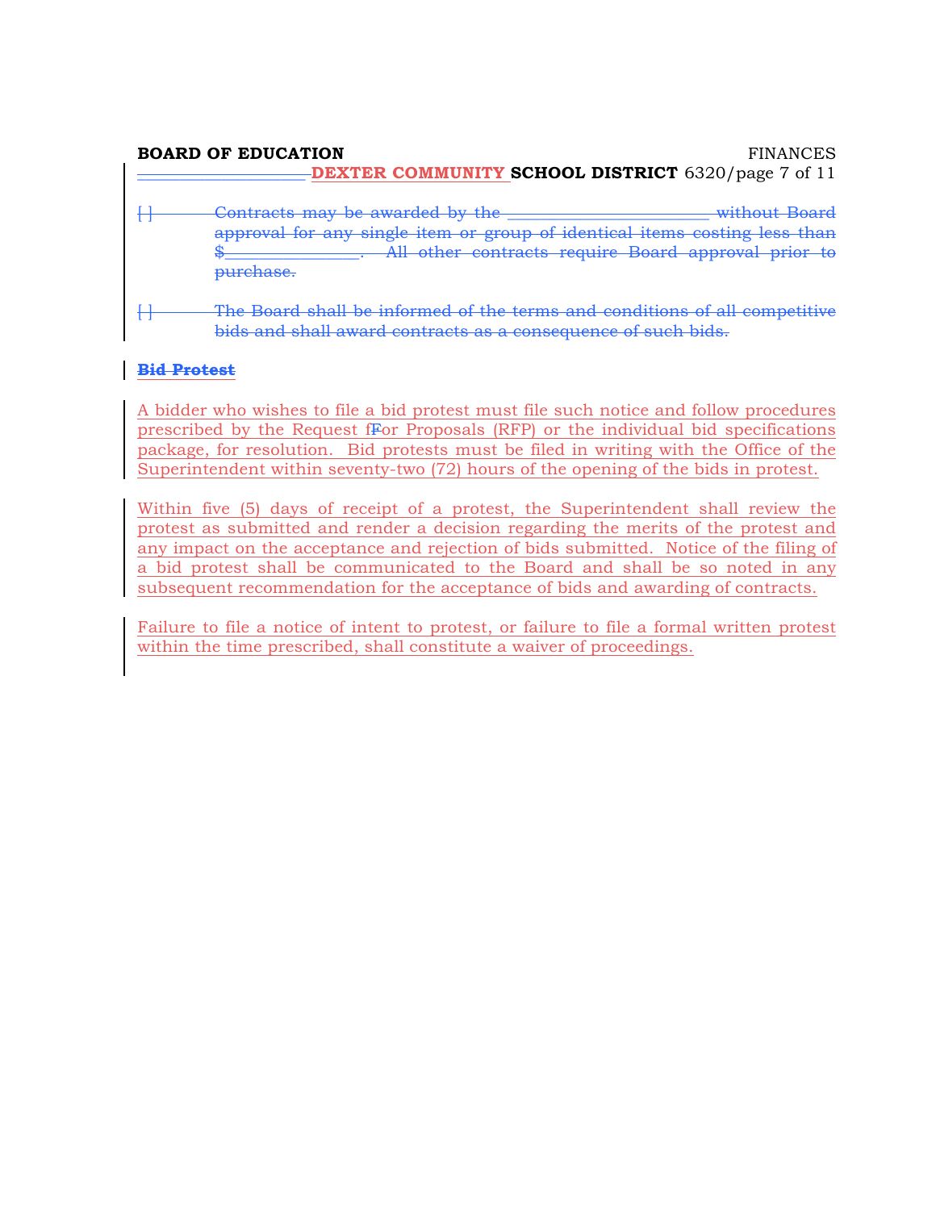[ ] Contracts may be awarded by the ______________________ without Board approval for any single item or group of identical items costing less than $______________. All other contracts require Board approval prior to purchase.

[ ] The Board shall be informed of the terms and conditions of all competitive bids and shall award contracts as a consequence of such bids.

**Bid Protest**

A bidder who wishes to file a bid protest must file such notice and follow procedures prescribed by the Request fFor Proposals (RFP) or the individual bid specifications package, for resolution. Bid protests must be filed in writing with the Office of the Superintendent within seventy-two (72) hours of the opening of the bids in protest.

Within five (5) days of receipt of a protest, the Superintendent shall review the protest as submitted and render a decision regarding the merits of the protest and any impact on the acceptance and rejection of bids submitted. Notice of the filing of a bid protest shall be communicated to the Board and shall be so noted in any subsequent recommendation for the acceptance of bids and awarding of contracts.

Failure to file a notice of intent to protest, or failure to file a formal written protest within the time prescribed, shall constitute a waiver of proceedings.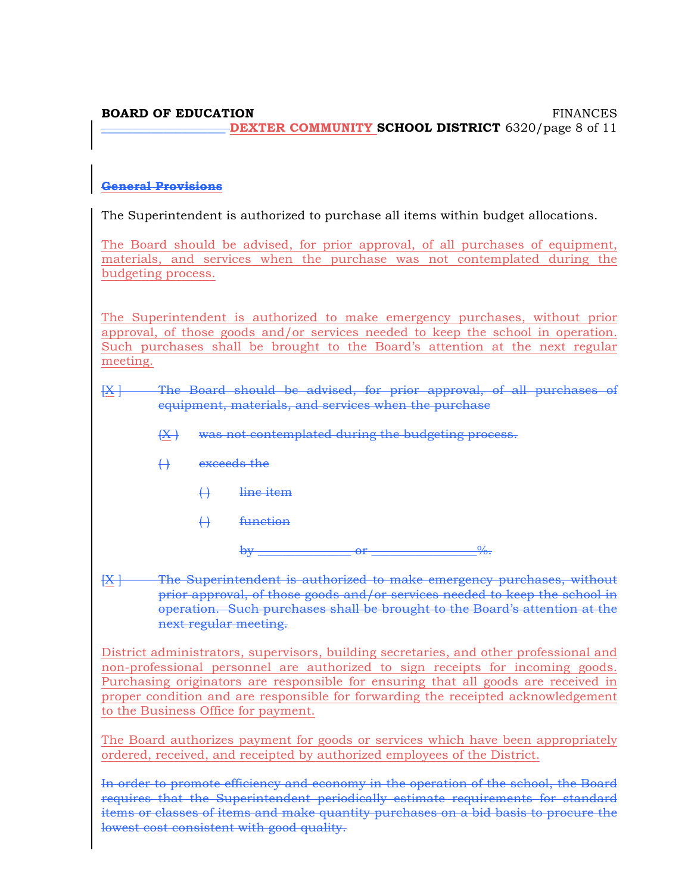## General Provisions

The Superintendent is authorized to purchase all items within budget allocations.

The Board should be advised, for prior approval, of all purchases of equipment, materials, and services when the purchase was not contemplated during the budgeting process.

The Superintendent is authorized to make emergency purchases, without prior approval, of those goods and/or services needed to keep the school in operation. Such purchases shall be brought to the Board's attention at the next regular meeting.

[X ] The Board should be advised, for prior approval, of all purchases of equipment, materials, and services when the purchase

(X ) was not contemplated during the budgeting process.

( ) exceeds the

( ) line item

( ) function

by _______________ or ________________%.

[X ] The Superintendent is authorized to make emergency purchases, without prior approval, of those goods and/or services needed to keep the school in operation. Such purchases shall be brought to the Board's attention at the next regular meeting.

District administrators, supervisors, building secretaries, and other professional and non-professional personnel are authorized to sign receipts for incoming goods. Purchasing originators are responsible for ensuring that all goods are received in proper condition and are responsible for forwarding the receipted acknowledgement to the Business Office for payment.

The Board authorizes payment for goods or services which have been appropriately ordered, received, and receipted by authorized employees of the District.

In order to promote efficiency and economy in the operation of the school, the Board requires that the Superintendent periodically estimate requirements for standard items or classes of items and make quantity purchases on a bid basis to procure the lowest cost consistent with good quality.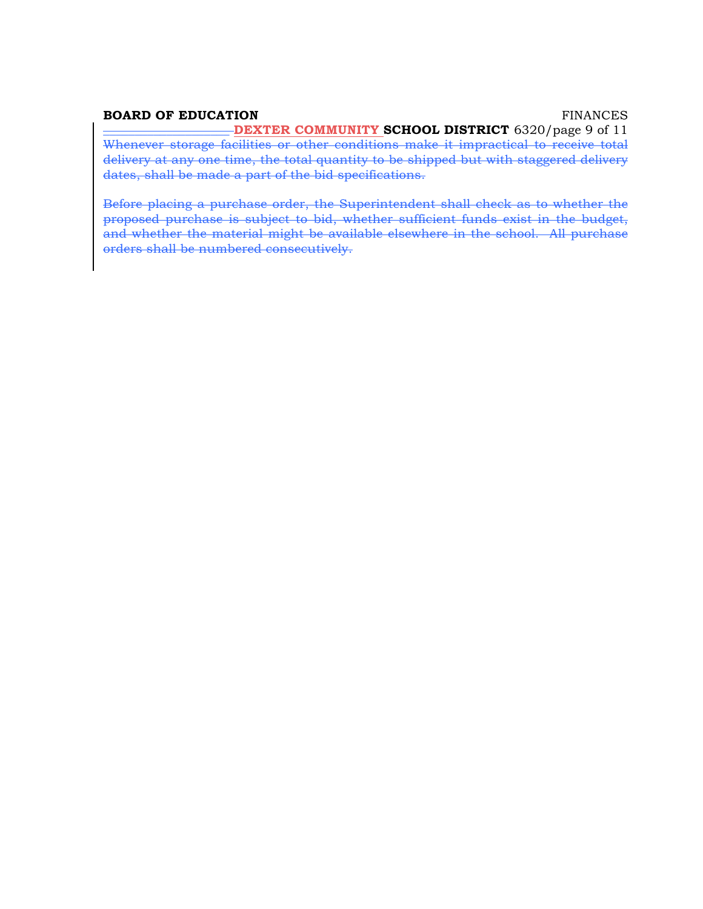Whenever storage facilities or other conditions make it impractical to receive total delivery at any one time, the total quantity to be shipped but with staggered delivery dates, shall be made a part of the bid specifications.

Before placing a purchase order, the Superintendent shall check as to whether the proposed purchase is subject to bid, whether sufficient funds exist in the budget, and whether the material might be available elsewhere in the school. All purchase orders shall be numbered consecutively.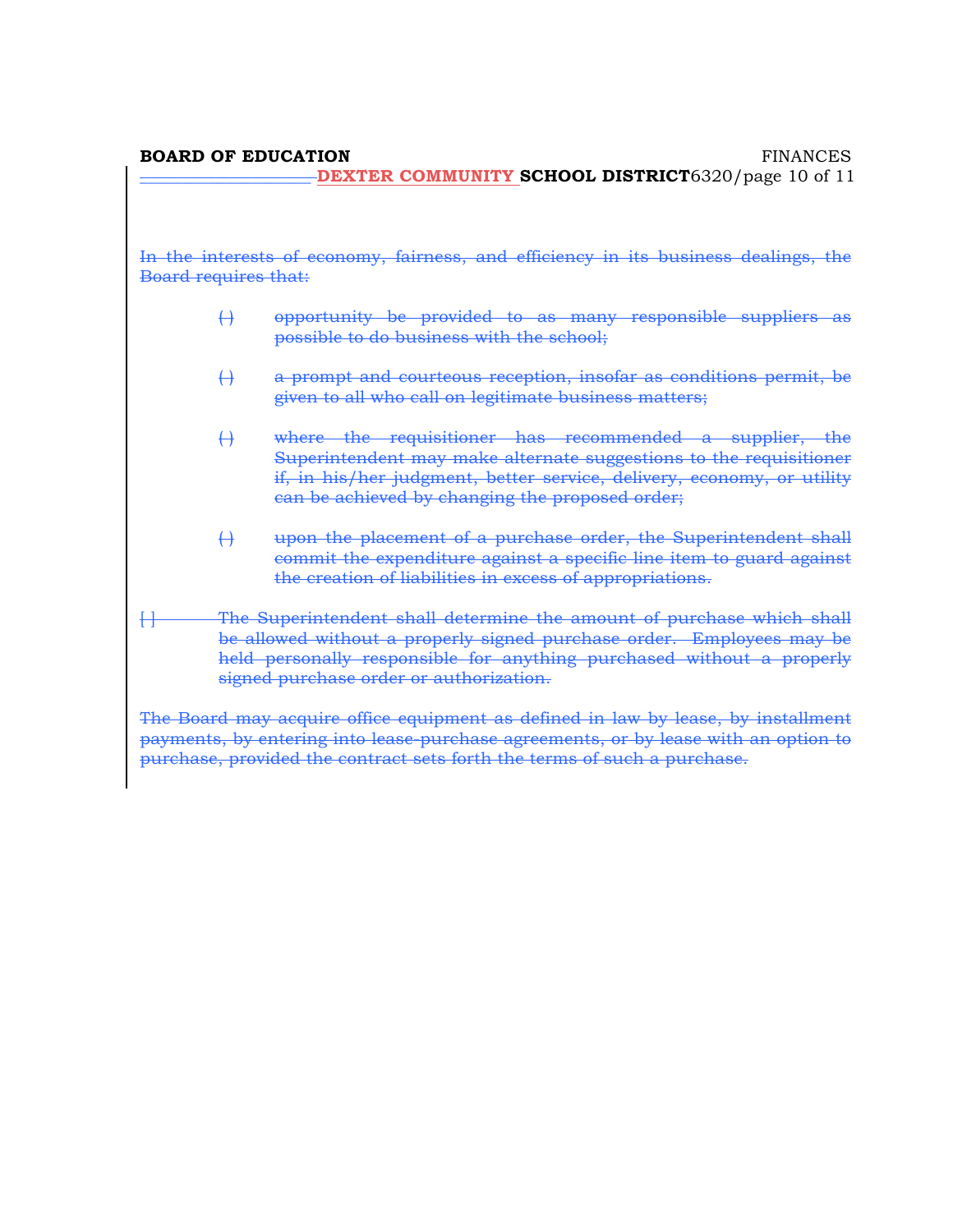In the interests of economy, fairness, and efficiency in its business dealings, the Board requires that:

( ) opportunity be provided to as many responsible suppliers as possible to do business with the school;

( ) a prompt and courteous reception, insofar as conditions permit, be given to all who call on legitimate business matters;

( ) where the requisitioner has recommended a supplier, the Superintendent may make alternate suggestions to the requisitioner if, in his/her judgment, better service, delivery, economy, or utility can be achieved by changing the proposed order;

( ) upon the placement of a purchase order, the Superintendent shall commit the expenditure against a specific line item to guard against the creation of liabilities in excess of appropriations.

[ ] The Superintendent shall determine the amount of purchase which shall be allowed without a properly signed purchase order. Employees may be held personally responsible for anything purchased without a properly signed purchase order or authorization.

The Board may acquire office equipment as defined in law by lease, by installment payments, by entering into lease-purchase agreements, or by lease with an option to purchase, provided the contract sets forth the terms of such a purchase.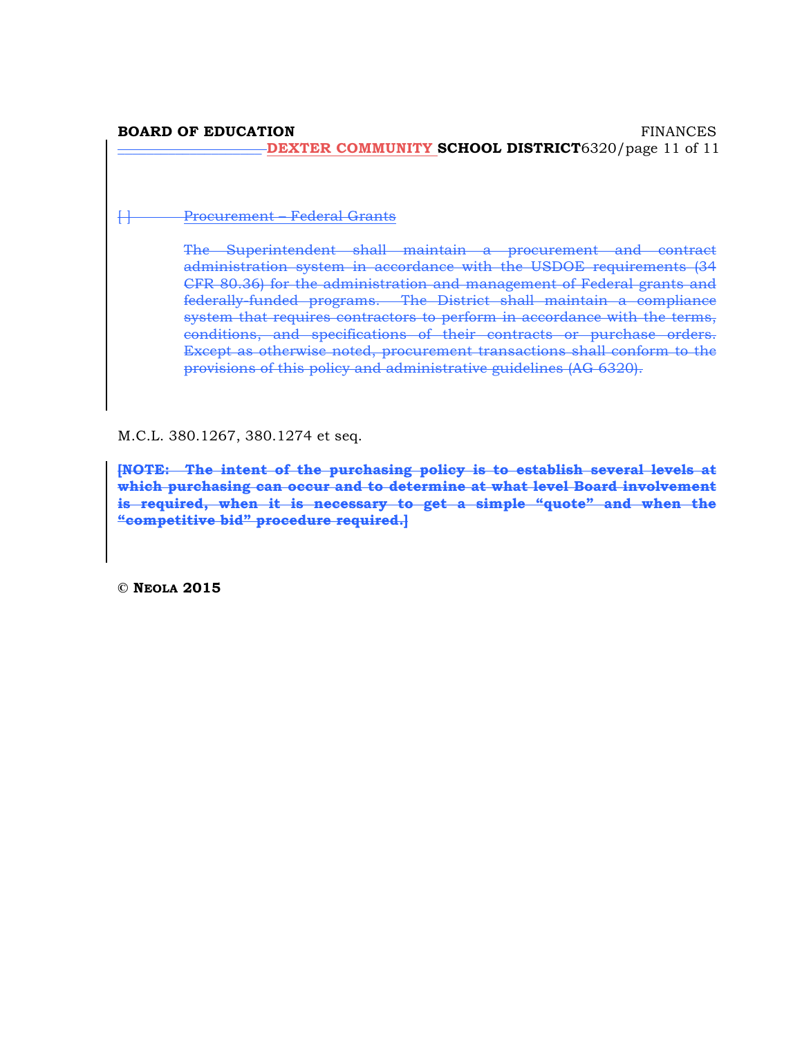[ ] Procurement – Federal Grants

The Superintendent shall maintain a procurement and contract administration system in accordance with the USDOE requirements (34 CFR 80.36) for the administration and management of Federal grants and federally-funded programs. The District shall maintain a compliance system that requires contractors to perform in accordance with the terms, conditions, and specifications of their contracts or purchase orders. Except as otherwise noted, procurement transactions shall conform to the provisions of this policy and administrative guidelines (AG 6320).

M.C.L. 380.1267, 380.1274 et seq.

**[NOTE: The intent of the purchasing policy is to establish several levels at which purchasing can occur and to determine at what level Board involvement is required, when it is necessary to get a simple "quote" and when the "competitive bid" procedure required.]**

**© NEOLA 2015**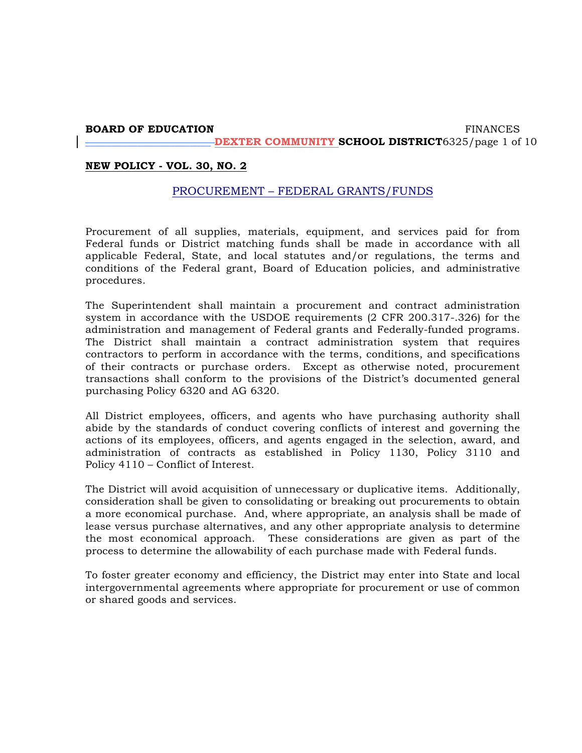**BOARD OF EDUCATION** FINANCES
**DEXTER COMMUNITY SCHOOL DISTRICT** 6325/page 1 of 10

**NEW POLICY - VOL. 30, NO. 2**

## PROCUREMENT – FEDERAL GRANTS/FUNDS

Procurement of all supplies, materials, equipment, and services paid for from Federal funds or District matching funds shall be made in accordance with all applicable Federal, State, and local statutes and/or regulations, the terms and conditions of the Federal grant, Board of Education policies, and administrative procedures.

The Superintendent shall maintain a procurement and contract administration system in accordance with the USDOE requirements (2 CFR 200.317-.326) for the administration and management of Federal grants and Federally-funded programs. The District shall maintain a contract administration system that requires contractors to perform in accordance with the terms, conditions, and specifications of their contracts or purchase orders. Except as otherwise noted, procurement transactions shall conform to the provisions of the District's documented general purchasing Policy 6320 and AG 6320.

All District employees, officers, and agents who have purchasing authority shall abide by the standards of conduct covering conflicts of interest and governing the actions of its employees, officers, and agents engaged in the selection, award, and administration of contracts as established in Policy 1130, Policy 3110 and Policy 4110 – Conflict of Interest.

The District will avoid acquisition of unnecessary or duplicative items. Additionally, consideration shall be given to consolidating or breaking out procurements to obtain a more economical purchase. And, where appropriate, an analysis shall be made of lease versus purchase alternatives, and any other appropriate analysis to determine the most economical approach. These considerations are given as part of the process to determine the allowability of each purchase made with Federal funds.

To foster greater economy and efficiency, the District may enter into State and local intergovernmental agreements where appropriate for procurement or use of common or shared goods and services.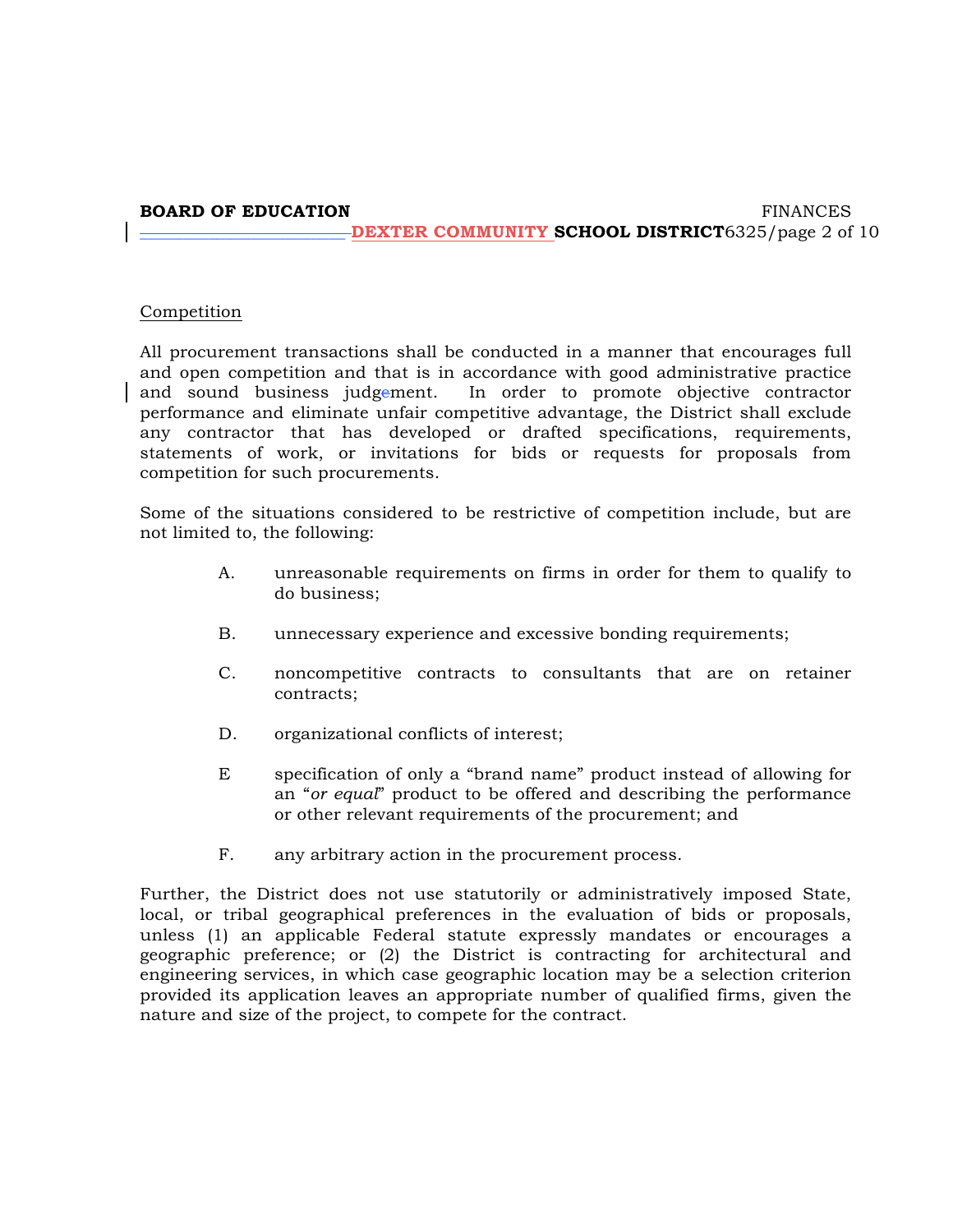Competition

All procurement transactions shall be conducted in a manner that encourages full and open competition and that is in accordance with good administrative practice and sound business judgement. In order to promote objective contractor performance and eliminate unfair competitive advantage, the District shall exclude any contractor that has developed or drafted specifications, requirements, statements of work, or invitations for bids or requests for proposals from competition for such procurements.

Some of the situations considered to be restrictive of competition include, but are not limited to, the following:

A. unreasonable requirements on firms in order for them to qualify to do business;

B. unnecessary experience and excessive bonding requirements;

C. noncompetitive contracts to consultants that are on retainer contracts;

D. organizational conflicts of interest;

E specification of only a "brand name" product instead of allowing for an "*or equal*" product to be offered and describing the performance or other relevant requirements of the procurement; and

F. any arbitrary action in the procurement process.

Further, the District does not use statutorily or administratively imposed State, local, or tribal geographical preferences in the evaluation of bids or proposals, unless (1) an applicable Federal statute expressly mandates or encourages a geographic preference; or (2) the District is contracting for architectural and engineering services, in which case geographic location may be a selection criterion provided its application leaves an appropriate number of qualified firms, given the nature and size of the project, to compete for the contract.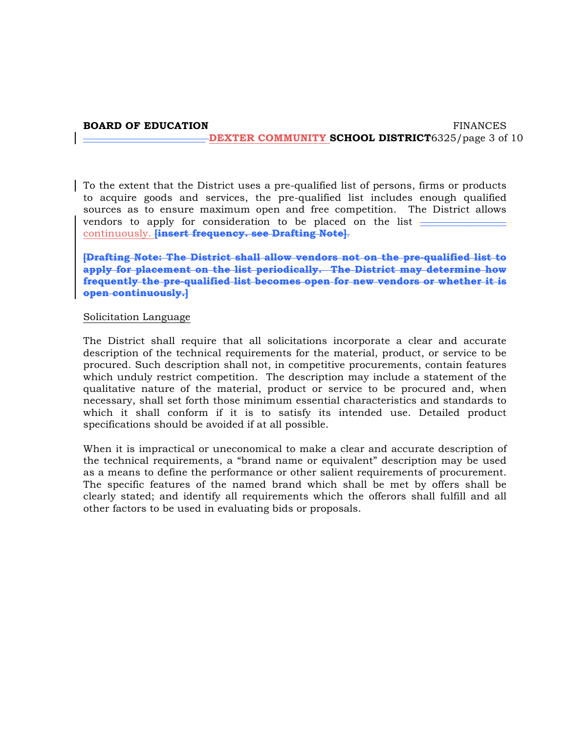To the extent that the District uses a pre-qualified list of persons, firms or products to acquire goods and services, the pre-qualified list includes enough qualified sources as to ensure maximum open and free competition. The District allows vendors to apply for consideration to be placed on the list continuously. ~~[insert frequency. see Drafting Note].~~

~~[Drafting Note: The District shall allow vendors not on the pre-qualified list to apply for placement on the list periodically. The District may determine how frequently the pre-qualified list becomes open for new vendors or whether it is open continuously.]~~

Solicitation Language

The District shall require that all solicitations incorporate a clear and accurate description of the technical requirements for the material, product, or service to be procured. Such description shall not, in competitive procurements, contain features which unduly restrict competition. The description may include a statement of the qualitative nature of the material, product or service to be procured and, when necessary, shall set forth those minimum essential characteristics and standards to which it shall conform if it is to satisfy its intended use. Detailed product specifications should be avoided if at all possible.

When it is impractical or uneconomical to make a clear and accurate description of the technical requirements, a "brand name or equivalent" description may be used as a means to define the performance or other salient requirements of procurement. The specific features of the named brand which shall be met by offers shall be clearly stated; and identify all requirements which the offerors shall fulfill and all other factors to be used in evaluating bids or proposals.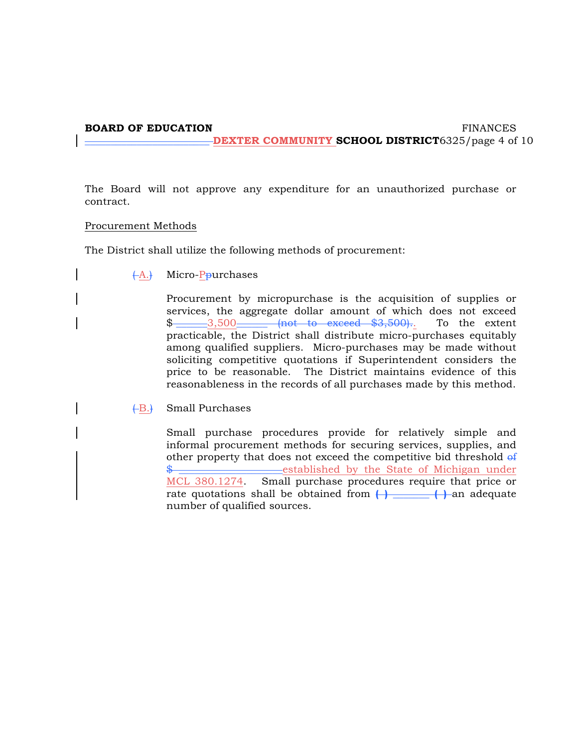The Board will not approve any expenditure for an unauthorized purchase or contract.

Procurement Methods

The District shall utilize the following methods of procurement:

A. Micro-Purchases

Procurement by micropurchase is the acquisition of supplies or services, the aggregate dollar amount of which does not exceed $3,500. To the extent practicable, the District shall distribute micro-purchases equitably among qualified suppliers. Micro-purchases may be made without soliciting competitive quotations if Superintendent considers the price to be reasonable. The District maintains evidence of this reasonableness in the records of all purchases made by this method.

B. Small Purchases

Small purchase procedures provide for relatively simple and informal procurement methods for securing services, supplies, and other property that does not exceed the competitive bid threshold established by the State of Michigan under MCL 380.1274. Small purchase procedures require that price or rate quotations shall be obtained from an adequate number of qualified sources.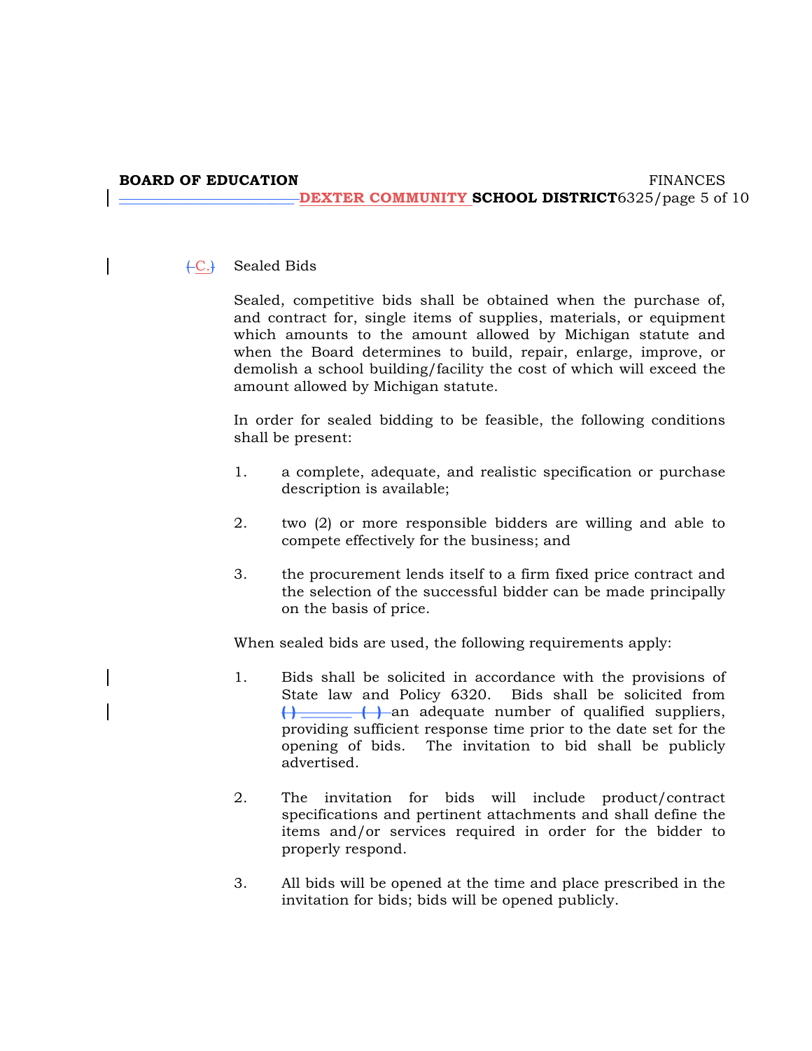C. Sealed Bids

Sealed, competitive bids shall be obtained when the purchase of, and contract for, single items of supplies, materials, or equipment which amounts to the amount allowed by Michigan statute and when the Board determines to build, repair, enlarge, improve, or demolish a school building/facility the cost of which will exceed the amount allowed by Michigan statute.

In order for sealed bidding to be feasible, the following conditions shall be present:

1. a complete, adequate, and realistic specification or purchase description is available;

2. two (2) or more responsible bidders are willing and able to compete effectively for the business; and

3. the procurement lends itself to a firm fixed price contract and the selection of the successful bidder can be made principally on the basis of price.

When sealed bids are used, the following requirements apply:

1. Bids shall be solicited in accordance with the provisions of State law and Policy 6320. Bids shall be solicited from an adequate number of qualified suppliers, providing sufficient response time prior to the date set for the opening of bids. The invitation to bid shall be publicly advertised.

2. The invitation for bids will include product/contract specifications and pertinent attachments and shall define the items and/or services required in order for the bidder to properly respond.

3. All bids will be opened at the time and place prescribed in the invitation for bids; bids will be opened publicly.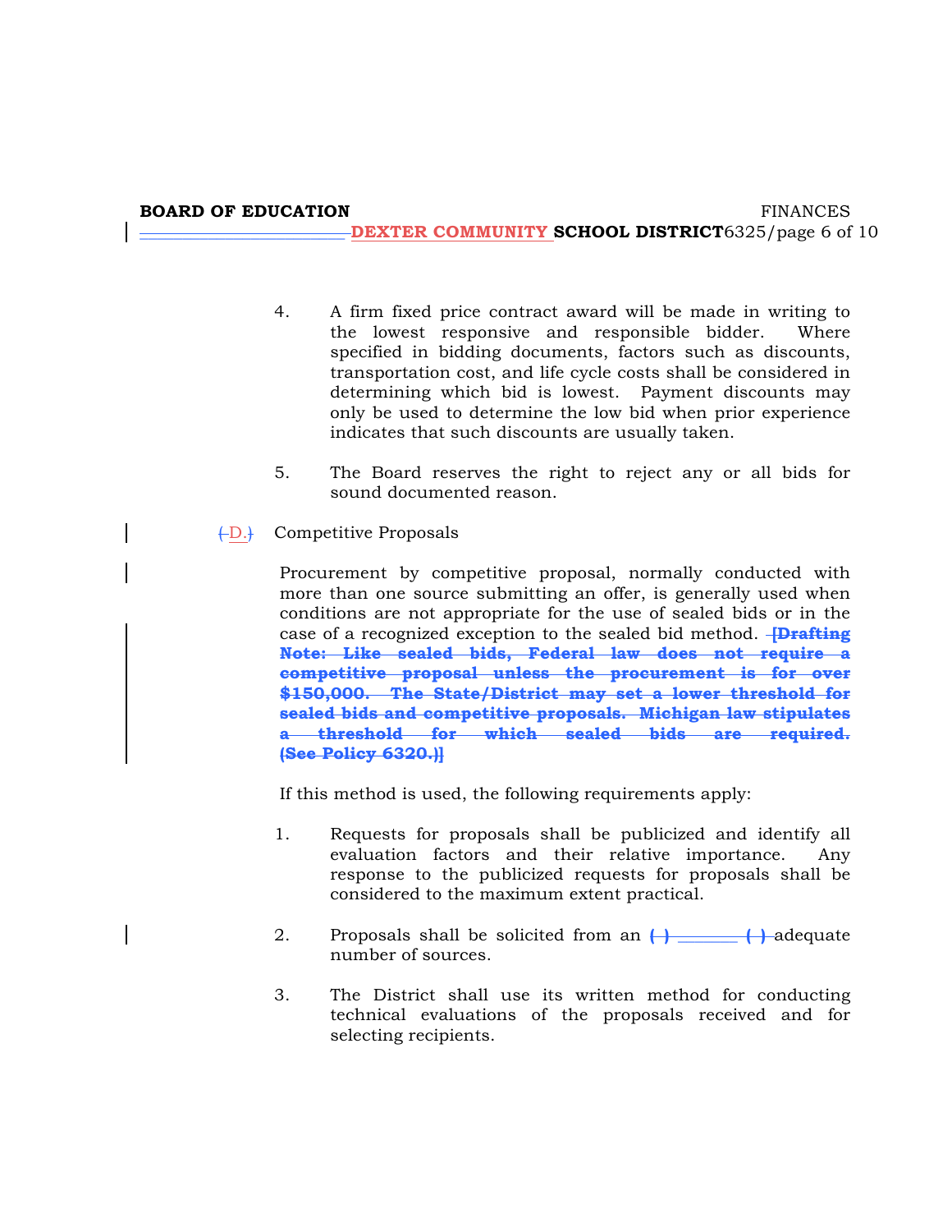4. A firm fixed price contract award will be made in writing to the lowest responsive and responsible bidder. Where specified in bidding documents, factors such as discounts, transportation cost, and life cycle costs shall be considered in determining which bid is lowest. Payment discounts may only be used to determine the low bid when prior experience indicates that such discounts are usually taken.

5. The Board reserves the right to reject any or all bids for sound documented reason.

( D.) Competitive Proposals

Procurement by competitive proposal, normally conducted with more than one source submitting an offer, is generally used when conditions are not appropriate for the use of sealed bids or in the case of a recognized exception to the sealed bid method. ~~**[Drafting Note: Like sealed bids, Federal law does not require a competitive proposal unless the procurement is for over $150,000. The State/District may set a lower threshold for sealed bids and competitive proposals. Michigan law stipulates a threshold for which sealed bids are required. (See Policy 6320.)]**~~

If this method is used, the following requirements apply:

1. Requests for proposals shall be publicized and identify all evaluation factors and their relative importance. Any response to the publicized requests for proposals shall be considered to the maximum extent practical.

2. Proposals shall be solicited from an ~~**( )**~~ ~~**( )**~~ adequate number of sources.

3. The District shall use its written method for conducting technical evaluations of the proposals received and for selecting recipients.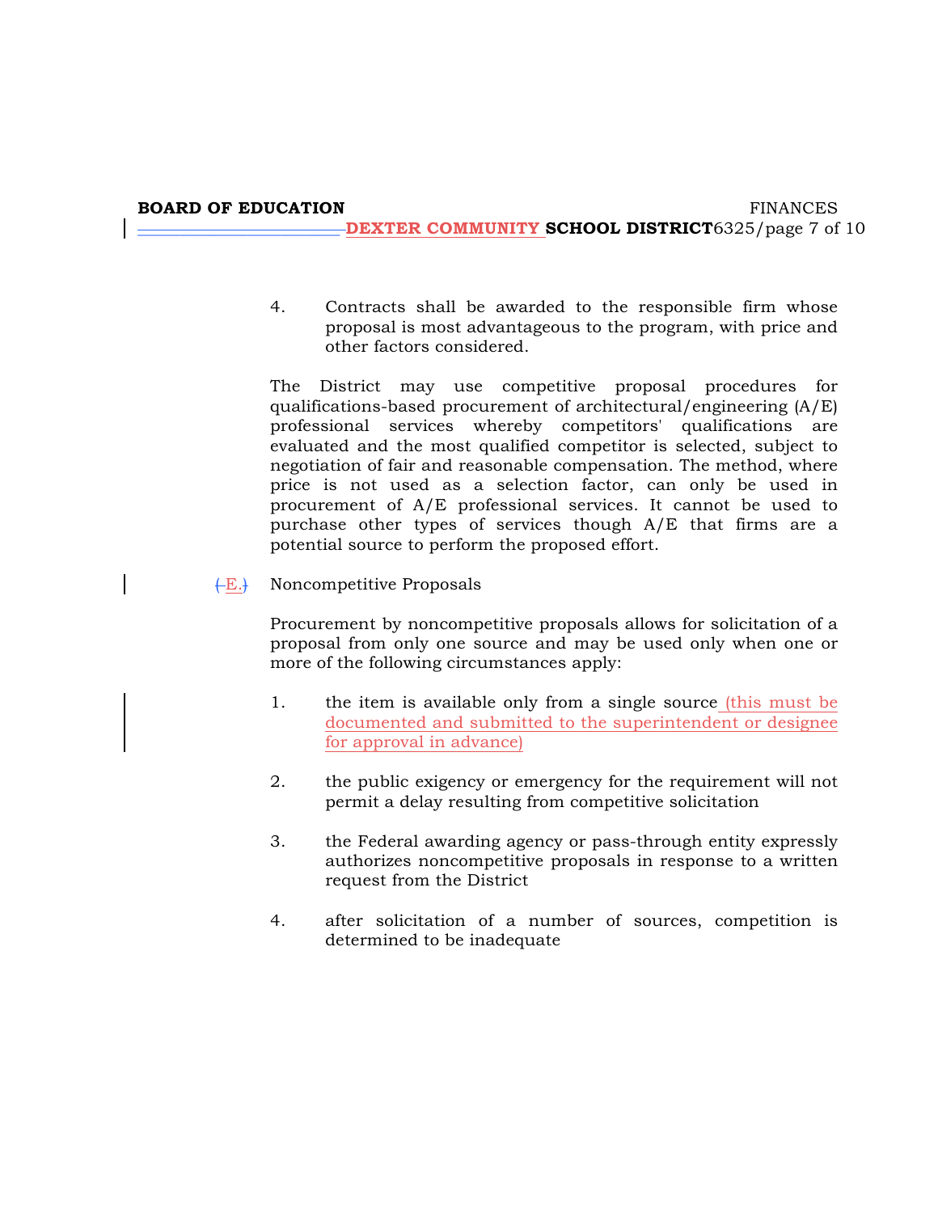4. Contracts shall be awarded to the responsible firm whose proposal is most advantageous to the program, with price and other factors considered.

The District may use competitive proposal procedures for qualifications-based procurement of architectural/engineering (A/E) professional services whereby competitors' qualifications are evaluated and the most qualified competitor is selected, subject to negotiation of fair and reasonable compensation. The method, where price is not used as a selection factor, can only be used in procurement of A/E professional services. It cannot be used to purchase other types of services though A/E that firms are a potential source to perform the proposed effort.

E. Noncompetitive Proposals

Procurement by noncompetitive proposals allows for solicitation of a proposal from only one source and may be used only when one or more of the following circumstances apply:

1. the item is available only from a single source (this must be documented and submitted to the superintendent or designee for approval in advance)

2. the public exigency or emergency for the requirement will not permit a delay resulting from competitive solicitation

3. the Federal awarding agency or pass-through entity expressly authorizes noncompetitive proposals in response to a written request from the District

4. after solicitation of a number of sources, competition is determined to be inadequate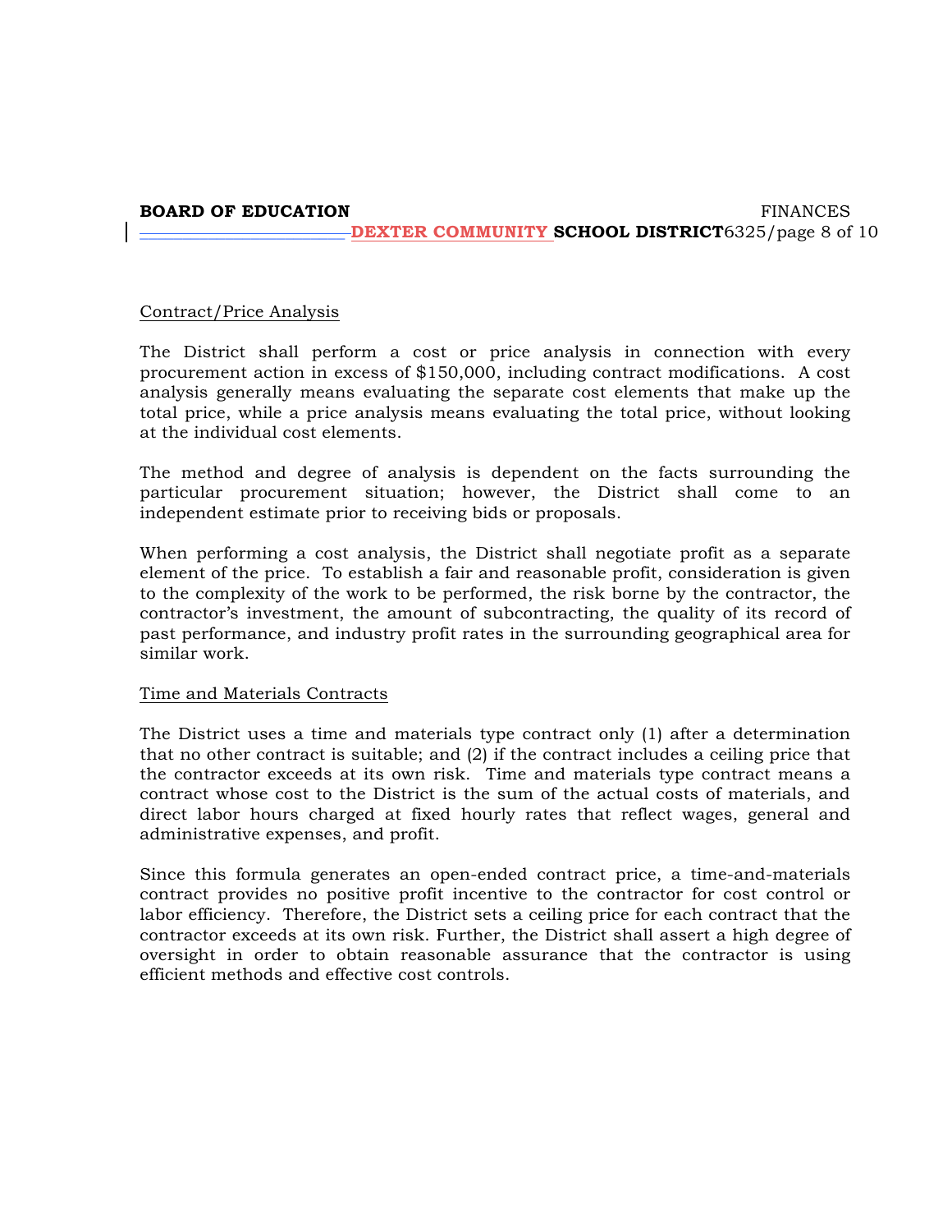Contract/Price Analysis

The District shall perform a cost or price analysis in connection with every procurement action in excess of $150,000, including contract modifications. A cost analysis generally means evaluating the separate cost elements that make up the total price, while a price analysis means evaluating the total price, without looking at the individual cost elements.

The method and degree of analysis is dependent on the facts surrounding the particular procurement situation; however, the District shall come to an independent estimate prior to receiving bids or proposals.

When performing a cost analysis, the District shall negotiate profit as a separate element of the price. To establish a fair and reasonable profit, consideration is given to the complexity of the work to be performed, the risk borne by the contractor, the contractor's investment, the amount of subcontracting, the quality of its record of past performance, and industry profit rates in the surrounding geographical area for similar work.

Time and Materials Contracts

The District uses a time and materials type contract only (1) after a determination that no other contract is suitable; and (2) if the contract includes a ceiling price that the contractor exceeds at its own risk. Time and materials type contract means a contract whose cost to the District is the sum of the actual costs of materials, and direct labor hours charged at fixed hourly rates that reflect wages, general and administrative expenses, and profit.

Since this formula generates an open-ended contract price, a time-and-materials contract provides no positive profit incentive to the contractor for cost control or labor efficiency. Therefore, the District sets a ceiling price for each contract that the contractor exceeds at its own risk. Further, the District shall assert a high degree of oversight in order to obtain reasonable assurance that the contractor is using efficient methods and effective cost controls.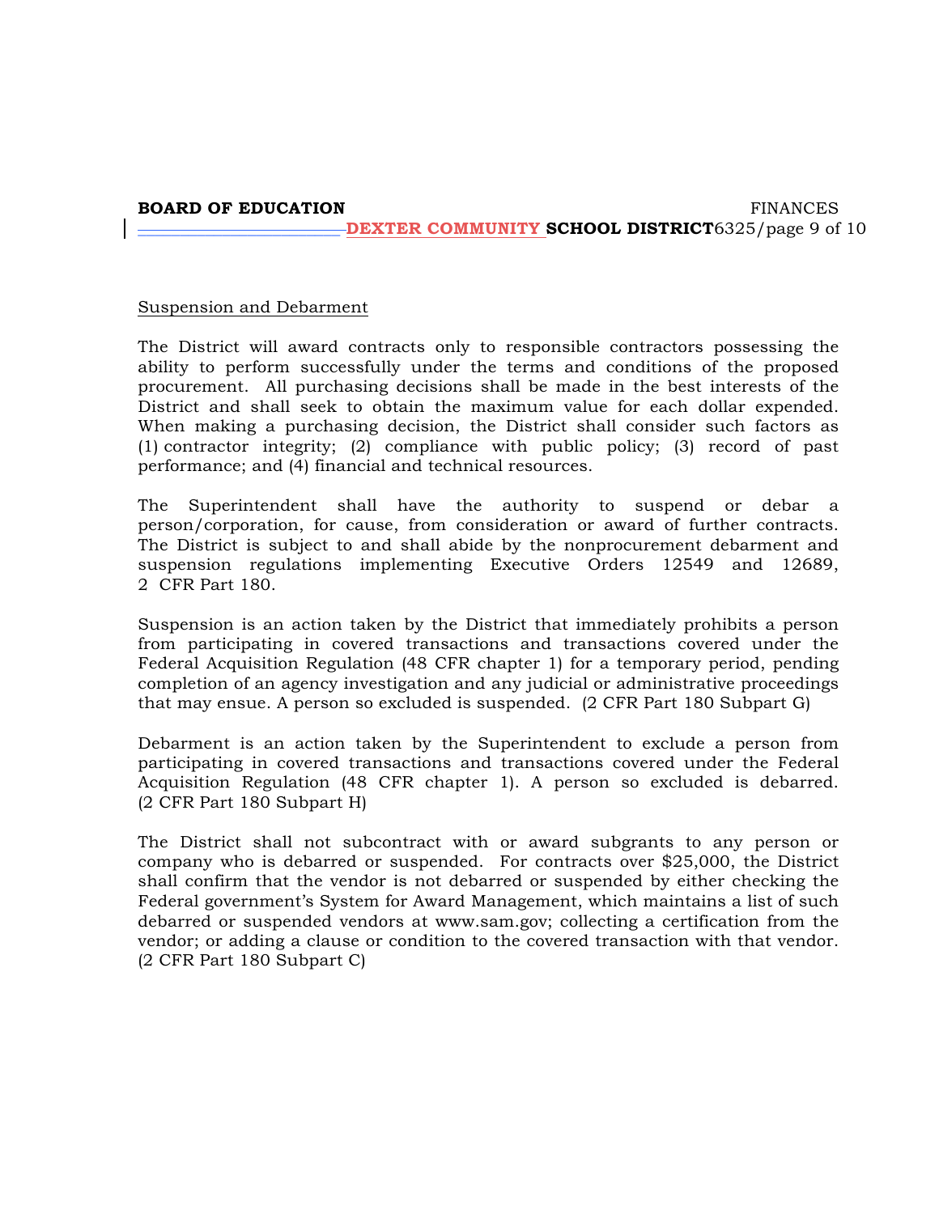Suspension and Debarment

The District will award contracts only to responsible contractors possessing the ability to perform successfully under the terms and conditions of the proposed procurement. All purchasing decisions shall be made in the best interests of the District and shall seek to obtain the maximum value for each dollar expended. When making a purchasing decision, the District shall consider such factors as (1) contractor integrity; (2) compliance with public policy; (3) record of past performance; and (4) financial and technical resources.

The Superintendent shall have the authority to suspend or debar a person/corporation, for cause, from consideration or award of further contracts. The District is subject to and shall abide by the nonprocurement debarment and suspension regulations implementing Executive Orders 12549 and 12689, 2 CFR Part 180.

Suspension is an action taken by the District that immediately prohibits a person from participating in covered transactions and transactions covered under the Federal Acquisition Regulation (48 CFR chapter 1) for a temporary period, pending completion of an agency investigation and any judicial or administrative proceedings that may ensue. A person so excluded is suspended. (2 CFR Part 180 Subpart G)

Debarment is an action taken by the Superintendent to exclude a person from participating in covered transactions and transactions covered under the Federal Acquisition Regulation (48 CFR chapter 1). A person so excluded is debarred. (2 CFR Part 180 Subpart H)

The District shall not subcontract with or award subgrants to any person or company who is debarred or suspended. For contracts over $25,000, the District shall confirm that the vendor is not debarred or suspended by either checking the Federal government's System for Award Management, which maintains a list of such debarred or suspended vendors at www.sam.gov; collecting a certification from the vendor; or adding a clause or condition to the covered transaction with that vendor. (2 CFR Part 180 Subpart C)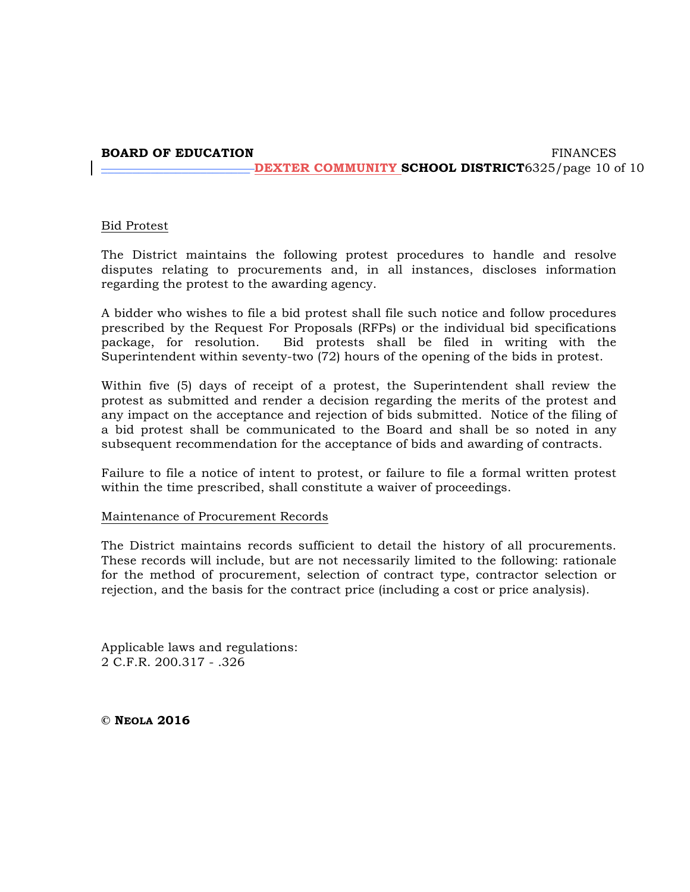## Bid Protest

The District maintains the following protest procedures to handle and resolve disputes relating to procurements and, in all instances, discloses information regarding the protest to the awarding agency.

A bidder who wishes to file a bid protest shall file such notice and follow procedures prescribed by the Request For Proposals (RFPs) or the individual bid specifications package, for resolution. Bid protests shall be filed in writing with the Superintendent within seventy-two (72) hours of the opening of the bids in protest.

Within five (5) days of receipt of a protest, the Superintendent shall review the protest as submitted and render a decision regarding the merits of the protest and any impact on the acceptance and rejection of bids submitted. Notice of the filing of a bid protest shall be communicated to the Board and shall be so noted in any subsequent recommendation for the acceptance of bids and awarding of contracts.

Failure to file a notice of intent to protest, or failure to file a formal written protest within the time prescribed, shall constitute a waiver of proceedings.

## Maintenance of Procurement Records

The District maintains records sufficient to detail the history of all procurements. These records will include, but are not necessarily limited to the following: rationale for the method of procurement, selection of contract type, contractor selection or rejection, and the basis for the contract price (including a cost or price analysis).

Applicable laws and regulations:
2 C.F.R. 200.317 - .326

**© NEOLA 2016**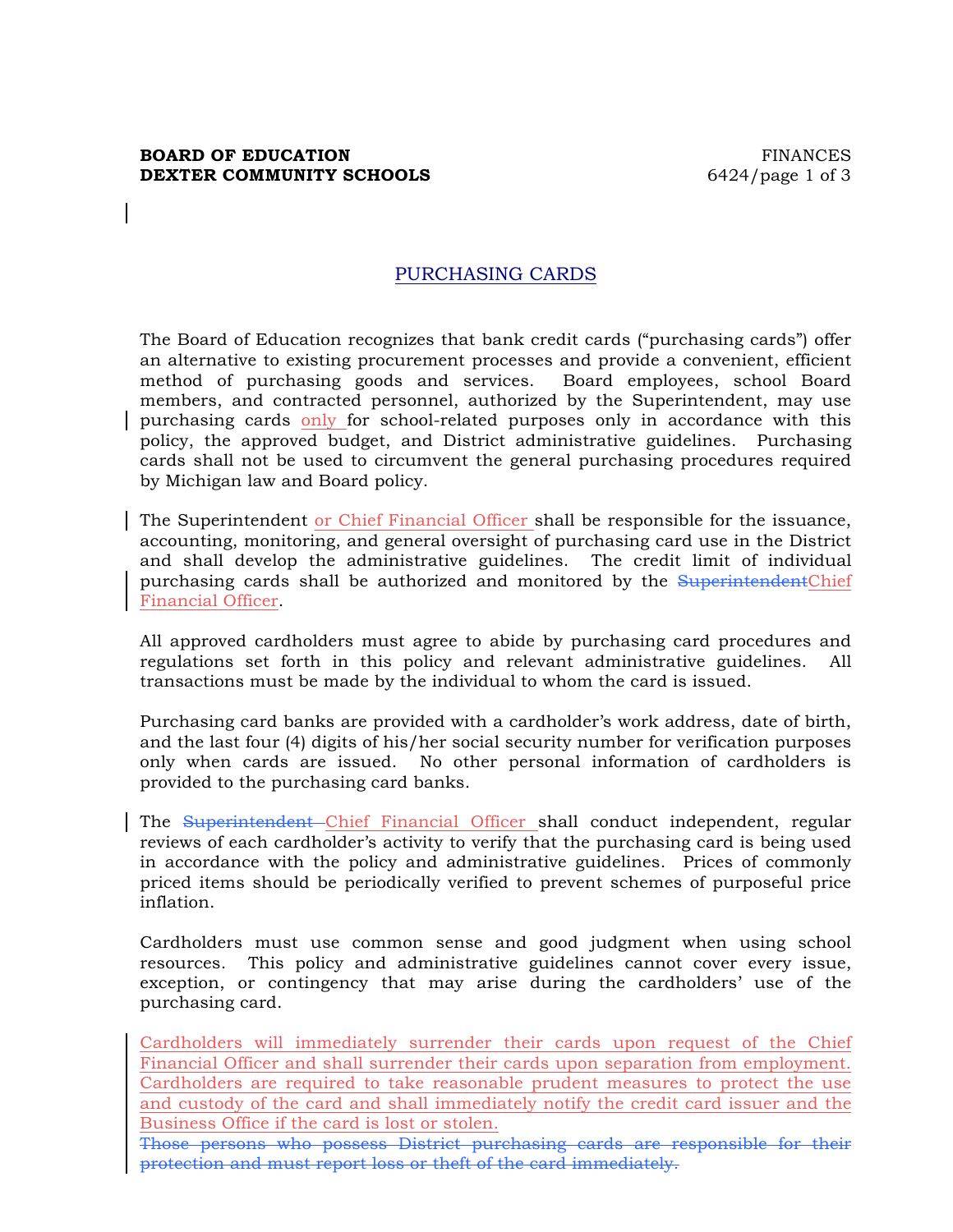# PURCHASING CARDS

The Board of Education recognizes that bank credit cards ("purchasing cards") offer an alternative to existing procurement processes and provide a convenient, efficient method of purchasing goods and services. Board employees, school Board members, and contracted personnel, authorized by the Superintendent, may use purchasing cards only for school-related purposes only in accordance with this policy, the approved budget, and District administrative guidelines. Purchasing cards shall not be used to circumvent the general purchasing procedures required by Michigan law and Board policy.

The Superintendent or Chief Financial Officer shall be responsible for the issuance, accounting, monitoring, and general oversight of purchasing card use in the District and shall develop the administrative guidelines. The credit limit of individual purchasing cards shall be authorized and monitored by the ~~Superintendent~~Chief Financial Officer.

All approved cardholders must agree to abide by purchasing card procedures and regulations set forth in this policy and relevant administrative guidelines. All transactions must be made by the individual to whom the card is issued.

Purchasing card banks are provided with a cardholder's work address, date of birth, and the last four (4) digits of his/her social security number for verification purposes only when cards are issued. No other personal information of cardholders is provided to the purchasing card banks.

The ~~Superintendent~~ Chief Financial Officer shall conduct independent, regular reviews of each cardholder's activity to verify that the purchasing card is being used in accordance with the policy and administrative guidelines. Prices of commonly priced items should be periodically verified to prevent schemes of purposeful price inflation.

Cardholders must use common sense and good judgment when using school resources. This policy and administrative guidelines cannot cover every issue, exception, or contingency that may arise during the cardholders' use of the purchasing card.

Cardholders will immediately surrender their cards upon request of the Chief Financial Officer and shall surrender their cards upon separation from employment. Cardholders are required to take reasonable prudent measures to protect the use and custody of the card and shall immediately notify the credit card issuer and the Business Office if the card is lost or stolen.

~~Those persons who possess District purchasing cards are responsible for their protection and must report loss or theft of the card immediately.~~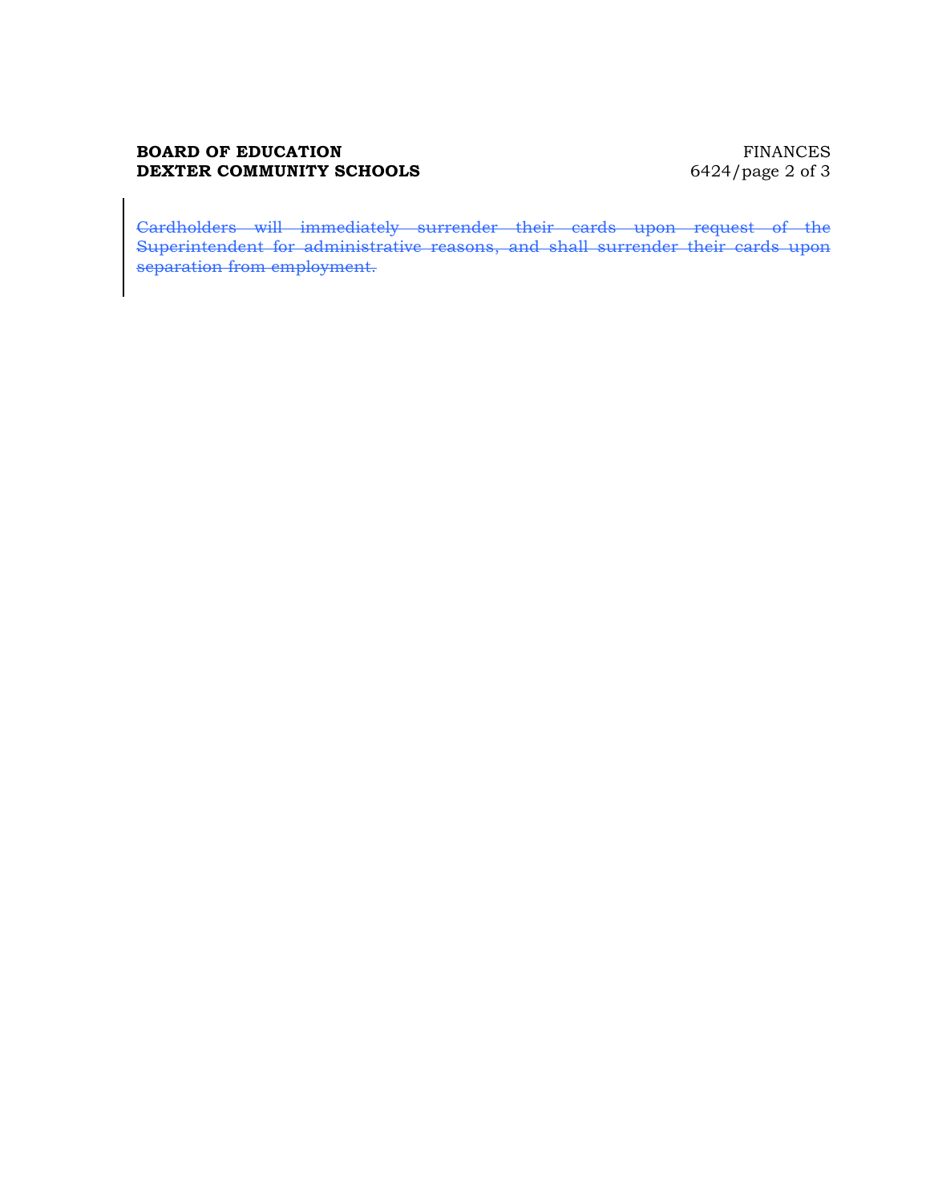~~Cardholders will immediately surrender their cards upon request of the Superintendent for administrative reasons, and shall surrender their cards upon separation from employment.~~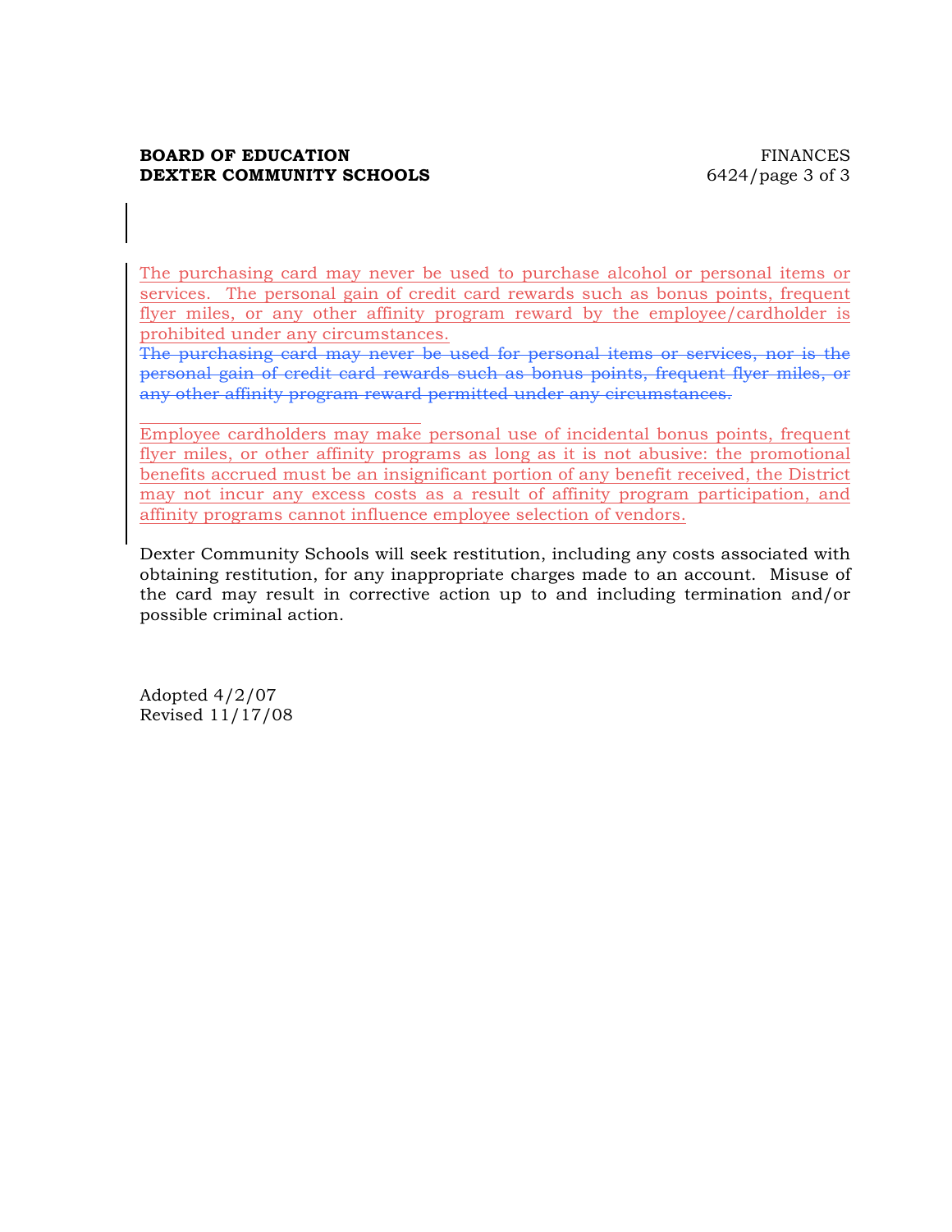The purchasing card may never be used to purchase alcohol or personal items or services. The personal gain of credit card rewards such as bonus points, frequent flyer miles, or any other affinity program reward by the employee/cardholder is prohibited under any circumstances.

~~The purchasing card may never be used for personal items or services, nor is the personal gain of credit card rewards such as bonus points, frequent flyer miles, or any other affinity program reward permitted under any circumstances.~~

Employee cardholders may make personal use of incidental bonus points, frequent flyer miles, or other affinity programs as long as it is not abusive: the promotional benefits accrued must be an insignificant portion of any benefit received, the District may not incur any excess costs as a result of affinity program participation, and affinity programs cannot influence employee selection of vendors.

Dexter Community Schools will seek restitution, including any costs associated with obtaining restitution, for any inappropriate charges made to an account. Misuse of the card may result in corrective action up to and including termination and/or possible criminal action.

Adopted 4/2/07
Revised 11/17/08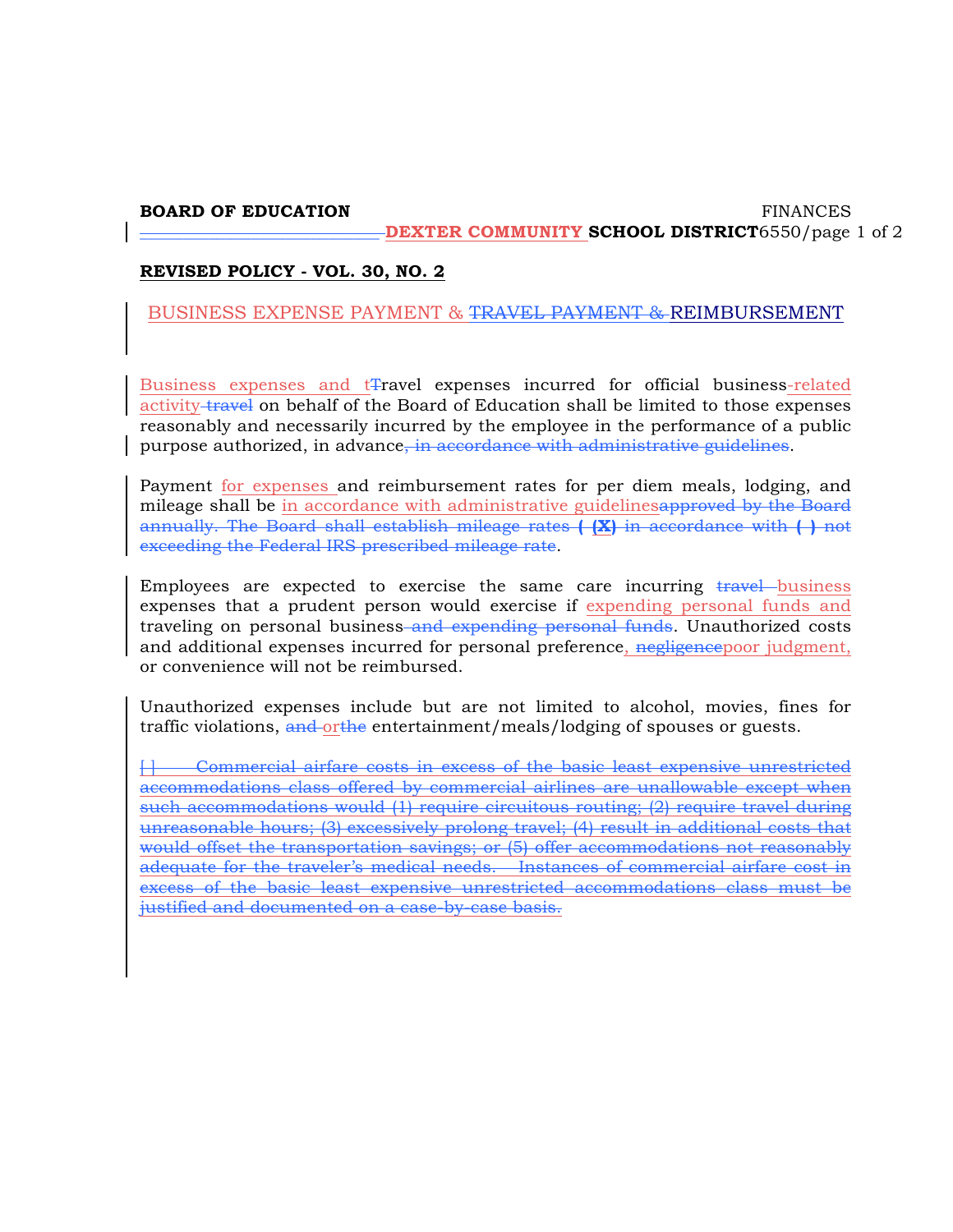**BOARD OF EDUCATION** FINANCES

**DEXTER COMMUNITY SCHOOL DISTRICT** 6550

**REVISED POLICY - VOL. 30, NO. 2**

## BUSINESS EXPENSE PAYMENT & ~~TRAVEL PAYMENT &~~ REIMBURSEMENT

Business expenses and t~~T~~ravel expenses incurred for official business-related activity ~~travel~~ on behalf of the Board of Education shall be limited to those expenses reasonably and necessarily incurred by the employee in the performance of a public purpose authorized, in advance~~, in accordance with administrative guidelines~~.

Payment for expenses and reimbursement rates for per diem meals, lodging, and mileage shall be in accordance with administrative guidelines~~approved by the Board annually. The Board shall establish mileage rates **( (X)** in accordance with **( )** not exceeding the Federal IRS prescribed mileage rate~~.

Employees are expected to exercise the same care incurring ~~travel~~ business expenses that a prudent person would exercise if expending personal funds and traveling on personal business~~ and expending personal funds~~. Unauthorized costs and additional expenses incurred for personal preference~~, negligence~~poor judgment, or convenience will not be reimbursed.

Unauthorized expenses include but are not limited to alcohol, movies, fines for traffic violations, ~~and~~ or~~the~~ entertainment/meals/lodging of spouses or guests.

~~[ ] Commercial airfare costs in excess of the basic least expensive unrestricted accommodations class offered by commercial airlines are unallowable except when such accommodations would (1) require circuitous routing; (2) require travel during unreasonable hours; (3) excessively prolong travel; (4) result in additional costs that would offset the transportation savings; or (5) offer accommodations not reasonably adequate for the traveler's medical needs. Instances of commercial airfare cost in excess of the basic least expensive unrestricted accommodations class must be justified and documented on a case-by-case basis.~~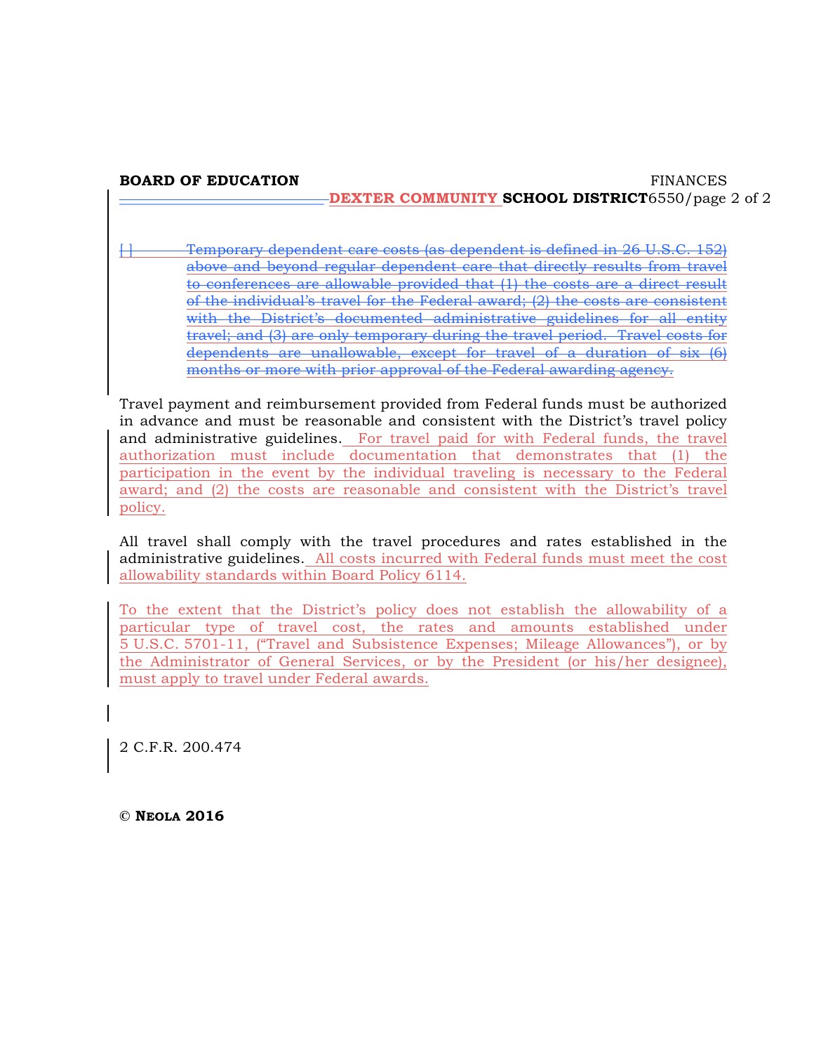[ ] Temporary dependent care costs (as dependent is defined in 26 U.S.C. 152) above and beyond regular dependent care that directly results from travel to conferences are allowable provided that (1) the costs are a direct result of the individual's travel for the Federal award; (2) the costs are consistent with the District's documented administrative guidelines for all entity travel; and (3) are only temporary during the travel period. Travel costs for dependents are unallowable, except for travel of a duration of six (6) months or more with prior approval of the Federal awarding agency.

Travel payment and reimbursement provided from Federal funds must be authorized in advance and must be reasonable and consistent with the District's travel policy and administrative guidelines. For travel paid for with Federal funds, the travel authorization must include documentation that demonstrates that (1) the participation in the event by the individual traveling is necessary to the Federal award; and (2) the costs are reasonable and consistent with the District's travel policy.

All travel shall comply with the travel procedures and rates established in the administrative guidelines. All costs incurred with Federal funds must meet the cost allowability standards within Board Policy 6114.

To the extent that the District's policy does not establish the allowability of a particular type of travel cost, the rates and amounts established under 5 U.S.C. 5701-11, ("Travel and Subsistence Expenses; Mileage Allowances"), or by the Administrator of General Services, or by the President (or his/her designee), must apply to travel under Federal awards.

2 C.F.R. 200.474

© **NEOLA 2016**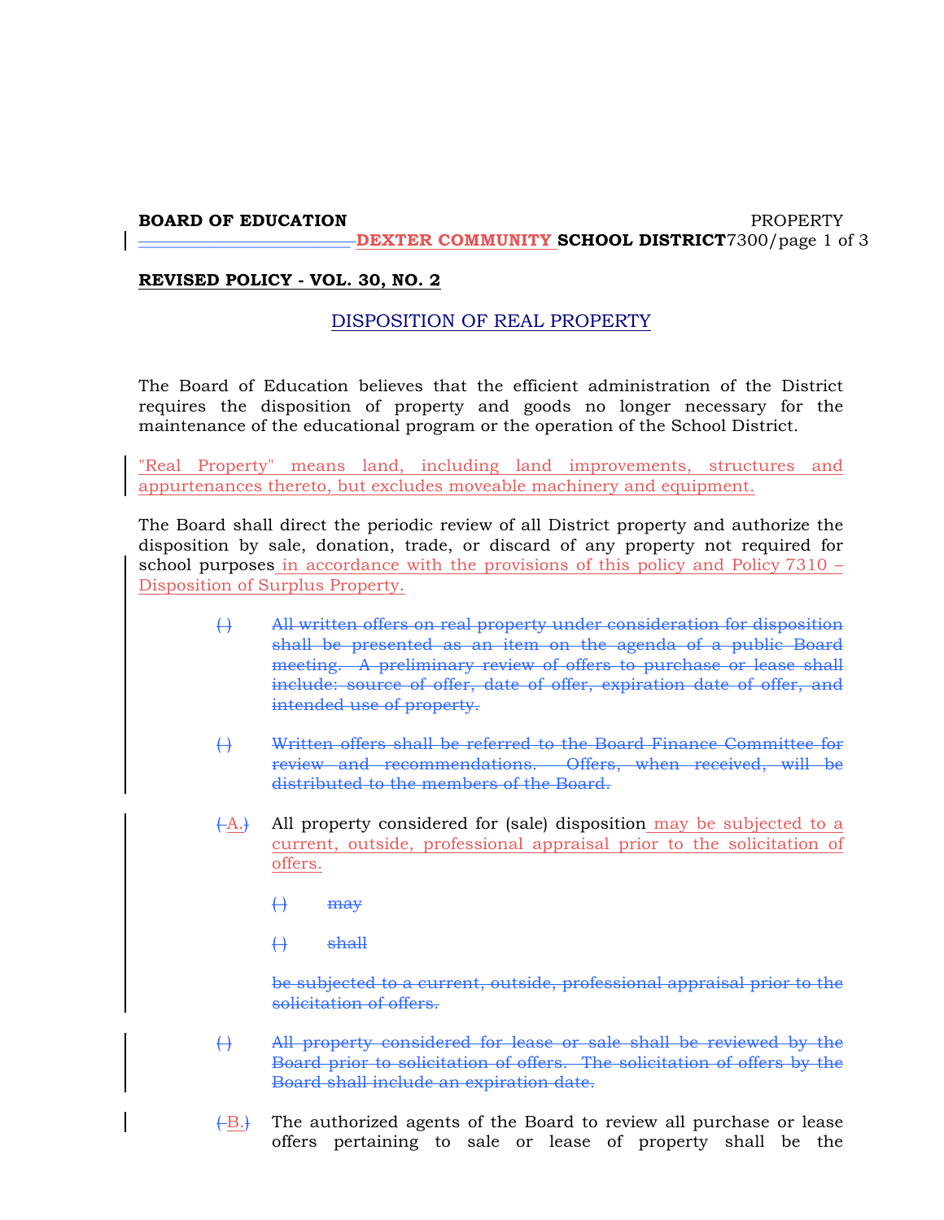**BOARD OF EDUCATION** PROPERTY
**DEXTER COMMUNITY SCHOOL DISTRICT** 7300

**REVISED POLICY - VOL. 30, NO. 2**

## DISPOSITION OF REAL PROPERTY

The Board of Education believes that the efficient administration of the District requires the disposition of property and goods no longer necessary for the maintenance of the educational program or the operation of the School District.

"Real Property" means land, including land improvements, structures and appurtenances thereto, but excludes moveable machinery and equipment.

The Board shall direct the periodic review of all District property and authorize the disposition by sale, donation, trade, or discard of any property not required for school purposes in accordance with the provisions of this policy and Policy 7310 – Disposition of Surplus Property.

~~( ) All written offers on real property under consideration for disposition shall be presented as an item on the agenda of a public Board meeting. A preliminary review of offers to purchase or lease shall include: source of offer, date of offer, expiration date of offer, and intended use of property.~~

~~( ) Written offers shall be referred to the Board Finance Committee for review and recommendations. Offers, when received, will be distributed to the members of the Board.~~

~~( )~~ A. All property considered for (sale) disposition may be subjected to a current, outside, professional appraisal prior to the solicitation of offers.

~~( ) may~~

~~( ) shall~~

~~be subjected to a current, outside, professional appraisal prior to the solicitation of offers.~~

~~( ) All property considered for lease or sale shall be reviewed by the Board prior to solicitation of offers. The solicitation of offers by the Board shall include an expiration date.~~

~~( )~~ B. The authorized agents of the Board to review all purchase or lease offers pertaining to sale or lease of property shall be the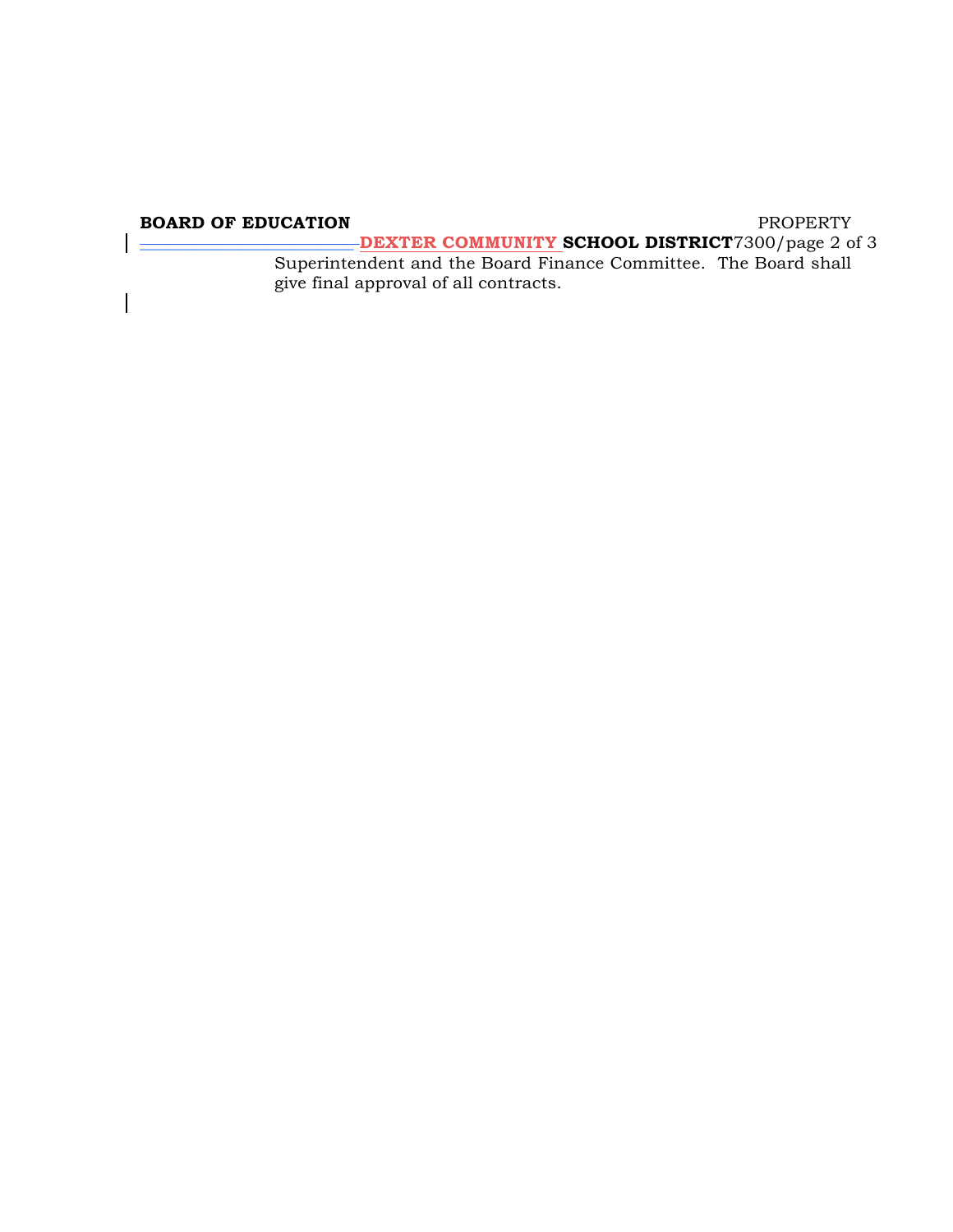Superintendent and the Board Finance Committee. The Board shall give final approval of all contracts.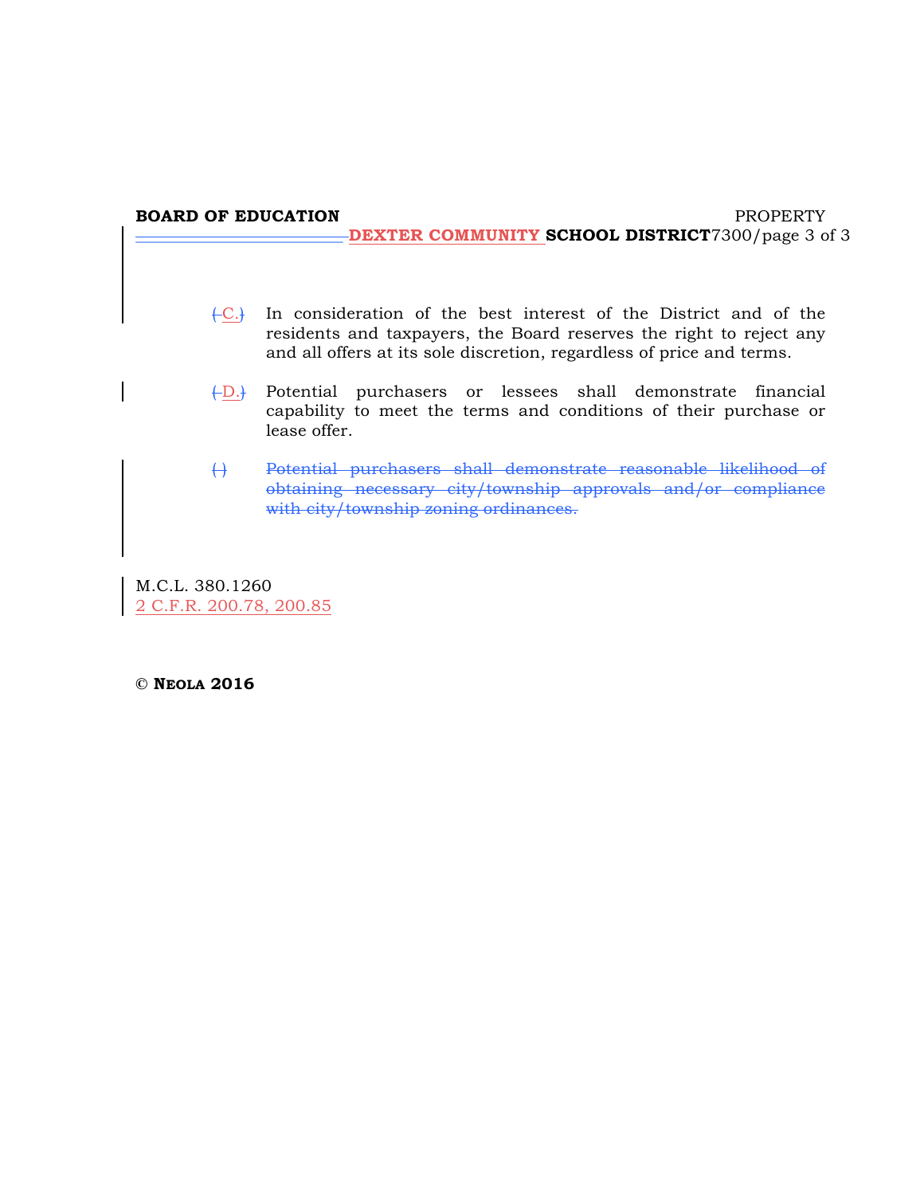C. In consideration of the best interest of the District and of the residents and taxpayers, the Board reserves the right to reject any and all offers at its sole discretion, regardless of price and terms.

D. Potential purchasers or lessees shall demonstrate financial capability to meet the terms and conditions of their purchase or lease offer.

~~( ) Potential purchasers shall demonstrate reasonable likelihood of obtaining necessary city/township approvals and/or compliance with city/township zoning ordinances.~~

M.C.L. 380.1260
2 C.F.R. 200.78, 200.85

© **NEOLA 2016**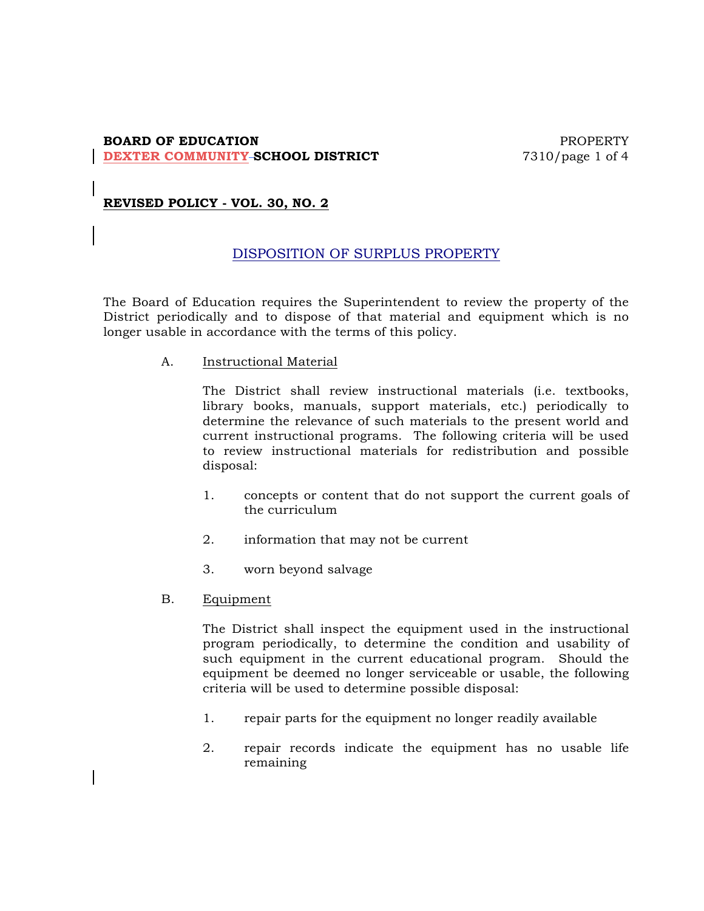**BOARD OF EDUCATION** PROPERTY
**DEXTER COMMUNITY SCHOOL DISTRICT** 7310/page 1 of 4

**REVISED POLICY - VOL. 30, NO. 2**

## DISPOSITION OF SURPLUS PROPERTY

The Board of Education requires the Superintendent to review the property of the District periodically and to dispose of that material and equipment which is no longer usable in accordance with the terms of this policy.

A. Instructional Material

The District shall review instructional materials (i.e. textbooks, library books, manuals, support materials, etc.) periodically to determine the relevance of such materials to the present world and current instructional programs. The following criteria will be used to review instructional materials for redistribution and possible disposal:

1. concepts or content that do not support the current goals of the curriculum
2. information that may not be current
3. worn beyond salvage

B. Equipment

The District shall inspect the equipment used in the instructional program periodically, to determine the condition and usability of such equipment in the current educational program. Should the equipment be deemed no longer serviceable or usable, the following criteria will be used to determine possible disposal:

1. repair parts for the equipment no longer readily available
2. repair records indicate the equipment has no usable life remaining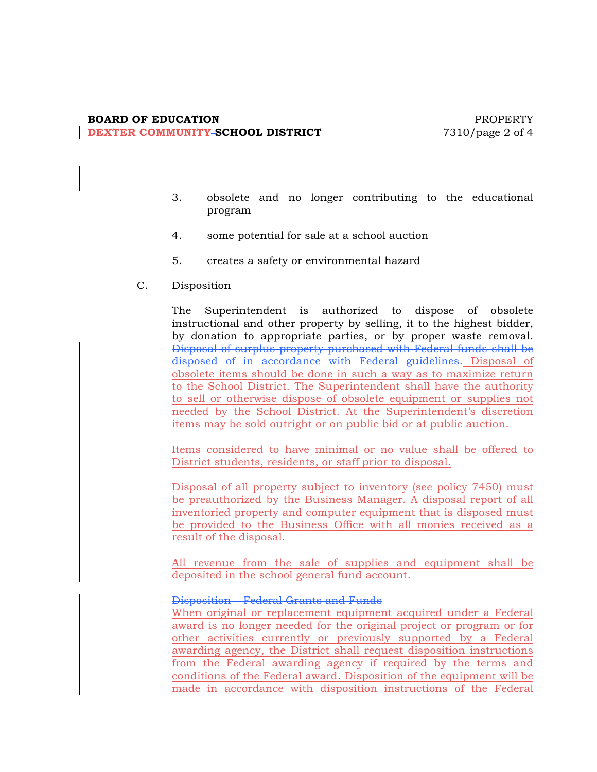3. obsolete and no longer contributing to the educational program

4. some potential for sale at a school auction

5. creates a safety or environmental hazard

C. Disposition

The Superintendent is authorized to dispose of obsolete instructional and other property by selling, it to the highest bidder, by donation to appropriate parties, or by proper waste removal. ~~Disposal of surplus property purchased with Federal funds shall be disposed of in accordance with Federal guidelines.~~ Disposal of obsolete items should be done in such a way as to maximize return to the School District. The Superintendent shall have the authority to sell or otherwise dispose of obsolete equipment or supplies not needed by the School District. At the Superintendent's discretion items may be sold outright or on public bid or at public auction.

Items considered to have minimal or no value shall be offered to District students, residents, or staff prior to disposal.

Disposal of all property subject to inventory (see policy 7450) must be preauthorized by the Business Manager. A disposal report of all inventoried property and computer equipment that is disposed must be provided to the Business Office with all monies received as a result of the disposal.

All revenue from the sale of supplies and equipment shall be deposited in the school general fund account.

~~Disposition – Federal Grants and Funds~~

When original or replacement equipment acquired under a Federal award is no longer needed for the original project or program or for other activities currently or previously supported by a Federal awarding agency, the District shall request disposition instructions from the Federal awarding agency if required by the terms and conditions of the Federal award. Disposition of the equipment will be made in accordance with disposition instructions of the Federal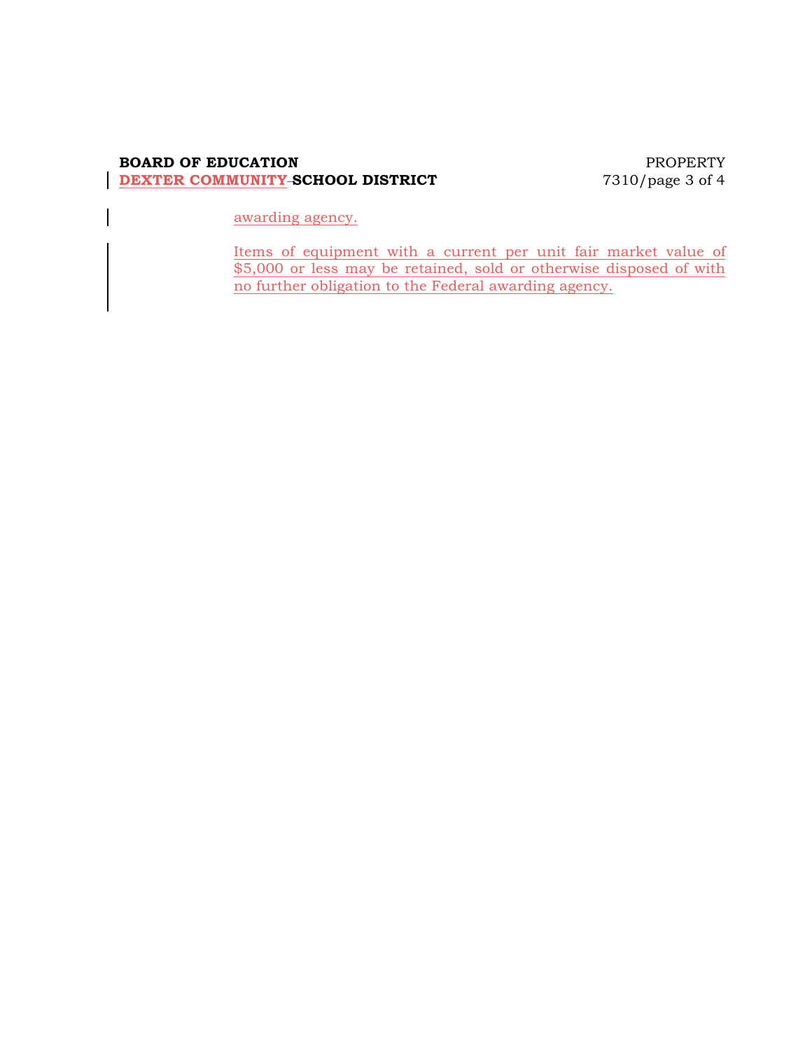awarding agency.

Items of equipment with a current per unit fair market value of $5,000 or less may be retained, sold or otherwise disposed of with no further obligation to the Federal awarding agency.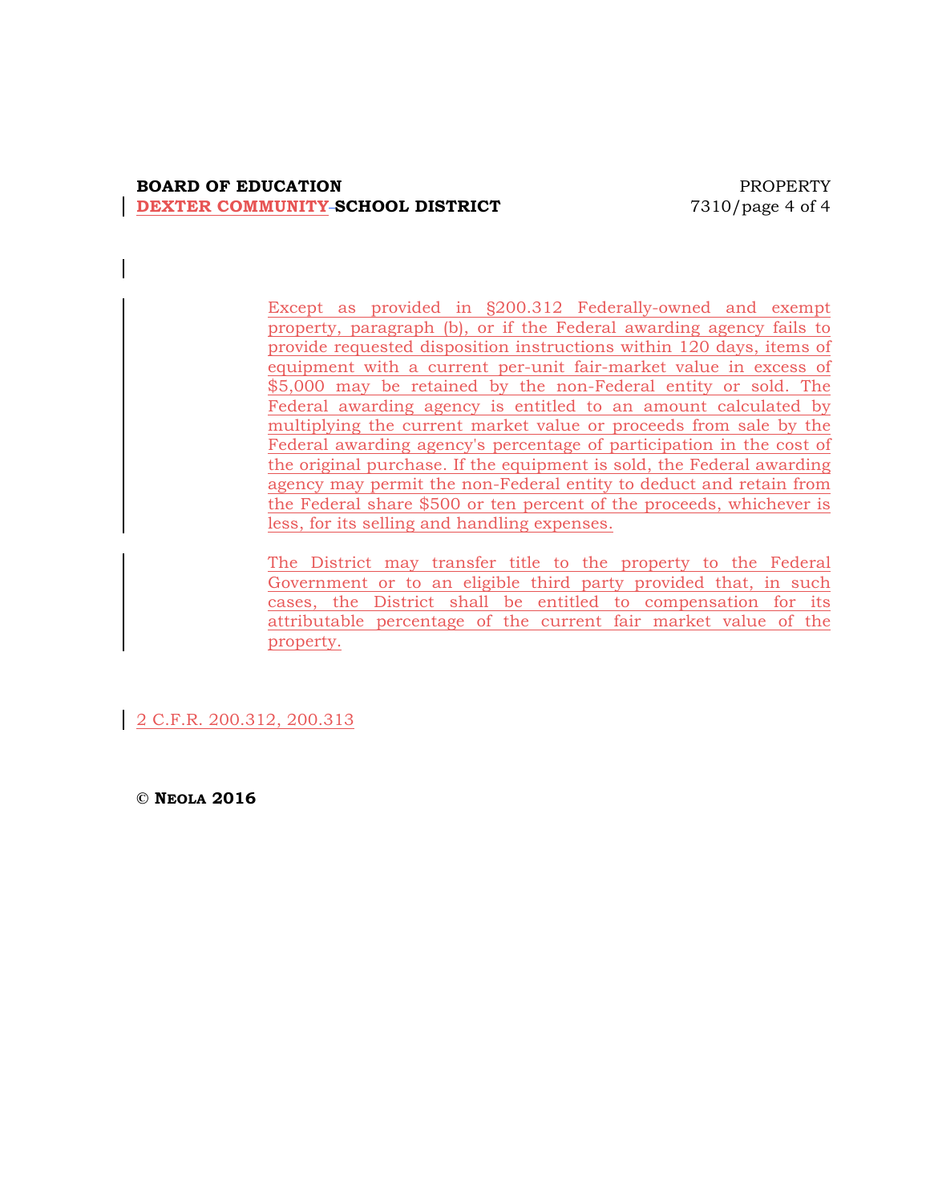Except as provided in §200.312 Federally-owned and exempt property, paragraph (b), or if the Federal awarding agency fails to provide requested disposition instructions within 120 days, items of equipment with a current per-unit fair-market value in excess of $5,000 may be retained by the non-Federal entity or sold. The Federal awarding agency is entitled to an amount calculated by multiplying the current market value or proceeds from sale by the Federal awarding agency's percentage of participation in the cost of the original purchase. If the equipment is sold, the Federal awarding agency may permit the non-Federal entity to deduct and retain from the Federal share $500 or ten percent of the proceeds, whichever is less, for its selling and handling expenses.

The District may transfer title to the property to the Federal Government or to an eligible third party provided that, in such cases, the District shall be entitled to compensation for its attributable percentage of the current fair market value of the property.

2 C.F.R. 200.312, 200.313

© **NEOLA 2016**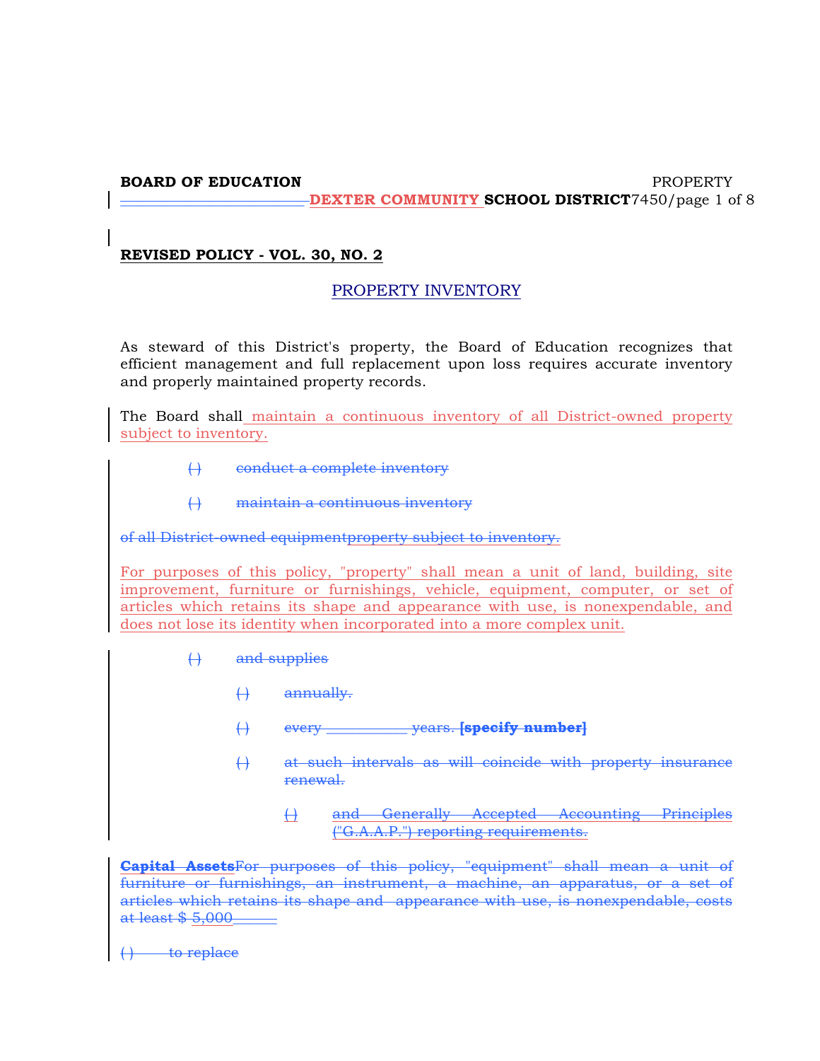**BOARD OF EDUCATION** PROPERTY

**DEXTER COMMUNITY SCHOOL DISTRICT** 7450

**REVISED POLICY - VOL. 30, NO. 2**

## PROPERTY INVENTORY

As steward of this District's property, the Board of Education recognizes that efficient management and full replacement upon loss requires accurate inventory and properly maintained property records.

The Board shall maintain a continuous inventory of all District-owned property subject to inventory.

~~( ) conduct a complete inventory~~

~~( ) maintain a continuous inventory~~

~~of all District-owned equipment~~property subject to inventory.

For purposes of this policy, "property" shall mean a unit of land, building, site improvement, furniture or furnishings, vehicle, equipment, computer, or set of articles which retains its shape and appearance with use, is nonexpendable, and does not lose its identity when incorporated into a more complex unit.

~~( ) and supplies~~

~~( ) annually.~~

~~( ) every \_\_\_\_\_\_\_\_\_\_ years. **[specify number]**~~

~~( ) at such intervals as will coincide with property insurance renewal.~~

~~( ) and Generally Accepted Accounting Principles ("G.A.A.P.") reporting requirements.~~

~~**Capital Assets**For purposes of this policy, "equipment" shall mean a unit of furniture or furnishings, an instrument, a machine, an apparatus, or a set of articles which retains its shape and appearance with use, is nonexpendable, costs at least $ 5,000\_\_\_\_\_\_~~

~~( ) to replace~~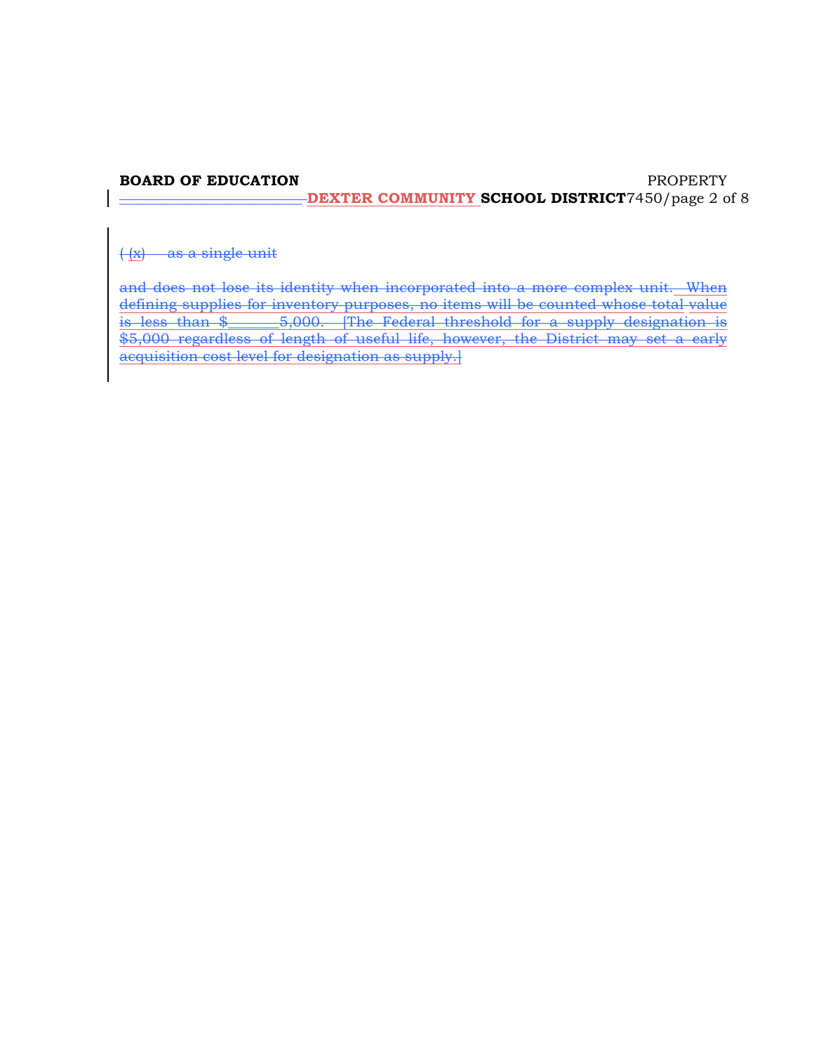( (x) as a single unit

and does not lose its identity when incorporated into a more complex unit. When defining supplies for inventory purposes, no items will be counted whose total value is less than $_______5,000. [The Federal threshold for a supply designation is $5,000 regardless of length of useful life, however, the District may set a early acquisition cost level for designation as supply.]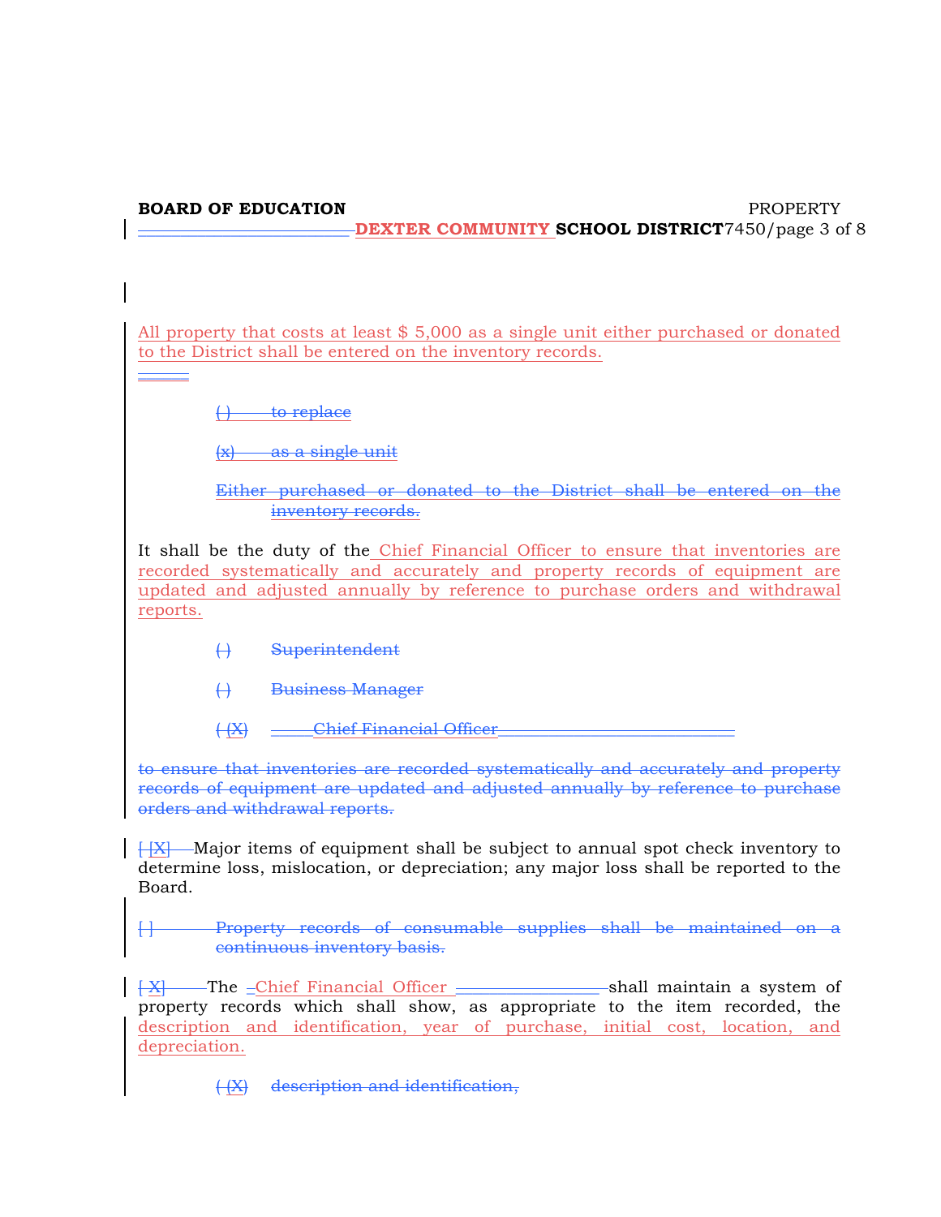All property that costs at least $ 5,000 as a single unit either purchased or donated to the District shall be entered on the inventory records.

~~( ) to replace~~

~~(x) as a single unit~~

~~Either purchased or donated to the District shall be entered on the inventory records.~~

It shall be the duty of the Chief Financial Officer to ensure that inventories are recorded systematically and accurately and property records of equipment are updated and adjusted annually by reference to purchase orders and withdrawal reports.

~~( ) Superintendent~~

~~( ) Business Manager~~

~~( (X) Chief Financial Officer~~

~~to ensure that inventories are recorded systematically and accurately and property records of equipment are updated and adjusted annually by reference to purchase orders and withdrawal reports.~~

~~[ [X]~~ Major items of equipment shall be subject to annual spot check inventory to determine loss, mislocation, or depreciation; any major loss shall be reported to the Board.

~~[ ] Property records of consumable supplies shall be maintained on a continuous inventory basis.~~

~~[ X]~~ The Chief Financial Officer shall maintain a system of property records which shall show, as appropriate to the item recorded, the description and identification, year of purchase, initial cost, location, and depreciation.

~~( (X) description and identification,~~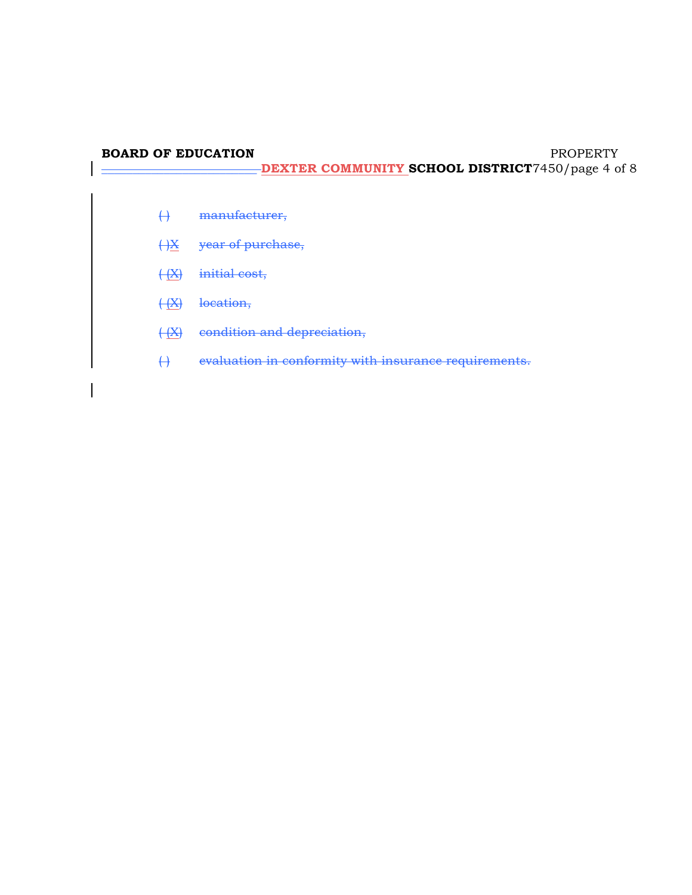( ) manufacturer,

( )X year of purchase,

( (X) initial cost,

( (X) location,

( (X) condition and depreciation,

( ) evaluation in conformity with insurance requirements.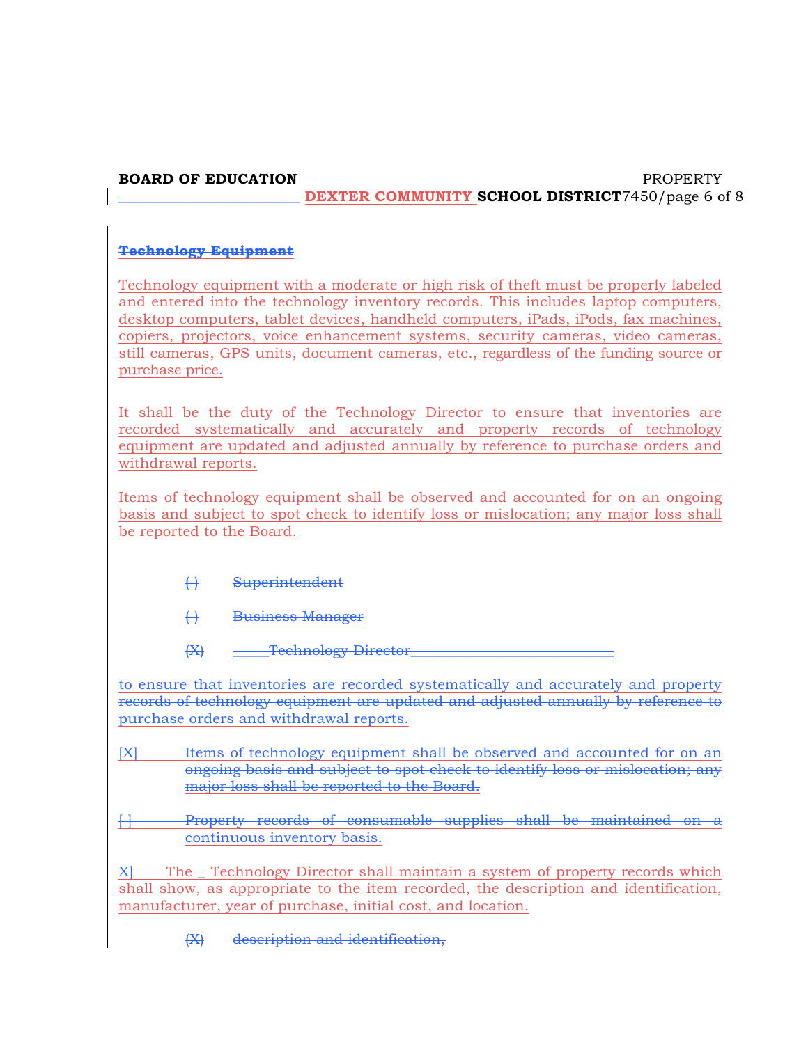~~**Technology Equipment**~~

Technology equipment with a moderate or high risk of theft must be properly labeled and entered into the technology inventory records. This includes laptop computers, desktop computers, tablet devices, handheld computers, iPads, iPods, fax machines, copiers, projectors, voice enhancement systems, security cameras, video cameras, still cameras, GPS units, document cameras, etc., regardless of the funding source or purchase price.

It shall be the duty of the Technology Director to ensure that inventories are recorded systematically and accurately and property records of technology equipment are updated and adjusted annually by reference to purchase orders and withdrawal reports.

Items of technology equipment shall be observed and accounted for on an ongoing basis and subject to spot check to identify loss or mislocation; any major loss shall be reported to the Board.

~~( ) Superintendent~~

~~( ) Business Manager~~

~~(X) Technology Director~~

~~to ensure that inventories are recorded systematically and accurately and property records of technology equipment are updated and adjusted annually by reference to purchase orders and withdrawal reports.~~

~~[X] Items of technology equipment shall be observed and accounted for on an ongoing basis and subject to spot check to identify loss or mislocation; any major loss shall be reported to the Board.~~

~~[ ] Property records of consumable supplies shall be maintained on a continuous inventory basis.~~

~~X]~~ The ~~\_~~ Technology Director shall maintain a system of property records which shall show, as appropriate to the item recorded, the description and identification, manufacturer, year of purchase, initial cost, and location.

~~(X) description and identification,~~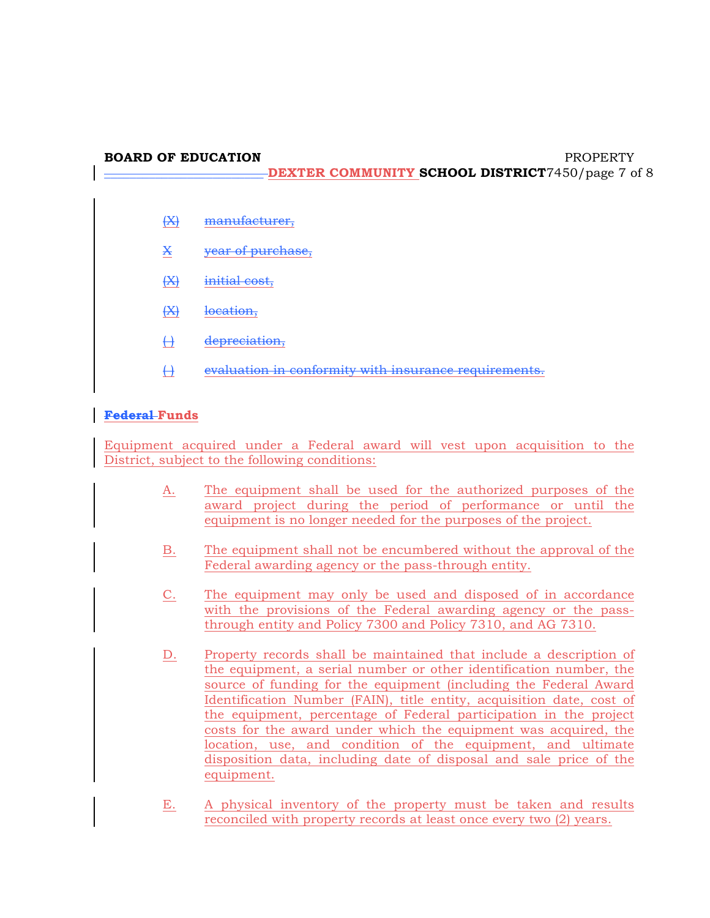(X) manufacturer,

X year of purchase,

(X) initial cost,

(X) location,

( ) depreciation,

( ) evaluation in conformity with insurance requirements.

**Federal Funds**

Equipment acquired under a Federal award will vest upon acquisition to the District, subject to the following conditions:

A. The equipment shall be used for the authorized purposes of the award project during the period of performance or until the equipment is no longer needed for the purposes of the project.

B. The equipment shall not be encumbered without the approval of the Federal awarding agency or the pass-through entity.

C. The equipment may only be used and disposed of in accordance with the provisions of the Federal awarding agency or the pass-through entity and Policy 7300 and Policy 7310, and AG 7310.

D. Property records shall be maintained that include a description of the equipment, a serial number or other identification number, the source of funding for the equipment (including the Federal Award Identification Number (FAIN), title entity, acquisition date, cost of the equipment, percentage of Federal participation in the project costs for the award under which the equipment was acquired, the location, use, and condition of the equipment, and ultimate disposition data, including date of disposal and sale price of the equipment.

E. A physical inventory of the property must be taken and results reconciled with property records at least once every two (2) years.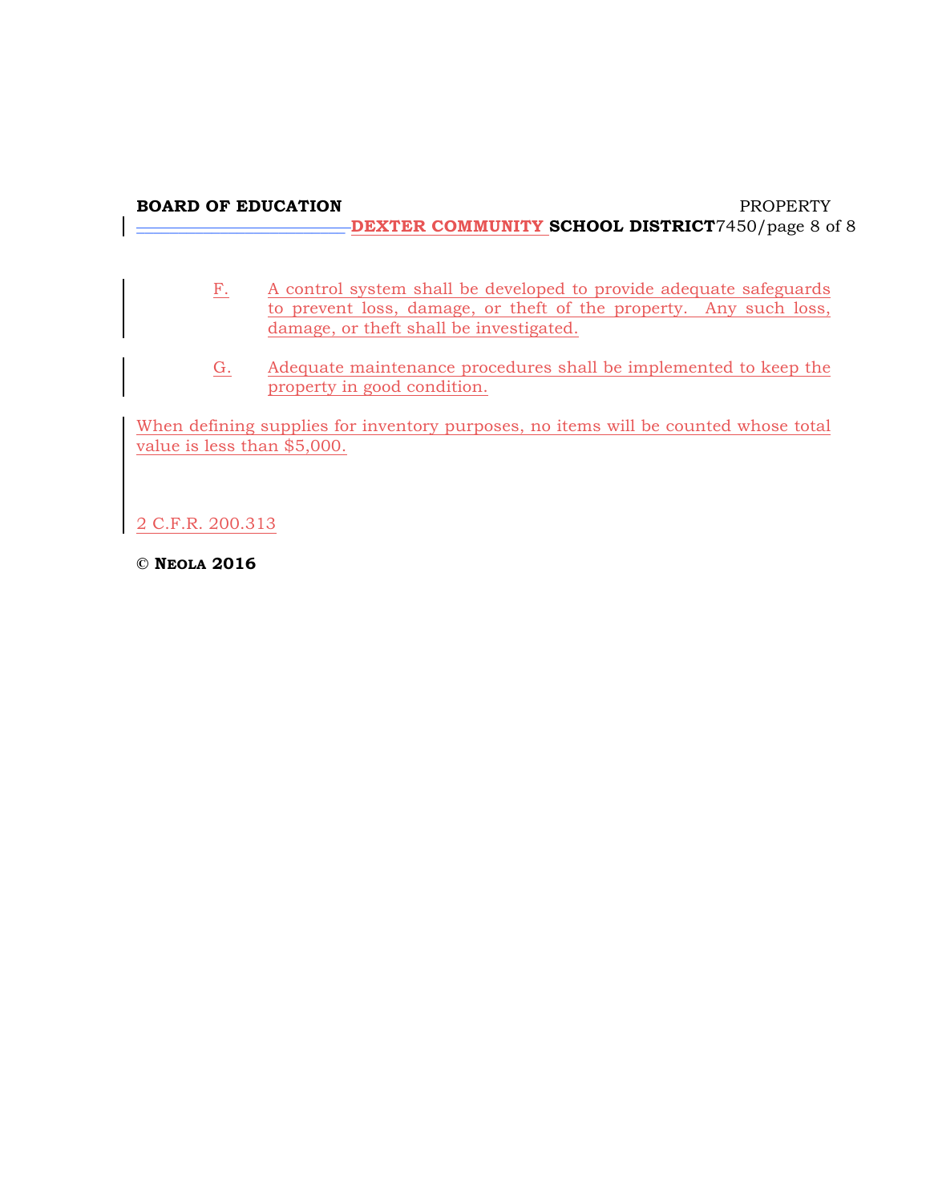F. A control system shall be developed to provide adequate safeguards to prevent loss, damage, or theft of the property. Any such loss, damage, or theft shall be investigated.

G. Adequate maintenance procedures shall be implemented to keep the property in good condition.

When defining supplies for inventory purposes, no items will be counted whose total value is less than $5,000.

2 C.F.R. 200.313

© **NEOLA 2016**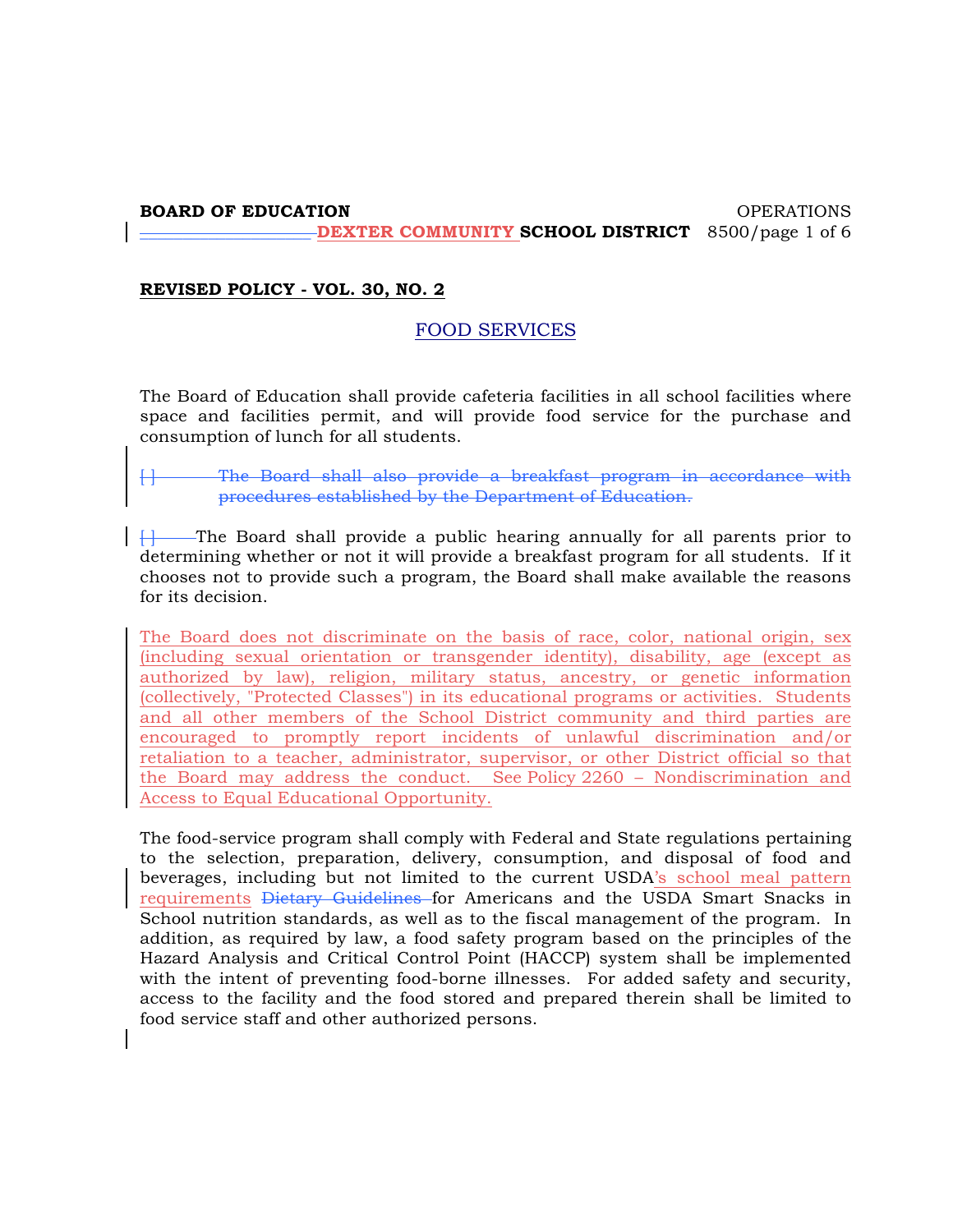**BOARD OF EDUCATION** OPERATIONS
**DEXTER COMMUNITY SCHOOL DISTRICT** 8500

**REVISED POLICY - VOL. 30, NO. 2**

## FOOD SERVICES

The Board of Education shall provide cafeteria facilities in all school facilities where space and facilities permit, and will provide food service for the purchase and consumption of lunch for all students.

~~[ ] The Board shall also provide a breakfast program in accordance with procedures established by the Department of Education.~~

~~[ ]~~ The Board shall provide a public hearing annually for all parents prior to determining whether or not it will provide a breakfast program for all students. If it chooses not to provide such a program, the Board shall make available the reasons for its decision.

The Board does not discriminate on the basis of race, color, national origin, sex (including sexual orientation or transgender identity), disability, age (except as authorized by law), religion, military status, ancestry, or genetic information (collectively, "Protected Classes") in its educational programs or activities. Students and all other members of the School District community and third parties are encouraged to promptly report incidents of unlawful discrimination and/or retaliation to a teacher, administrator, supervisor, or other District official so that the Board may address the conduct. See Policy 2260 – Nondiscrimination and Access to Equal Educational Opportunity.

The food-service program shall comply with Federal and State regulations pertaining to the selection, preparation, delivery, consumption, and disposal of food and beverages, including but not limited to the current USDA's school meal pattern requirements ~~Dietary Guidelines~~ for Americans and the USDA Smart Snacks in School nutrition standards, as well as to the fiscal management of the program. In addition, as required by law, a food safety program based on the principles of the Hazard Analysis and Critical Control Point (HACCP) system shall be implemented with the intent of preventing food-borne illnesses. For added safety and security, access to the facility and the food stored and prepared therein shall be limited to food service staff and other authorized persons.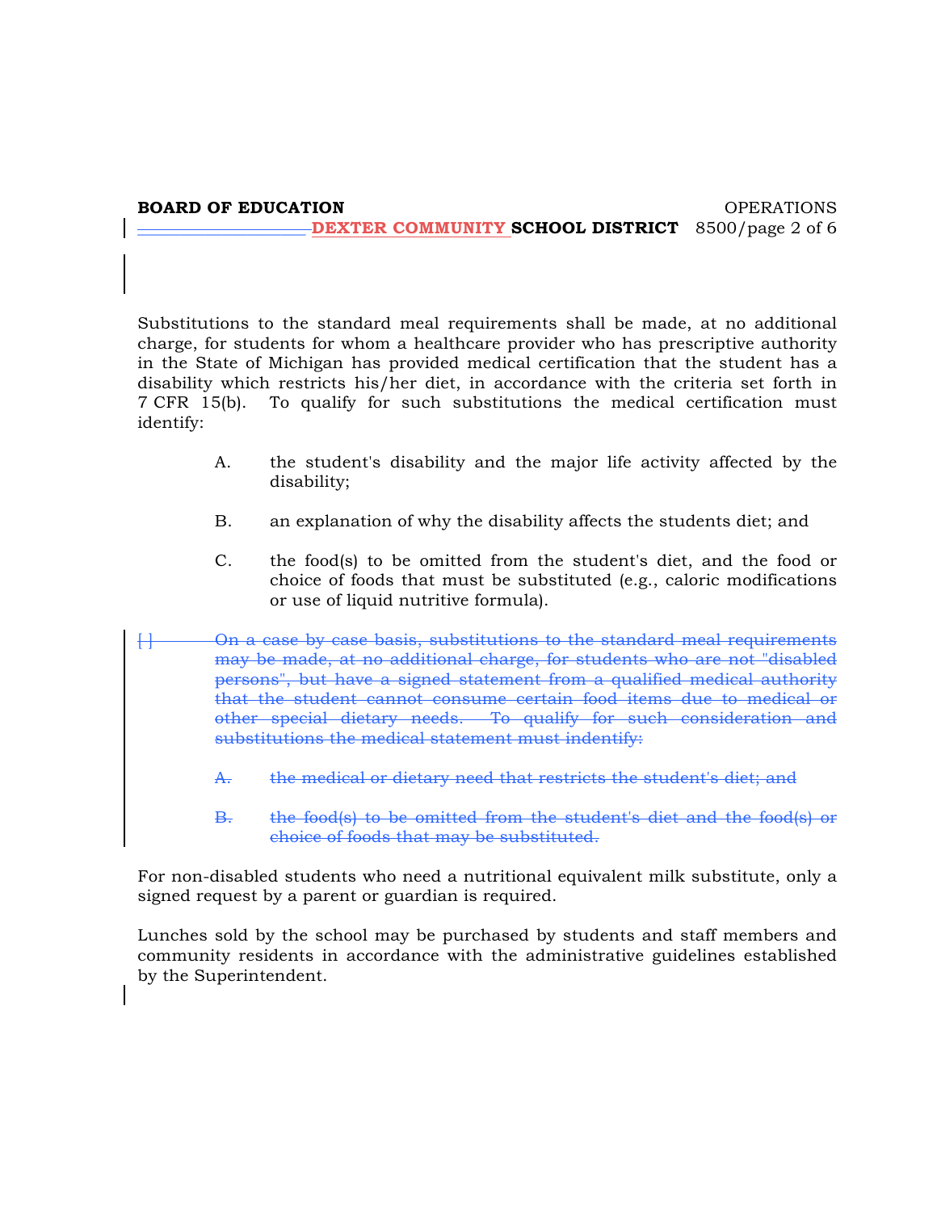Substitutions to the standard meal requirements shall be made, at no additional charge, for students for whom a healthcare provider who has prescriptive authority in the State of Michigan has provided medical certification that the student has a disability which restricts his/her diet, in accordance with the criteria set forth in 7 CFR 15(b). To qualify for such substitutions the medical certification must identify:

A. the student's disability and the major life activity affected by the disability;

B. an explanation of why the disability affects the students diet; and

C. the food(s) to be omitted from the student's diet, and the food or choice of foods that must be substituted (e.g., caloric modifications or use of liquid nutritive formula).

~~[ ] On a case by case basis, substitutions to the standard meal requirements may be made, at no additional charge, for students who are not "disabled persons", but have a signed statement from a qualified medical authority that the student cannot consume certain food items due to medical or other special dietary needs. To qualify for such consideration and substitutions the medical statement must indentify:~~

~~A. the medical or dietary need that restricts the student's diet; and~~

~~B. the food(s) to be omitted from the student's diet and the food(s) or choice of foods that may be substituted.~~

For non-disabled students who need a nutritional equivalent milk substitute, only a signed request by a parent or guardian is required.

Lunches sold by the school may be purchased by students and staff members and community residents in accordance with the administrative guidelines established by the Superintendent.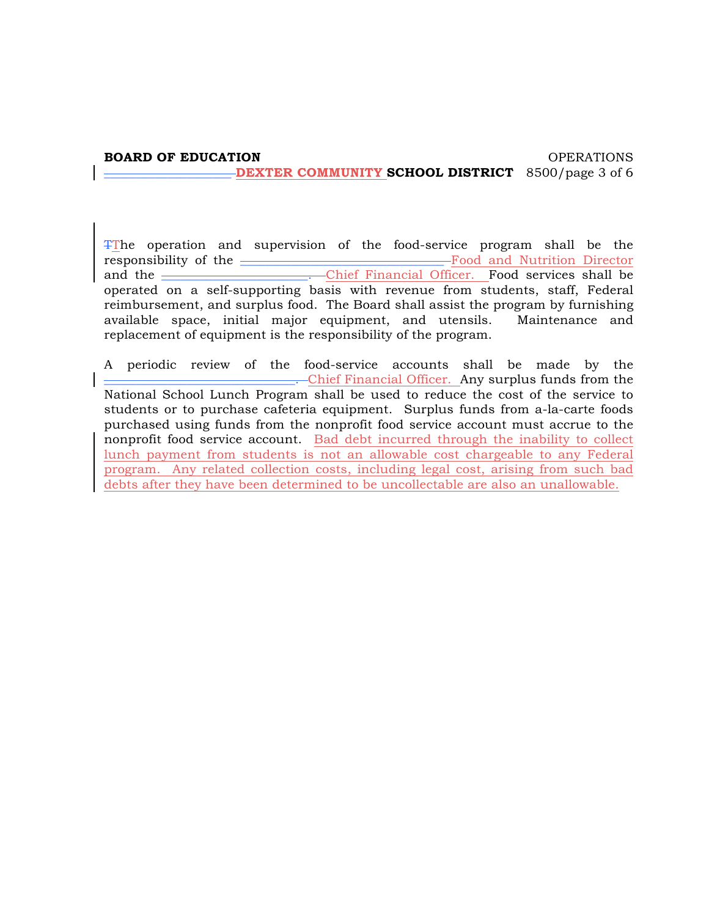The operation and supervision of the food-service program shall be the responsibility of the Food and Nutrition Director and the Chief Financial Officer. Food services shall be operated on a self-supporting basis with revenue from students, staff, Federal reimbursement, and surplus food. The Board shall assist the program by furnishing available space, initial major equipment, and utensils. Maintenance and replacement of equipment is the responsibility of the program.

A periodic review of the food-service accounts shall be made by the Chief Financial Officer. Any surplus funds from the National School Lunch Program shall be used to reduce the cost of the service to students or to purchase cafeteria equipment. Surplus funds from a-la-carte foods purchased using funds from the nonprofit food service account must accrue to the nonprofit food service account. Bad debt incurred through the inability to collect lunch payment from students is not an allowable cost chargeable to any Federal program. Any related collection costs, including legal cost, arising from such bad debts after they have been determined to be uncollectable are also an unallowable.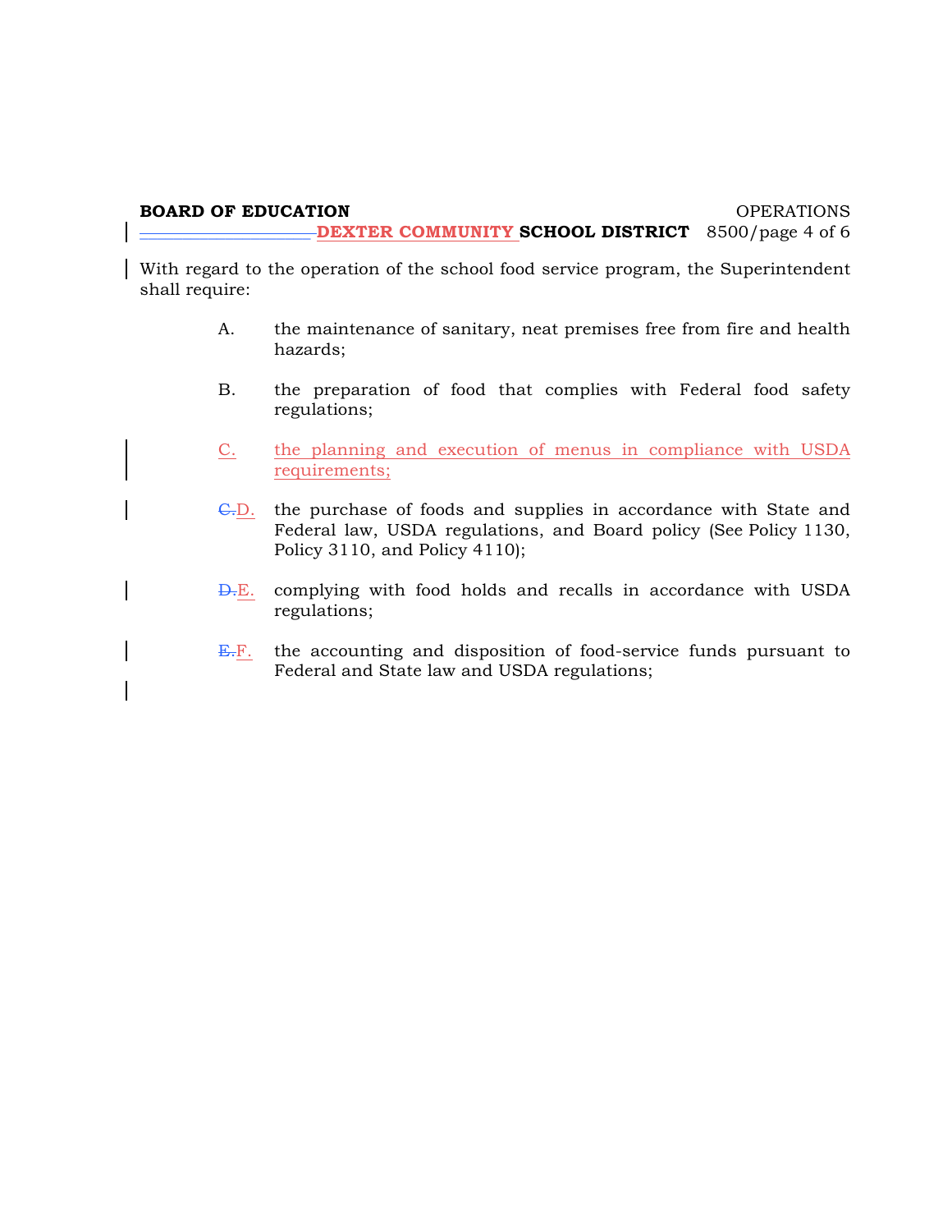With regard to the operation of the school food service program, the Superintendent shall require:

A. the maintenance of sanitary, neat premises free from fire and health hazards;

B. the preparation of food that complies with Federal food safety regulations;

C. the planning and execution of menus in compliance with USDA requirements;

D. the purchase of foods and supplies in accordance with State and Federal law, USDA regulations, and Board policy (See Policy 1130, Policy 3110, and Policy 4110);

E. complying with food holds and recalls in accordance with USDA regulations;

F. the accounting and disposition of food-service funds pursuant to Federal and State law and USDA regulations;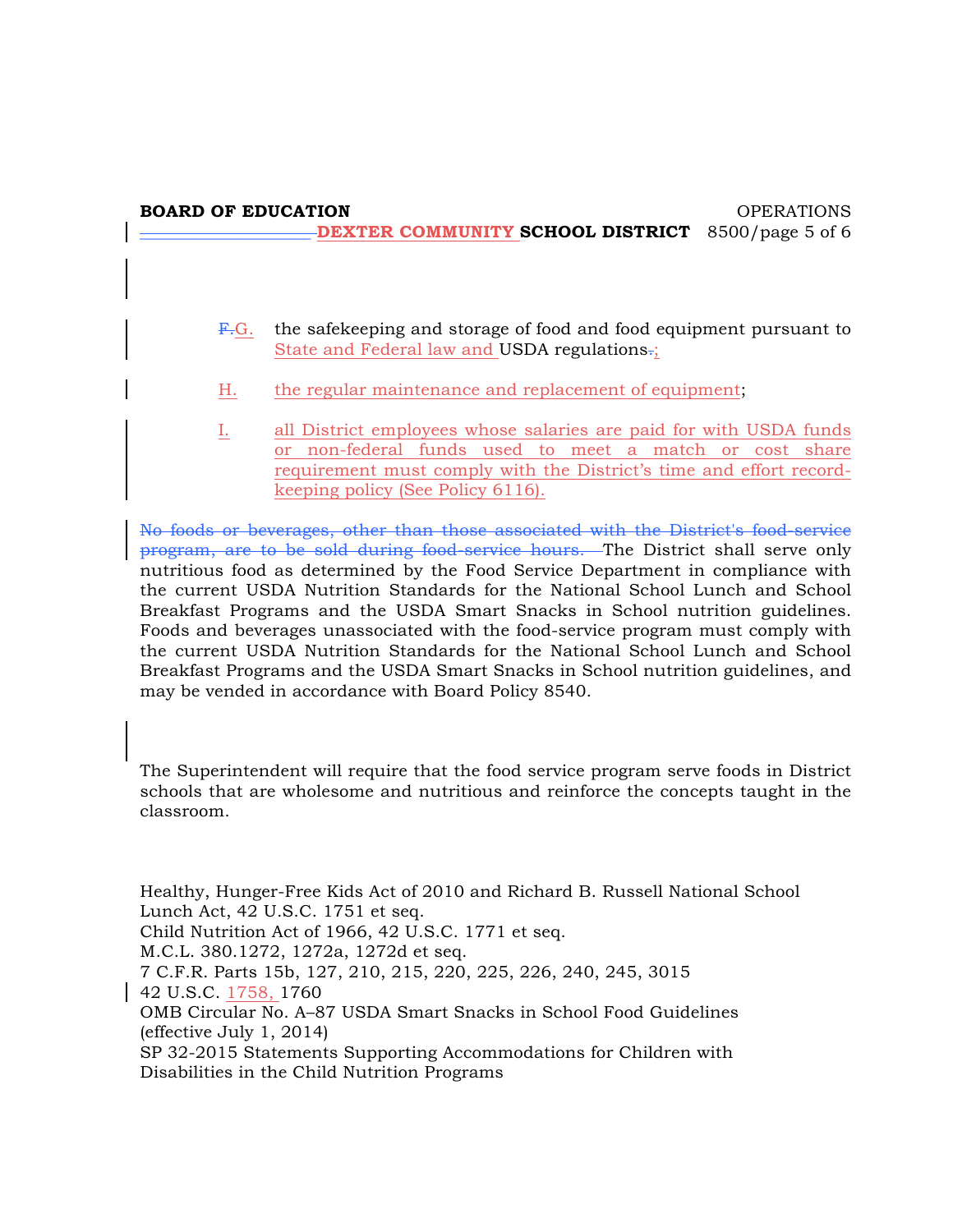F.G. the safekeeping and storage of food and food equipment pursuant to State and Federal law and USDA regulations.;

H. the regular maintenance and replacement of equipment;

I. all District employees whose salaries are paid for with USDA funds or non-federal funds used to meet a match or cost share requirement must comply with the District's time and effort record-keeping policy (See Policy 6116).

~~No foods or beverages, other than those associated with the District's food-service program, are to be sold during food-service hours.~~ The District shall serve only nutritious food as determined by the Food Service Department in compliance with the current USDA Nutrition Standards for the National School Lunch and School Breakfast Programs and the USDA Smart Snacks in School nutrition guidelines. Foods and beverages unassociated with the food-service program must comply with the current USDA Nutrition Standards for the National School Lunch and School Breakfast Programs and the USDA Smart Snacks in School nutrition guidelines, and may be vended in accordance with Board Policy 8540.

The Superintendent will require that the food service program serve foods in District schools that are wholesome and nutritious and reinforce the concepts taught in the classroom.

Healthy, Hunger-Free Kids Act of 2010 and Richard B. Russell National School Lunch Act, 42 U.S.C. 1751 et seq.
Child Nutrition Act of 1966, 42 U.S.C. 1771 et seq.
M.C.L. 380.1272, 1272a, 1272d et seq.
7 C.F.R. Parts 15b, 127, 210, 215, 220, 225, 226, 240, 245, 3015
42 U.S.C. 1758, 1760
OMB Circular No. A–87 USDA Smart Snacks in School Food Guidelines (effective July 1, 2014)
SP 32-2015 Statements Supporting Accommodations for Children with Disabilities in the Child Nutrition Programs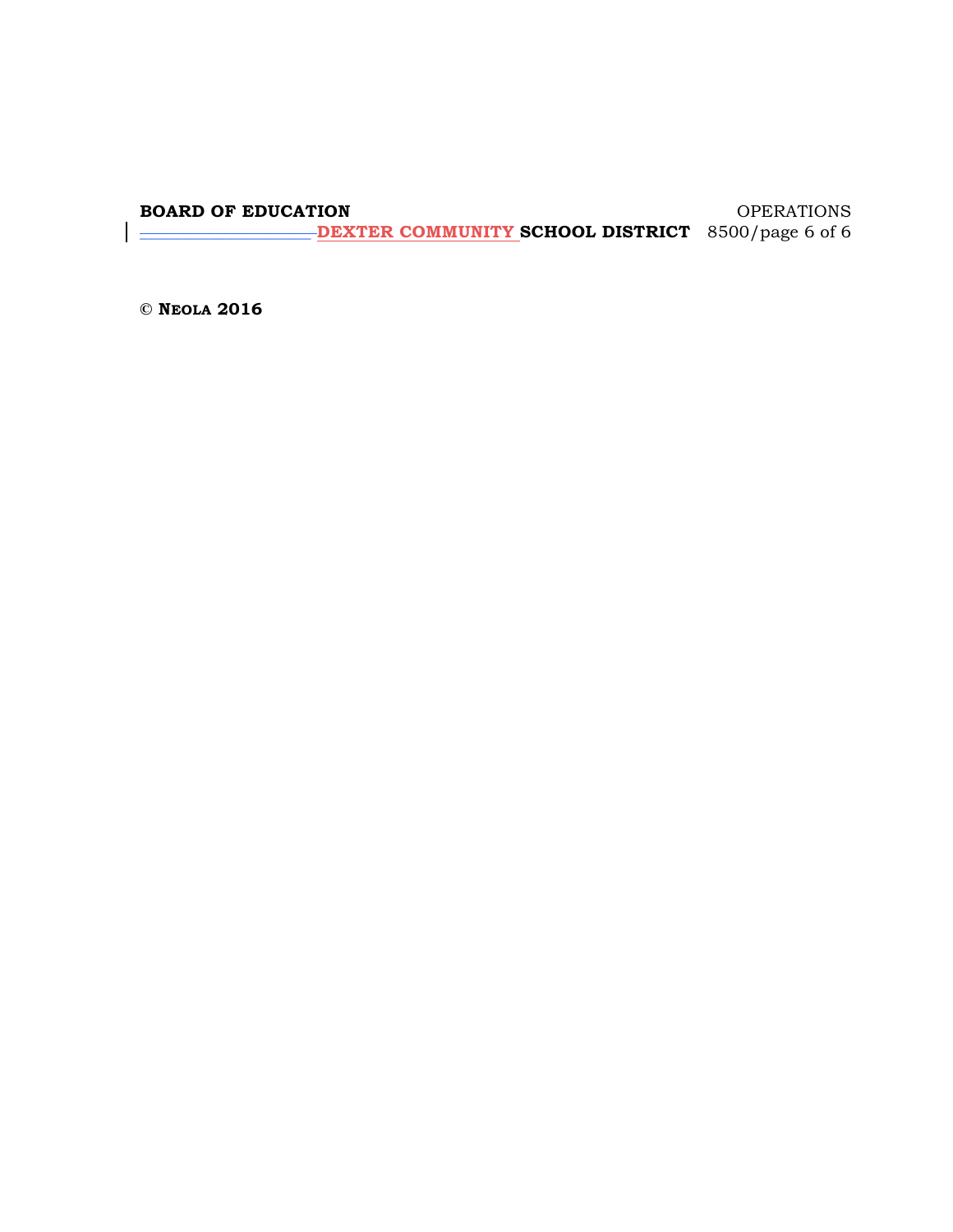© **NEOLA 2016**